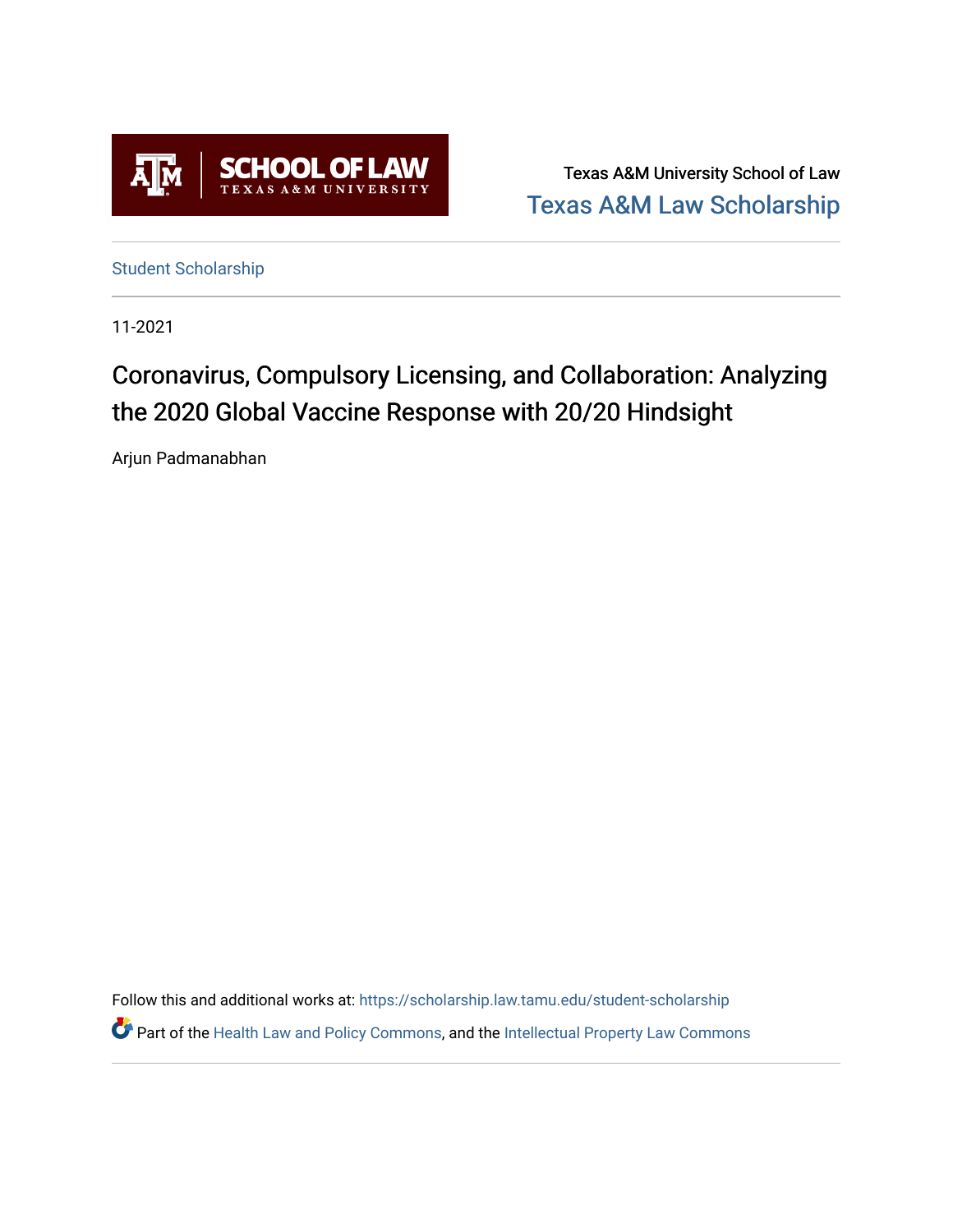Texas A&M University School of Law

Texas A&M Law Scholarship

Student Scholarship

11-2021

# Coronavirus, Compulsory Licensing, and Collaboration: Analyzing the 2020 Global Vaccine Response with 20/20 Hindsight

Arjun Padmanabhan

Follow this and additional works at: https://scholarship.law.tamu.edu/student-scholarship

Part of the Health Law and Policy Commons, and the Intellectual Property Law Commons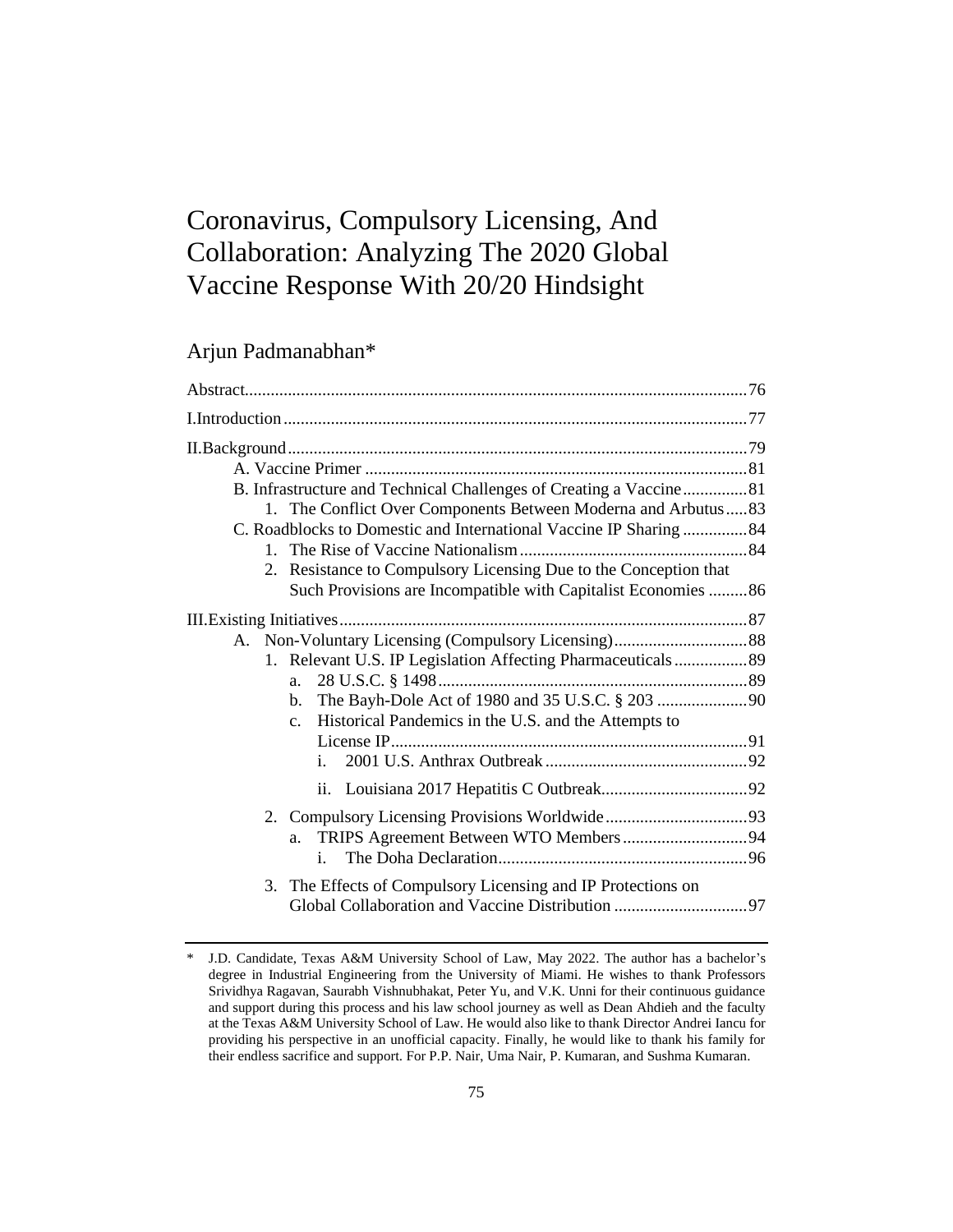# Coronavirus, Compulsory Licensing, And Collaboration: Analyzing The 2020 Global Vaccine Response With 20/20 Hindsight

## Arjun Padmanabhan*

Abstract.....76

I. Introduction.....77

II. Background.....79

- A. Vaccine Primer.....81
- B. Infrastructure and Technical Challenges of Creating a Vaccine.....81
  1. The Conflict Over Components Between Moderna and Arbutus.....83
- C. Roadblocks to Domestic and International Vaccine IP Sharing.....84
  1. The Rise of Vaccine Nationalism.....84
  2. Resistance to Compulsory Licensing Due to the Conception that Such Provisions are Incompatible with Capitalist Economies.....86

III. Existing Initiatives.....87

- A. Non-Voluntary Licensing (Compulsory Licensing).....88
  1. Relevant U.S. IP Legislation Affecting Pharmaceuticals.....89
     - a. 28 U.S.C. § 1498.....89
     - b. The Bayh-Dole Act of 1980 and 35 U.S.C. § 203.....90
     - c. Historical Pandemics in the U.S. and the Attempts to License IP.....91
       - i. 2001 U.S. Anthrax Outbreak.....92
       - ii. Louisiana 2017 Hepatitis C Outbreak.....92
  2. Compulsory Licensing Provisions Worldwide.....93
     - a. TRIPS Agreement Between WTO Members.....94
       - i. The Doha Declaration.....96
  3. The Effects of Compulsory Licensing and IP Protections on Global Collaboration and Vaccine Distribution.....97

---

\* J.D. Candidate, Texas A&M University School of Law, May 2022. The author has a bachelor's degree in Industrial Engineering from the University of Miami. He wishes to thank Professors Srividhya Ragavan, Saurabh Vishnubhakat, Peter Yu, and V.K. Unni for their continuous guidance and support during this process and his law school journey as well as Dean Ahdieh and the faculty at the Texas A&M University School of Law. He would also like to thank Director Andrei Iancu for providing his perspective in an unofficial capacity. Finally, he would like to thank his family for their endless sacrifice and support. For P.P. Nair, Uma Nair, P. Kumaran, and Sushma Kumaran.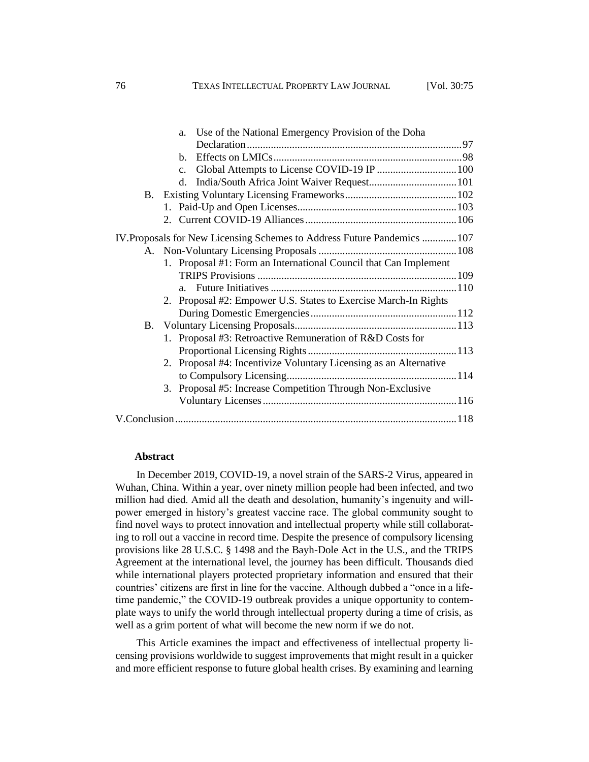- a. Use of the National Emergency Provision of the Doha Declaration ... 97
- b. Effects on LMICs ... 98
- c. Global Attempts to License COVID-19 IP ... 100
- d. India/South Africa Joint Waiver Request ... 101

B. Existing Voluntary Licensing Frameworks ... 102

1. Paid-Up and Open Licenses ... 103
2. Current COVID-19 Alliances ... 106

IV. Proposals for New Licensing Schemes to Address Future Pandemics ... 107

A. Non-Voluntary Licensing Proposals ... 108

1. Proposal #1: Form an International Council that Can Implement TRIPS Provisions ... 109
   - a. Future Initiatives ... 110
2. Proposal #2: Empower U.S. States to Exercise March-In Rights During Domestic Emergencies ... 112

B. Voluntary Licensing Proposals ... 113

1. Proposal #3: Retroactive Remuneration of R&D Costs for Proportional Licensing Rights ... 113
2. Proposal #4: Incentivize Voluntary Licensing as an Alternative to Compulsory Licensing ... 114
3. Proposal #5: Increase Competition Through Non-Exclusive Voluntary Licenses ... 116

V. Conclusion ... 118

**Abstract**

In December 2019, COVID-19, a novel strain of the SARS-2 Virus, appeared in Wuhan, China. Within a year, over ninety million people had been infected, and two million had died. Amid all the death and desolation, humanity's ingenuity and willpower emerged in history's greatest vaccine race. The global community sought to find novel ways to protect innovation and intellectual property while still collaborating to roll out a vaccine in record time. Despite the presence of compulsory licensing provisions like 28 U.S.C. § 1498 and the Bayh-Dole Act in the U.S., and the TRIPS Agreement at the international level, the journey has been difficult. Thousands died while international players protected proprietary information and ensured that their countries' citizens are first in line for the vaccine. Although dubbed a "once in a lifetime pandemic," the COVID-19 outbreak provides a unique opportunity to contemplate ways to unify the world through intellectual property during a time of crisis, as well as a grim portent of what will become the new norm if we do not.

This Article examines the impact and effectiveness of intellectual property licensing provisions worldwide to suggest improvements that might result in a quicker and more efficient response to future global health crises. By examining and learning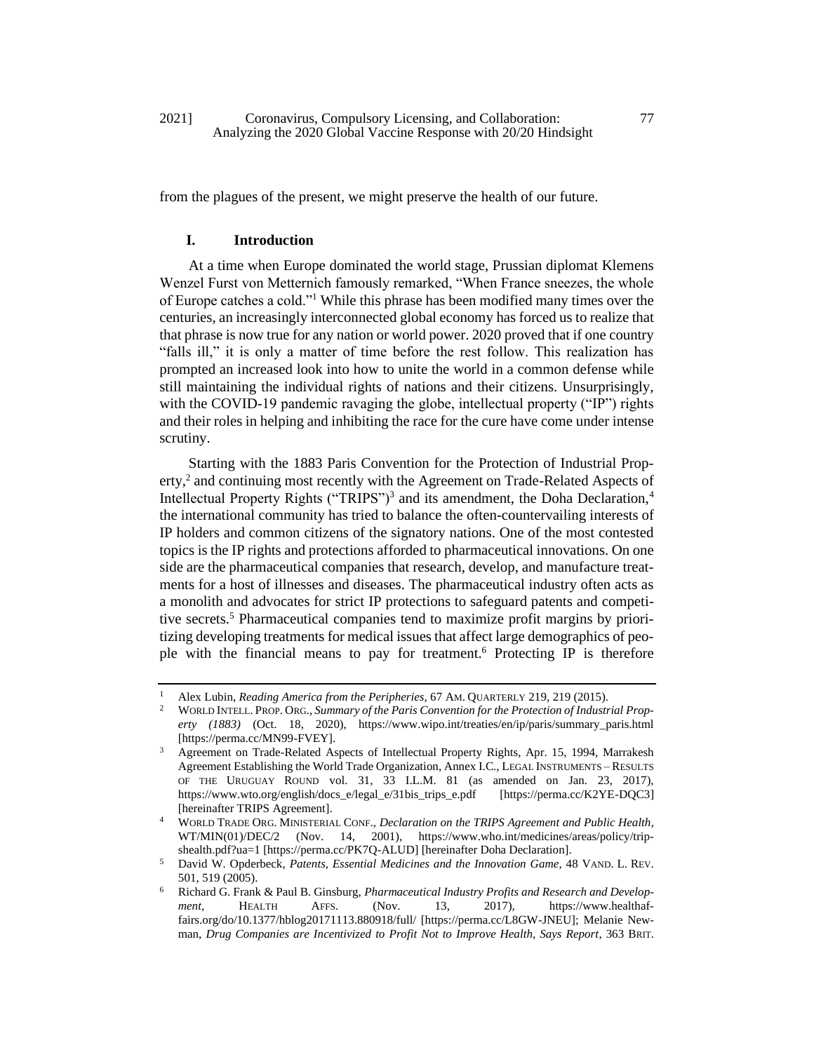from the plagues of the present, we might preserve the health of our future.

## I. Introduction

At a time when Europe dominated the world stage, Prussian diplomat Klemens Wenzel Furst von Metternich famously remarked, "When France sneezes, the whole of Europe catches a cold."[1] While this phrase has been modified many times over the centuries, an increasingly interconnected global economy has forced us to realize that that phrase is now true for any nation or world power. 2020 proved that if one country "falls ill," it is only a matter of time before the rest follow. This realization has prompted an increased look into how to unite the world in a common defense while still maintaining the individual rights of nations and their citizens. Unsurprisingly, with the COVID-19 pandemic ravaging the globe, intellectual property ("IP") rights and their roles in helping and inhibiting the race for the cure have come under intense scrutiny.

Starting with the 1883 Paris Convention for the Protection of Industrial Property,[2] and continuing most recently with the Agreement on Trade-Related Aspects of Intellectual Property Rights ("TRIPS")[3] and its amendment, the Doha Declaration,[4] the international community has tried to balance the often-countervailing interests of IP holders and common citizens of the signatory nations. One of the most contested topics is the IP rights and protections afforded to pharmaceutical innovations. On one side are the pharmaceutical companies that research, develop, and manufacture treatments for a host of illnesses and diseases. The pharmaceutical industry often acts as a monolith and advocates for strict IP protections to safeguard patents and competitive secrets.[5] Pharmaceutical companies tend to maximize profit margins by prioritizing developing treatments for medical issues that affect large demographics of people with the financial means to pay for treatment.[6] Protecting IP is therefore

---

1 Alex Lubin, *Reading America from the Peripheries*, 67 AM. QUARTERLY 219, 219 (2015).

2 WORLD INTELL. PROP. ORG., *Summary of the Paris Convention for the Protection of Industrial Property (1883)* (Oct. 18, 2020), https://www.wipo.int/treaties/en/ip/paris/summary_paris.html [https://perma.cc/MN99-FVEY].

3 Agreement on Trade-Related Aspects of Intellectual Property Rights, Apr. 15, 1994, Marrakesh Agreement Establishing the World Trade Organization, Annex I.C., LEGAL INSTRUMENTS – RESULTS OF THE URUGUAY ROUND vol. 31, 33 I.L.M. 81 (as amended on Jan. 23, 2017), https://www.wto.org/english/docs_e/legal_e/31bis_trips_e.pdf [https://perma.cc/K2YE-DQC3] [hereinafter TRIPS Agreement].

4 WORLD TRADE ORG. MINISTERIAL CONF., *Declaration on the TRIPS Agreement and Public Health*, WT/MIN(01)/DEC/2 (Nov. 14, 2001), https://www.who.int/medicines/areas/policy/tripshealth.pdf?ua=1 [https://perma.cc/PK7Q-ALUD] [hereinafter Doha Declaration].

5 David W. Opderbeck, *Patents, Essential Medicines and the Innovation Game*, 48 VAND. L. REV. 501, 519 (2005).

6 Richard G. Frank & Paul B. Ginsburg, *Pharmaceutical Industry Profits and Research and Development*, HEALTH AFFS. (Nov. 13, 2017), https://www.healthaffairs.org/do/10.1377/hblog20171113.880918/full/ [https://perma.cc/L8GW-JNEU]; Melanie Newman, *Drug Companies are Incentivized to Profit Not to Improve Health, Says Report*, 363 BRIT.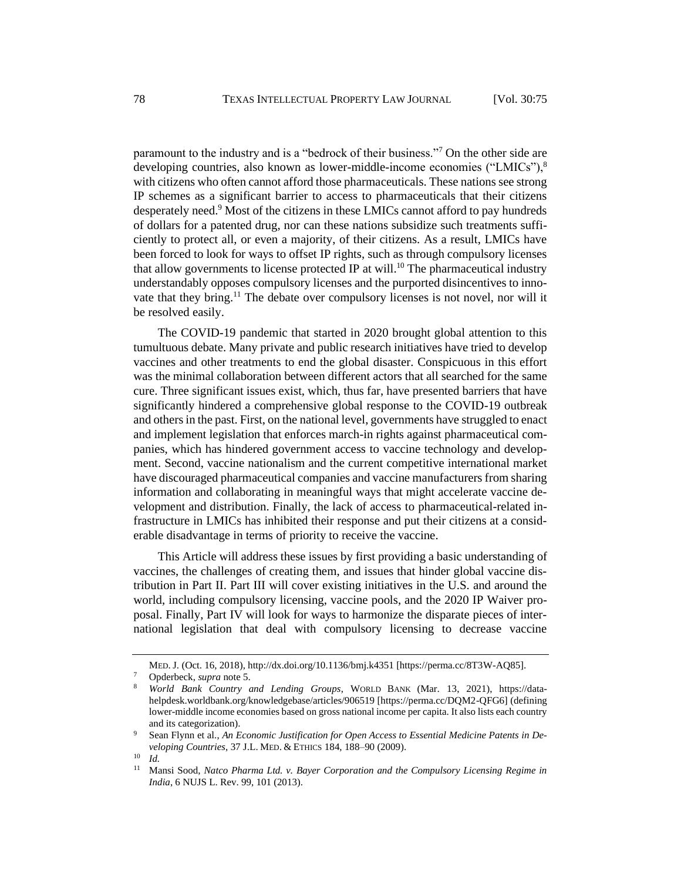paramount to the industry and is a "bedrock of their business."[7] On the other side are developing countries, also known as lower-middle-income economies ("LMICs"),[8] with citizens who often cannot afford those pharmaceuticals. These nations see strong IP schemes as a significant barrier to access to pharmaceuticals that their citizens desperately need.[9] Most of the citizens in these LMICs cannot afford to pay hundreds of dollars for a patented drug, nor can these nations subsidize such treatments sufficiently to protect all, or even a majority, of their citizens. As a result, LMICs have been forced to look for ways to offset IP rights, such as through compulsory licenses that allow governments to license protected IP at will.[10] The pharmaceutical industry understandably opposes compulsory licenses and the purported disincentives to innovate that they bring.[11] The debate over compulsory licenses is not novel, nor will it be resolved easily.

The COVID-19 pandemic that started in 2020 brought global attention to this tumultuous debate. Many private and public research initiatives have tried to develop vaccines and other treatments to end the global disaster. Conspicuous in this effort was the minimal collaboration between different actors that all searched for the same cure. Three significant issues exist, which, thus far, have presented barriers that have significantly hindered a comprehensive global response to the COVID-19 outbreak and others in the past. First, on the national level, governments have struggled to enact and implement legislation that enforces march-in rights against pharmaceutical companies, which has hindered government access to vaccine technology and development. Second, vaccine nationalism and the current competitive international market have discouraged pharmaceutical companies and vaccine manufacturers from sharing information and collaborating in meaningful ways that might accelerate vaccine development and distribution. Finally, the lack of access to pharmaceutical-related infrastructure in LMICs has inhibited their response and put their citizens at a considerable disadvantage in terms of priority to receive the vaccine.

This Article will address these issues by first providing a basic understanding of vaccines, the challenges of creating them, and issues that hinder global vaccine distribution in Part II. Part III will cover existing initiatives in the U.S. and around the world, including compulsory licensing, vaccine pools, and the 2020 IP Waiver proposal. Finally, Part IV will look for ways to harmonize the disparate pieces of international legislation that deal with compulsory licensing to decrease vaccine

---

MED. J. (Oct. 16, 2018), http://dx.doi.org/10.1136/bmj.k4351 [https://perma.cc/8T3W-AQ85].

[7] Opderbeck, *supra* note 5.

[8] *World Bank Country and Lending Groups*, WORLD BANK (Mar. 13, 2021), https://datahelpdesk.worldbank.org/knowledgebase/articles/906519 [https://perma.cc/DQM2-QFG6] (defining lower-middle income economies based on gross national income per capita. It also lists each country and its categorization).

[9] Sean Flynn et al., *An Economic Justification for Open Access to Essential Medicine Patents in Developing Countries*, 37 J.L. MED. & ETHICS 184, 188–90 (2009).

[10] *Id.*

[11] Mansi Sood, *Natco Pharma Ltd. v. Bayer Corporation and the Compulsory Licensing Regime in India*, 6 NUJS L. Rev. 99, 101 (2013).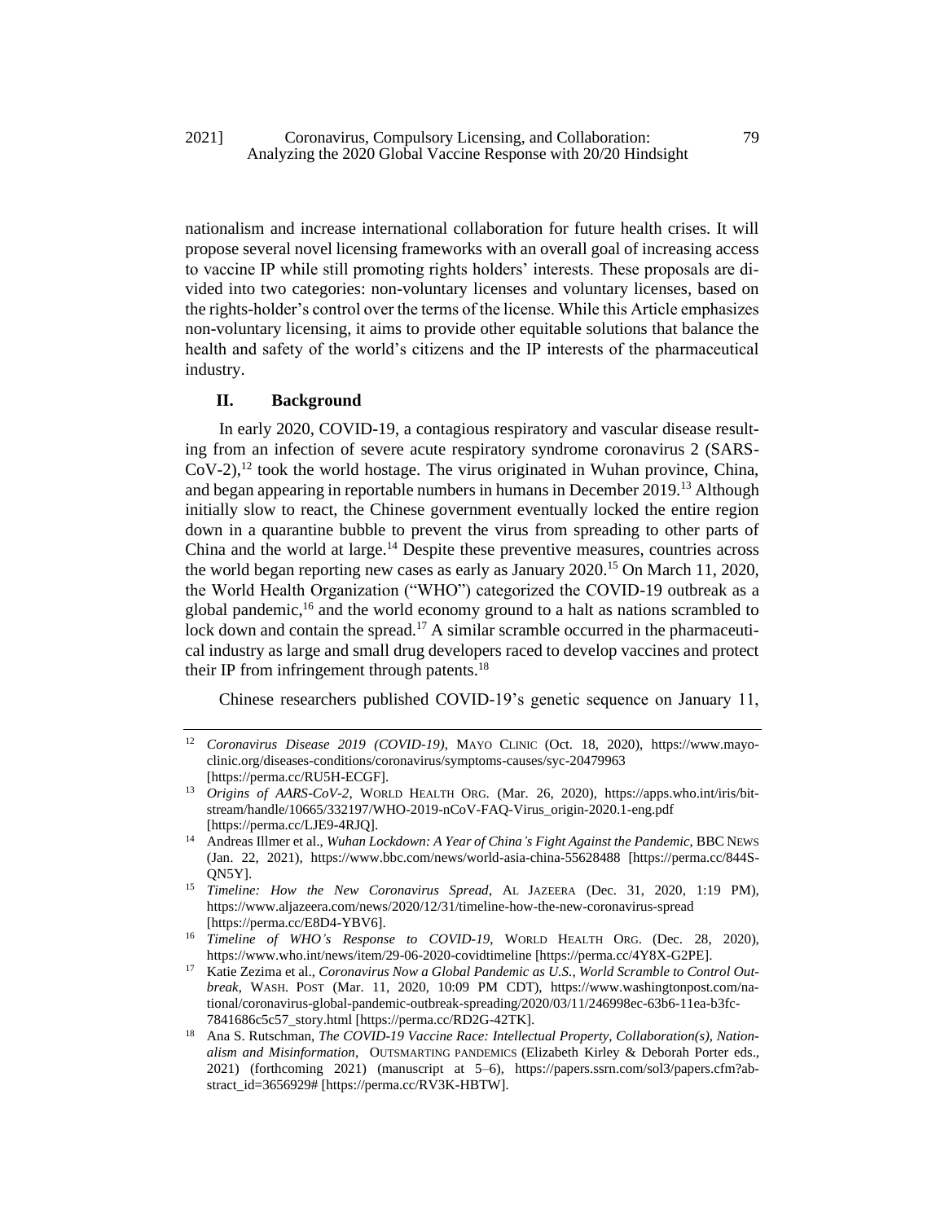nationalism and increase international collaboration for future health crises. It will propose several novel licensing frameworks with an overall goal of increasing access to vaccine IP while still promoting rights holders' interests. These proposals are divided into two categories: non-voluntary licenses and voluntary licenses, based on the rights-holder's control over the terms of the license. While this Article emphasizes non-voluntary licensing, it aims to provide other equitable solutions that balance the health and safety of the world's citizens and the IP interests of the pharmaceutical industry.

## II. Background

In early 2020, COVID-19, a contagious respiratory and vascular disease resulting from an infection of severe acute respiratory syndrome coronavirus 2 (SARS-CoV-2),[12] took the world hostage. The virus originated in Wuhan province, China, and began appearing in reportable numbers in humans in December 2019.[13] Although initially slow to react, the Chinese government eventually locked the entire region down in a quarantine bubble to prevent the virus from spreading to other parts of China and the world at large.[14] Despite these preventive measures, countries across the world began reporting new cases as early as January 2020.[15] On March 11, 2020, the World Health Organization ("WHO") categorized the COVID-19 outbreak as a global pandemic,[16] and the world economy ground to a halt as nations scrambled to lock down and contain the spread.[17] A similar scramble occurred in the pharmaceutical industry as large and small drug developers raced to develop vaccines and protect their IP from infringement through patents.[18]

Chinese researchers published COVID-19's genetic sequence on January 11,

---

[12] *Coronavirus Disease 2019 (COVID-19)*, MAYO CLINIC (Oct. 18, 2020), https://www.mayoclinic.org/diseases-conditions/coronavirus/symptoms-causes/syc-20479963 [https://perma.cc/RU5H-ECGF].

[13] *Origins of AARS-CoV-2*, WORLD HEALTH ORG. (Mar. 26, 2020), https://apps.who.int/iris/bitstream/handle/10665/332197/WHO-2019-nCoV-FAQ-Virus_origin-2020.1-eng.pdf [https://perma.cc/LJE9-4RJQ].

[14] Andreas Illmer et al., *Wuhan Lockdown: A Year of China's Fight Against the Pandemic*, BBC NEWS (Jan. 22, 2021), https://www.bbc.com/news/world-asia-china-55628488 [https://perma.cc/844S-QN5Y].

[15] *Timeline: How the New Coronavirus Spread*, AL JAZEERA (Dec. 31, 2020, 1:19 PM), https://www.aljazeera.com/news/2020/12/31/timeline-how-the-new-coronavirus-spread [https://perma.cc/E8D4-YBV6].

[16] *Timeline of WHO's Response to COVID-19*, WORLD HEALTH ORG. (Dec. 28, 2020), https://www.who.int/news/item/29-06-2020-covidtimeline [https://perma.cc/4Y8X-G2PE].

[17] Katie Zezima et al., *Coronavirus Now a Global Pandemic as U.S., World Scramble to Control Outbreak*, WASH. POST (Mar. 11, 2020, 10:09 PM CDT), https://www.washingtonpost.com/national/coronavirus-global-pandemic-outbreak-spreading/2020/03/11/246998ec-63b6-11ea-b3fc-7841686c5c57_story.html [https://perma.cc/RD2G-42TK].

[18] Ana S. Rutschman, *The COVID-19 Vaccine Race: Intellectual Property, Collaboration(s), Nationalism and Misinformation*, OUTSMARTING PANDEMICS (Elizabeth Kirley & Deborah Porter eds., 2021) (forthcoming 2021) (manuscript at 5–6), https://papers.ssrn.com/sol3/papers.cfm?abstract_id=3656929# [https://perma.cc/RV3K-HBTW].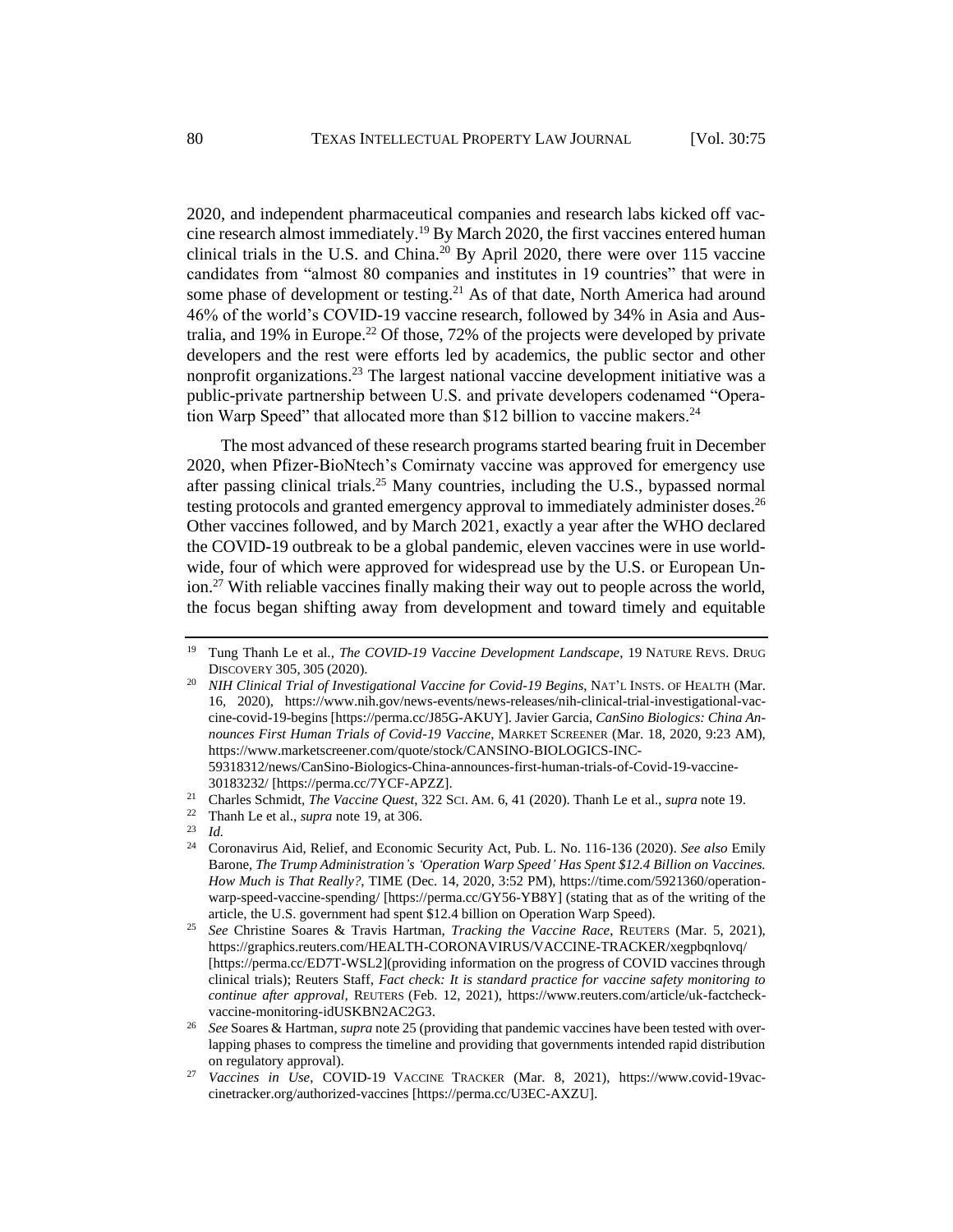2020, and independent pharmaceutical companies and research labs kicked off vaccine research almost immediately.[19] By March 2020, the first vaccines entered human clinical trials in the U.S. and China.[20] By April 2020, there were over 115 vaccine candidates from "almost 80 companies and institutes in 19 countries" that were in some phase of development or testing.[21] As of that date, North America had around 46% of the world's COVID-19 vaccine research, followed by 34% in Asia and Australia, and 19% in Europe.[22] Of those, 72% of the projects were developed by private developers and the rest were efforts led by academics, the public sector and other nonprofit organizations.[23] The largest national vaccine development initiative was a public-private partnership between U.S. and private developers codenamed "Operation Warp Speed" that allocated more than $12 billion to vaccine makers.[24]

The most advanced of these research programs started bearing fruit in December 2020, when Pfizer-BioNtech's Comirnaty vaccine was approved for emergency use after passing clinical trials.[25] Many countries, including the U.S., bypassed normal testing protocols and granted emergency approval to immediately administer doses.[26] Other vaccines followed, and by March 2021, exactly a year after the WHO declared the COVID-19 outbreak to be a global pandemic, eleven vaccines were in use worldwide, four of which were approved for widespread use by the U.S. or European Union.[27] With reliable vaccines finally making their way out to people across the world, the focus began shifting away from development and toward timely and equitable

---

[19] Tung Thanh Le et al., *The COVID-19 Vaccine Development Landscape*, 19 NATURE REVS. DRUG DISCOVERY 305, 305 (2020).

[20] *NIH Clinical Trial of Investigational Vaccine for Covid-19 Begins*, NAT'L INSTS. OF HEALTH (Mar. 16, 2020), https://www.nih.gov/news-events/news-releases/nih-clinical-trial-investigational-vaccine-covid-19-begins [https://perma.cc/J85G-AKUY]. Javier Garcia, *CanSino Biologics: China Announces First Human Trials of Covid-19 Vaccine*, MARKET SCREENER (Mar. 18, 2020, 9:23 AM), https://www.marketscreener.com/quote/stock/CANSINO-BIOLOGICS-INC-59318312/news/CanSino-Biologics-China-announces-first-human-trials-of-Covid-19-vaccine-30183232/ [https://perma.cc/7YCF-APZZ].

[21] Charles Schmidt, *The Vaccine Quest*, 322 SCI. AM. 6, 41 (2020). Thanh Le et al., *supra* note 19.

[22] Thanh Le et al., *supra* note 19, at 306.

[23] *Id.*

[24] Coronavirus Aid, Relief, and Economic Security Act, Pub. L. No. 116-136 (2020). *See also* Emily Barone, *The Trump Administration's 'Operation Warp Speed' Has Spent $12.4 Billion on Vaccines. How Much is That Really?*, TIME (Dec. 14, 2020, 3:52 PM), https://time.com/5921360/operation-warp-speed-vaccine-spending/ [https://perma.cc/GY56-YB8Y] (stating that as of the writing of the article, the U.S. government had spent $12.4 billion on Operation Warp Speed).

[25] *See* Christine Soares & Travis Hartman, *Tracking the Vaccine Race*, REUTERS (Mar. 5, 2021), https://graphics.reuters.com/HEALTH-CORONAVIRUS/VACCINE-TRACKER/xegpbqnlovq/ [https://perma.cc/ED7T-WSL2](providing information on the progress of COVID vaccines through clinical trials); Reuters Staff, *Fact check: It is standard practice for vaccine safety monitoring to continue after approval*, REUTERS (Feb. 12, 2021), https://www.reuters.com/article/uk-factcheck-vaccine-monitoring-idUSKBN2AC2G3.

[26] *See* Soares & Hartman, *supra* note 25 (providing that pandemic vaccines have been tested with overlapping phases to compress the timeline and providing that governments intended rapid distribution on regulatory approval).

[27] *Vaccines in Use*, COVID-19 VACCINE TRACKER (Mar. 8, 2021), https://www.covid-19vaccinetracker.org/authorized-vaccines [https://perma.cc/U3EC-AXZU].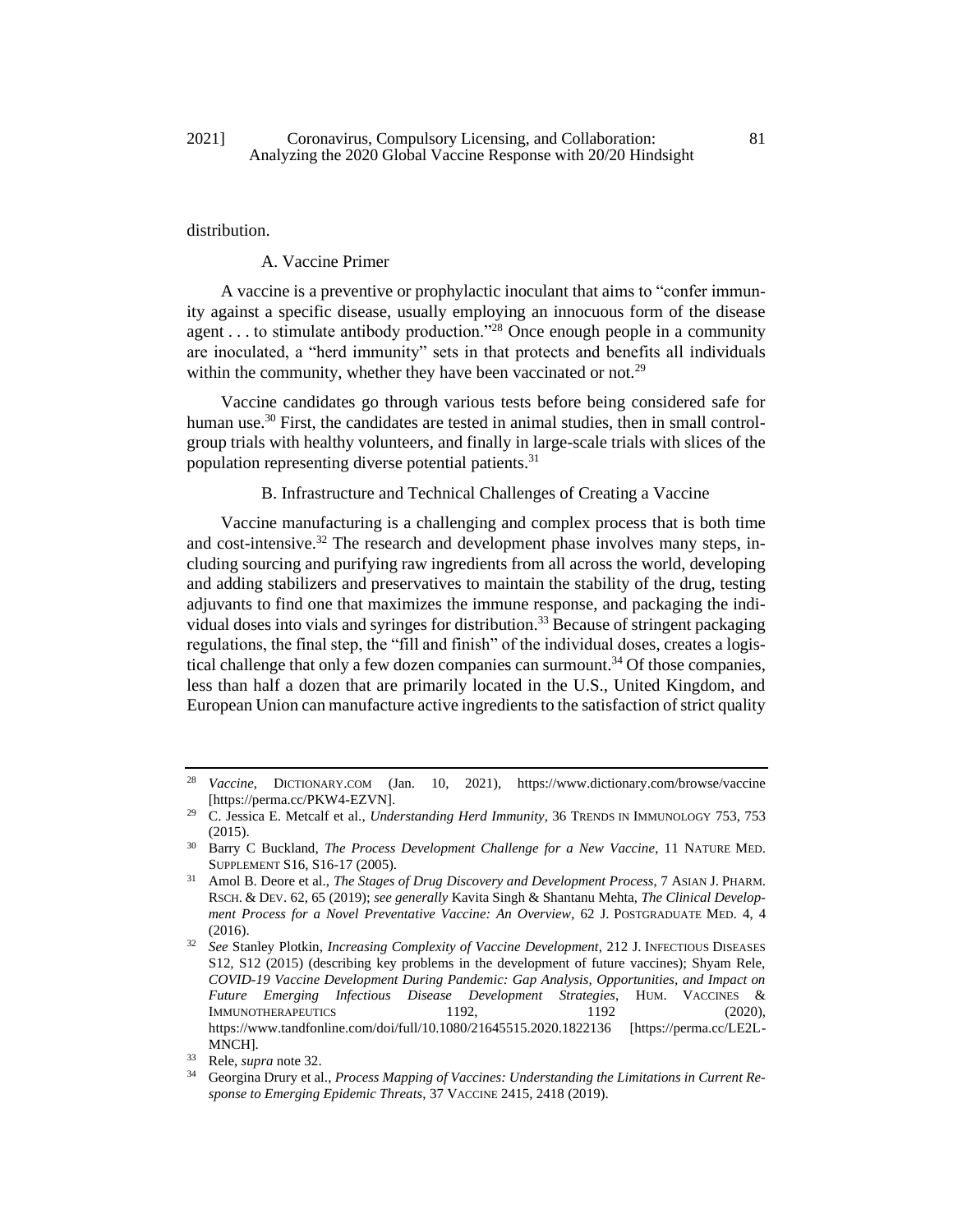distribution.

### A. Vaccine Primer

A vaccine is a preventive or prophylactic inoculant that aims to "confer immunity against a specific disease, usually employing an innocuous form of the disease agent . . . to stimulate antibody production."[28] Once enough people in a community are inoculated, a "herd immunity" sets in that protects and benefits all individuals within the community, whether they have been vaccinated or not.[29]

Vaccine candidates go through various tests before being considered safe for human use.[30] First, the candidates are tested in animal studies, then in small control-group trials with healthy volunteers, and finally in large-scale trials with slices of the population representing diverse potential patients.[31]

### B. Infrastructure and Technical Challenges of Creating a Vaccine

Vaccine manufacturing is a challenging and complex process that is both time and cost-intensive.[32] The research and development phase involves many steps, including sourcing and purifying raw ingredients from all across the world, developing and adding stabilizers and preservatives to maintain the stability of the drug, testing adjuvants to find one that maximizes the immune response, and packaging the individual doses into vials and syringes for distribution.[33] Because of stringent packaging regulations, the final step, the "fill and finish" of the individual doses, creates a logistical challenge that only a few dozen companies can surmount.[34] Of those companies, less than half a dozen that are primarily located in the U.S., United Kingdom, and European Union can manufacture active ingredients to the satisfaction of strict quality

---

[28] *Vaccine*, DICTIONARY.COM (Jan. 10, 2021), https://www.dictionary.com/browse/vaccine [https://perma.cc/PKW4-EZVN].

[29] C. Jessica E. Metcalf et al., *Understanding Herd Immunity*, 36 TRENDS IN IMMUNOLOGY 753, 753 (2015).

[30] Barry C Buckland, *The Process Development Challenge for a New Vaccine*, 11 NATURE MED. SUPPLEMENT S16, S16-17 (2005).

[31] Amol B. Deore et al., *The Stages of Drug Discovery and Development Process*, 7 ASIAN J. PHARM. RSCH. & DEV. 62, 65 (2019); *see generally* Kavita Singh & Shantanu Mehta, *The Clinical Development Process for a Novel Preventative Vaccine: An Overview*, 62 J. POSTGRADUATE MED. 4, 4 (2016).

[32] *See* Stanley Plotkin, *Increasing Complexity of Vaccine Development*, 212 J. INFECTIOUS DISEASES S12, S12 (2015) (describing key problems in the development of future vaccines); Shyam Rele, *COVID-19 Vaccine Development During Pandemic: Gap Analysis, Opportunities, and Impact on Future Emerging Infectious Disease Development Strategies*, HUM. VACCINES & IMMUNOTHERAPEUTICS 1192, 1192 (2020), https://www.tandfonline.com/doi/full/10.1080/21645515.2020.1822136 [https://perma.cc/LE2L-MNCH].

[33] Rele, *supra* note 32.

[34] Georgina Drury et al., *Process Mapping of Vaccines: Understanding the Limitations in Current Response to Emerging Epidemic Threats*, 37 VACCINE 2415, 2418 (2019).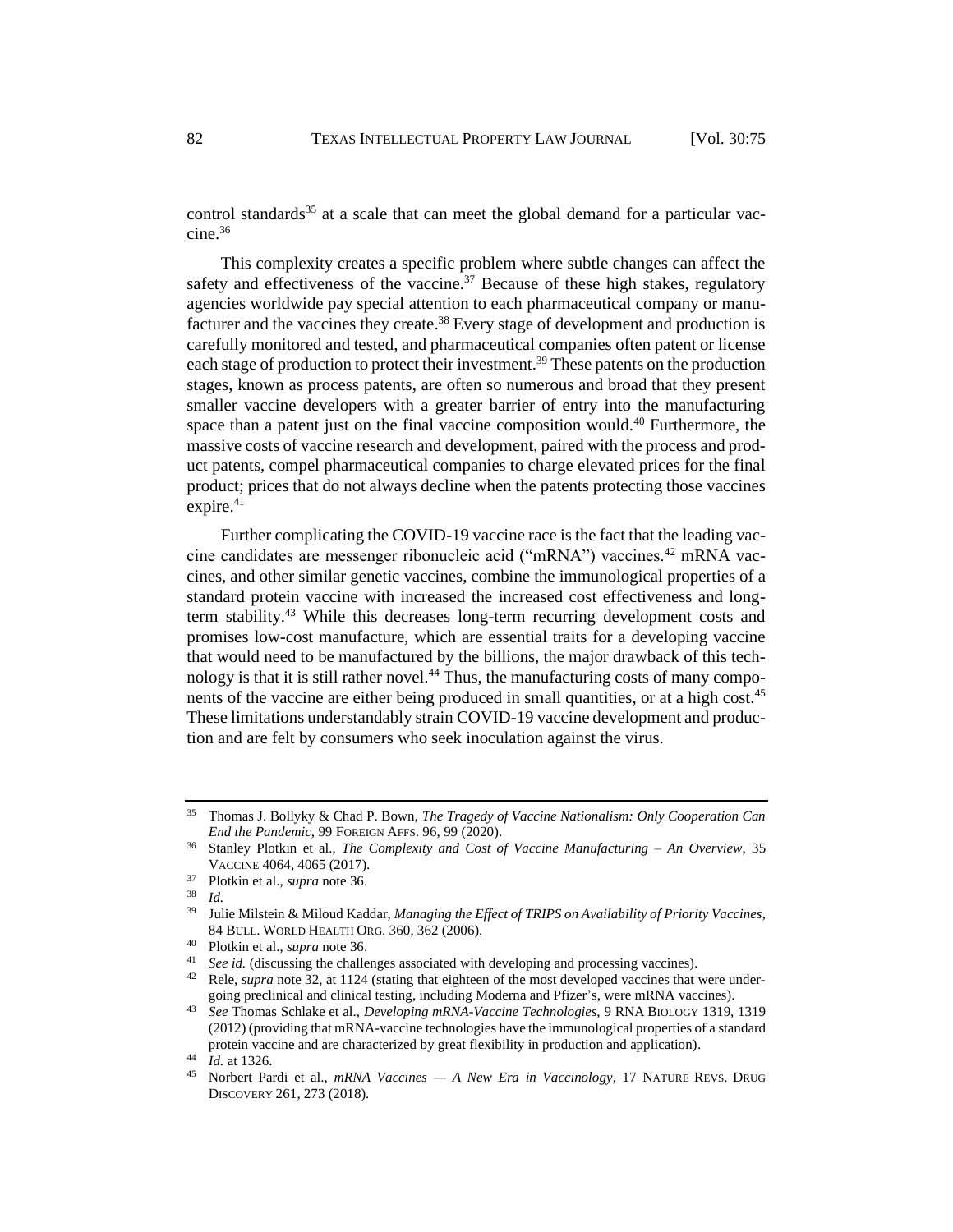control standards[35] at a scale that can meet the global demand for a particular vaccine.[36]

This complexity creates a specific problem where subtle changes can affect the safety and effectiveness of the vaccine.[37] Because of these high stakes, regulatory agencies worldwide pay special attention to each pharmaceutical company or manufacturer and the vaccines they create.[38] Every stage of development and production is carefully monitored and tested, and pharmaceutical companies often patent or license each stage of production to protect their investment.[39] These patents on the production stages, known as process patents, are often so numerous and broad that they present smaller vaccine developers with a greater barrier of entry into the manufacturing space than a patent just on the final vaccine composition would.[40] Furthermore, the massive costs of vaccine research and development, paired with the process and product patents, compel pharmaceutical companies to charge elevated prices for the final product; prices that do not always decline when the patents protecting those vaccines expire.[41]

Further complicating the COVID-19 vaccine race is the fact that the leading vaccine candidates are messenger ribonucleic acid ("mRNA") vaccines.[42] mRNA vaccines, and other similar genetic vaccines, combine the immunological properties of a standard protein vaccine with increased the increased cost effectiveness and long-term stability.[43] While this decreases long-term recurring development costs and promises low-cost manufacture, which are essential traits for a developing vaccine that would need to be manufactured by the billions, the major drawback of this technology is that it is still rather novel.[44] Thus, the manufacturing costs of many components of the vaccine are either being produced in small quantities, or at a high cost.[45] These limitations understandably strain COVID-19 vaccine development and production and are felt by consumers who seek inoculation against the virus.

---

[35] Thomas J. Bollyky & Chad P. Bown, *The Tragedy of Vaccine Nationalism: Only Cooperation Can End the Pandemic*, 99 FOREIGN AFFS. 96, 99 (2020).

[36] Stanley Plotkin et al., *The Complexity and Cost of Vaccine Manufacturing – An Overview*, 35 VACCINE 4064, 4065 (2017).

[37] Plotkin et al., *supra* note 36.

[38] *Id.*

[39] Julie Milstein & Miloud Kaddar, *Managing the Effect of TRIPS on Availability of Priority Vaccines*, 84 BULL. WORLD HEALTH ORG. 360, 362 (2006).

[40] Plotkin et al., *supra* note 36.

[41] *See id.* (discussing the challenges associated with developing and processing vaccines).

[42] Rele, *supra* note 32, at 1124 (stating that eighteen of the most developed vaccines that were undergoing preclinical and clinical testing, including Moderna and Pfizer's, were mRNA vaccines).

[43] *See* Thomas Schlake et al., *Developing mRNA-Vaccine Technologies*, 9 RNA BIOLOGY 1319, 1319 (2012) (providing that mRNA-vaccine technologies have the immunological properties of a standard protein vaccine and are characterized by great flexibility in production and application).

[44] *Id.* at 1326.

[45] Norbert Pardi et al., *mRNA Vaccines — A New Era in Vaccinology*, 17 NATURE REVS. DRUG DISCOVERY 261, 273 (2018).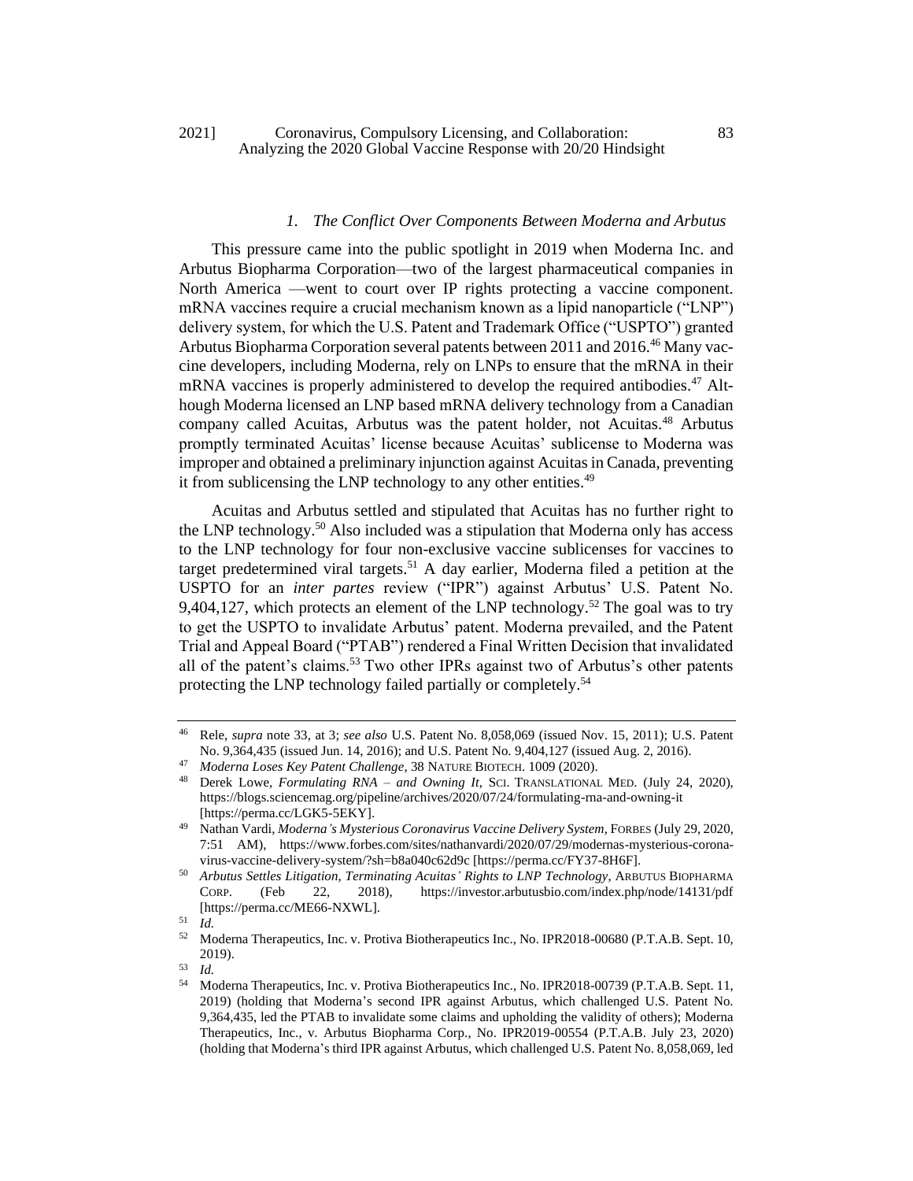### *1. The Conflict Over Components Between Moderna and Arbutus*

This pressure came into the public spotlight in 2019 when Moderna Inc. and Arbutus Biopharma Corporation—two of the largest pharmaceutical companies in North America —went to court over IP rights protecting a vaccine component. mRNA vaccines require a crucial mechanism known as a lipid nanoparticle ("LNP") delivery system, for which the U.S. Patent and Trademark Office ("USPTO") granted Arbutus Biopharma Corporation several patents between 2011 and 2016.[46] Many vaccine developers, including Moderna, rely on LNPs to ensure that the mRNA in their mRNA vaccines is properly administered to develop the required antibodies.[47] Although Moderna licensed an LNP based mRNA delivery technology from a Canadian company called Acuitas, Arbutus was the patent holder, not Acuitas.[48] Arbutus promptly terminated Acuitas' license because Acuitas' sublicense to Moderna was improper and obtained a preliminary injunction against Acuitas in Canada, preventing it from sublicensing the LNP technology to any other entities.[49]

Acuitas and Arbutus settled and stipulated that Acuitas has no further right to the LNP technology.[50] Also included was a stipulation that Moderna only has access to the LNP technology for four non-exclusive vaccine sublicenses for vaccines to target predetermined viral targets.[51] A day earlier, Moderna filed a petition at the USPTO for an *inter partes* review ("IPR") against Arbutus' U.S. Patent No. 9,404,127, which protects an element of the LNP technology.[52] The goal was to try to get the USPTO to invalidate Arbutus' patent. Moderna prevailed, and the Patent Trial and Appeal Board ("PTAB") rendered a Final Written Decision that invalidated all of the patent's claims.[53] Two other IPRs against two of Arbutus's other patents protecting the LNP technology failed partially or completely.[54]

---

[46] Rele, *supra* note 33, at 3; *see also* U.S. Patent No. 8,058,069 (issued Nov. 15, 2011); U.S. Patent No. 9,364,435 (issued Jun. 14, 2016); and U.S. Patent No. 9,404,127 (issued Aug. 2, 2016).

[47] *Moderna Loses Key Patent Challenge*, 38 NATURE BIOTECH. 1009 (2020).

[48] Derek Lowe, *Formulating RNA – and Owning It*, SCI. TRANSLATIONAL MED. (July 24, 2020), https://blogs.sciencemag.org/pipeline/archives/2020/07/24/formulating-rna-and-owning-it [https://perma.cc/LGK5-5EKY].

[49] Nathan Vardi, *Moderna's Mysterious Coronavirus Vaccine Delivery System*, FORBES (July 29, 2020, 7:51 AM), https://www.forbes.com/sites/nathanvardi/2020/07/29/modernas-mysterious-coronavirus-vaccine-delivery-system/?sh=b8a040c62d9c [https://perma.cc/FY37-8H6F].

[50] *Arbutus Settles Litigation, Terminating Acuitas' Rights to LNP Technology*, ARBUTUS BIOPHARMA CORP. (Feb 22, 2018), https://investor.arbutusbio.com/index.php/node/14131/pdf [https://perma.cc/ME66-NXWL].

[51] *Id.*

[52] Moderna Therapeutics, Inc. v. Protiva Biotherapeutics Inc., No. IPR2018-00680 (P.T.A.B. Sept. 10, 2019).

[53] *Id.*

[54] Moderna Therapeutics, Inc. v. Protiva Biotherapeutics Inc., No. IPR2018-00739 (P.T.A.B. Sept. 11, 2019) (holding that Moderna's second IPR against Arbutus, which challenged U.S. Patent No. 9,364,435, led the PTAB to invalidate some claims and upholding the validity of others); Moderna Therapeutics, Inc., v. Arbutus Biopharma Corp., No. IPR2019-00554 (P.T.A.B. July 23, 2020) (holding that Moderna's third IPR against Arbutus, which challenged U.S. Patent No. 8,058,069, led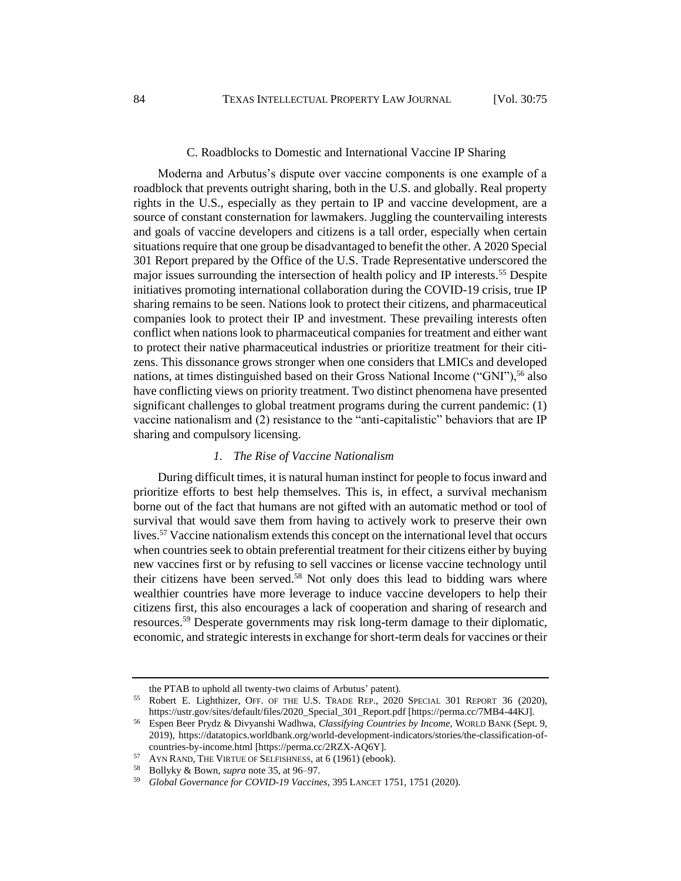### C. Roadblocks to Domestic and International Vaccine IP Sharing

Moderna and Arbutus's dispute over vaccine components is one example of a roadblock that prevents outright sharing, both in the U.S. and globally. Real property rights in the U.S., especially as they pertain to IP and vaccine development, are a source of constant consternation for lawmakers. Juggling the countervailing interests and goals of vaccine developers and citizens is a tall order, especially when certain situations require that one group be disadvantaged to benefit the other. A 2020 Special 301 Report prepared by the Office of the U.S. Trade Representative underscored the major issues surrounding the intersection of health policy and IP interests.[55] Despite initiatives promoting international collaboration during the COVID-19 crisis, true IP sharing remains to be seen. Nations look to protect their citizens, and pharmaceutical companies look to protect their IP and investment. These prevailing interests often conflict when nations look to pharmaceutical companies for treatment and either want to protect their native pharmaceutical industries or prioritize treatment for their citizens. This dissonance grows stronger when one considers that LMICs and developed nations, at times distinguished based on their Gross National Income ("GNI"),[56] also have conflicting views on priority treatment. Two distinct phenomena have presented significant challenges to global treatment programs during the current pandemic: (1) vaccine nationalism and (2) resistance to the "anti-capitalistic" behaviors that are IP sharing and compulsory licensing.

#### *1. The Rise of Vaccine Nationalism*

During difficult times, it is natural human instinct for people to focus inward and prioritize efforts to best help themselves. This is, in effect, a survival mechanism borne out of the fact that humans are not gifted with an automatic method or tool of survival that would save them from having to actively work to preserve their own lives.[57] Vaccine nationalism extends this concept on the international level that occurs when countries seek to obtain preferential treatment for their citizens either by buying new vaccines first or by refusing to sell vaccines or license vaccine technology until their citizens have been served.[58] Not only does this lead to bidding wars where wealthier countries have more leverage to induce vaccine developers to help their citizens first, this also encourages a lack of cooperation and sharing of research and resources.[59] Desperate governments may risk long-term damage to their diplomatic, economic, and strategic interests in exchange for short-term deals for vaccines or their

---

the PTAB to uphold all twenty-two claims of Arbutus' patent).

[55] Robert E. Lighthizer, OFF. OF THE U.S. TRADE REP., 2020 SPECIAL 301 REPORT 36 (2020), https://ustr.gov/sites/default/files/2020_Special_301_Report.pdf [https://perma.cc/7MB4-44KJ].

[56] Espen Beer Prydz & Divyanshi Wadhwa, *Classifying Countries by Income*, WORLD BANK (Sept. 9, 2019), https://datatopics.worldbank.org/world-development-indicators/stories/the-classification-of-countries-by-income.html [https://perma.cc/2RZX-AQ6Y].

[57] AYN RAND, THE VIRTUE OF SELFISHNESS, at 6 (1961) (ebook).

[58] Bollyky & Bown, *supra* note 35, at 96–97.

[59] *Global Governance for COVID-19 Vaccines*, 395 LANCET 1751, 1751 (2020).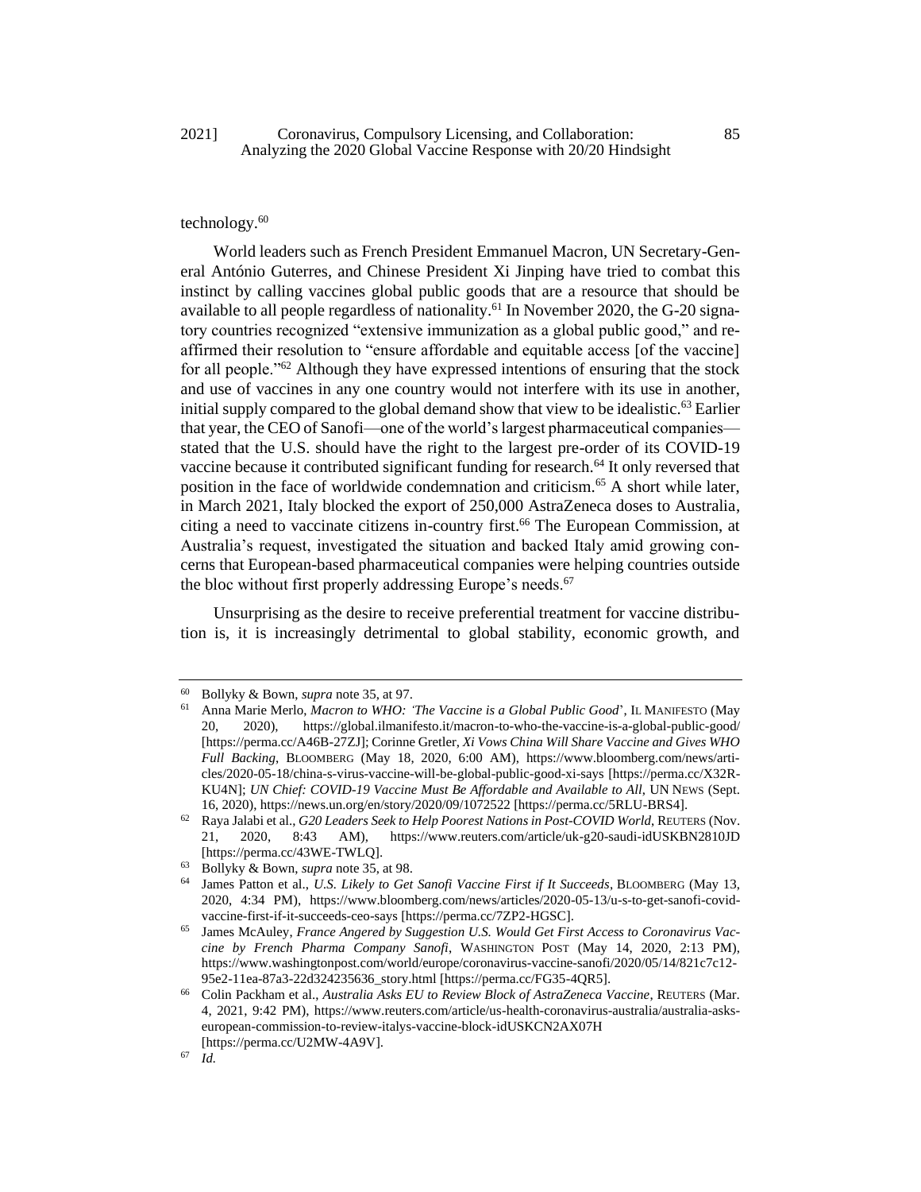technology.[60]

World leaders such as French President Emmanuel Macron, UN Secretary-General António Guterres, and Chinese President Xi Jinping have tried to combat this instinct by calling vaccines global public goods that are a resource that should be available to all people regardless of nationality.[61] In November 2020, the G-20 signatory countries recognized "extensive immunization as a global public good," and reaffirmed their resolution to "ensure affordable and equitable access [of the vaccine] for all people."[62] Although they have expressed intentions of ensuring that the stock and use of vaccines in any one country would not interfere with its use in another, initial supply compared to the global demand show that view to be idealistic.[63] Earlier that year, the CEO of Sanofi—one of the world's largest pharmaceutical companies—stated that the U.S. should have the right to the largest pre-order of its COVID-19 vaccine because it contributed significant funding for research.[64] It only reversed that position in the face of worldwide condemnation and criticism.[65] A short while later, in March 2021, Italy blocked the export of 250,000 AstraZeneca doses to Australia, citing a need to vaccinate citizens in-country first.[66] The European Commission, at Australia's request, investigated the situation and backed Italy amid growing concerns that European-based pharmaceutical companies were helping countries outside the bloc without first properly addressing Europe's needs.[67]

Unsurprising as the desire to receive preferential treatment for vaccine distribution is, it is increasingly detrimental to global stability, economic growth, and

---

[60] Bollyky & Bown, *supra* note 35, at 97.

[61] Anna Marie Merlo, *Macron to WHO: 'The Vaccine is a Global Public Good*', IL MANIFESTO (May 20, 2020), https://global.ilmanifesto.it/macron-to-who-the-vaccine-is-a-global-public-good/ [https://perma.cc/A46B-27ZJ]; Corinne Gretler, *Xi Vows China Will Share Vaccine and Gives WHO Full Backing*, BLOOMBERG (May 18, 2020, 6:00 AM), https://www.bloomberg.com/news/articles/2020-05-18/china-s-virus-vaccine-will-be-global-public-good-xi-says [https://perma.cc/X32R-KU4N]; *UN Chief: COVID-19 Vaccine Must Be Affordable and Available to All*, UN NEWS (Sept. 16, 2020), https://news.un.org/en/story/2020/09/1072522 [https://perma.cc/5RLU-BRS4].

[62] Raya Jalabi et al., *G20 Leaders Seek to Help Poorest Nations in Post-COVID World*, REUTERS (Nov. 21, 2020, 8:43 AM), https://www.reuters.com/article/uk-g20-saudi-idUSKBN2810JD [https://perma.cc/43WE-TWLQ].

[63] Bollyky & Bown, *supra* note 35, at 98.

[64] James Patton et al., *U.S. Likely to Get Sanofi Vaccine First if It Succeeds*, BLOOMBERG (May 13, 2020, 4:34 PM), https://www.bloomberg.com/news/articles/2020-05-13/u-s-to-get-sanofi-covid-vaccine-first-if-it-succeeds-ceo-says [https://perma.cc/7ZP2-HGSC].

[65] James McAuley, *France Angered by Suggestion U.S. Would Get First Access to Coronavirus Vaccine by French Pharma Company Sanofi*, WASHINGTON POST (May 14, 2020, 2:13 PM), https://www.washingtonpost.com/world/europe/coronavirus-vaccine-sanofi/2020/05/14/821c7c12-95e2-11ea-87a3-22d324235636_story.html [https://perma.cc/FG35-4QR5].

[66] Colin Packham et al., *Australia Asks EU to Review Block of AstraZeneca Vaccine*, REUTERS (Mar. 4, 2021, 9:42 PM), https://www.reuters.com/article/us-health-coronavirus-australia/australia-asks-european-commission-to-review-italys-vaccine-block-idUSKCN2AX07H [https://perma.cc/U2MW-4A9V].

[67] *Id.*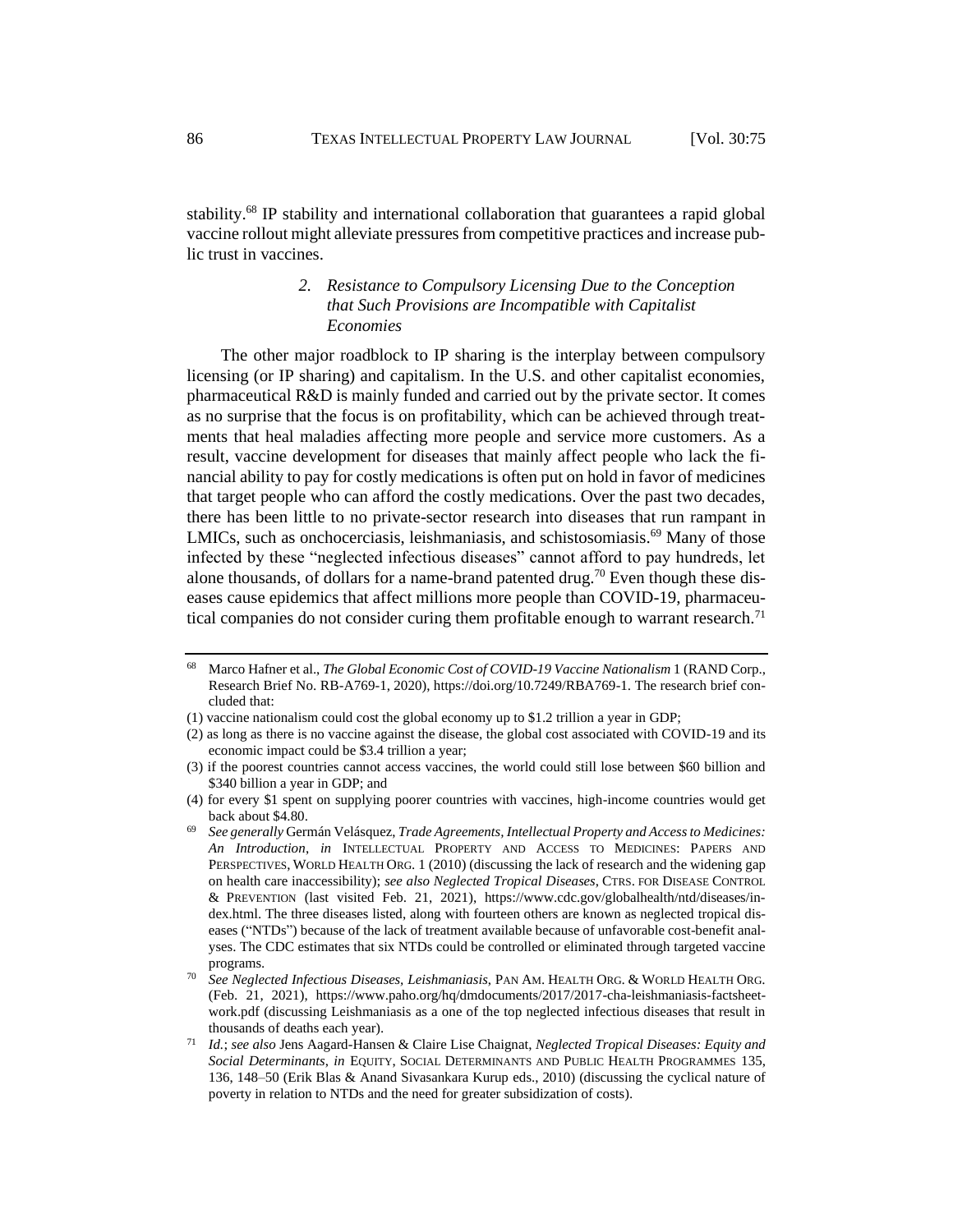stability.[68] IP stability and international collaboration that guarantees a rapid global vaccine rollout might alleviate pressures from competitive practices and increase public trust in vaccines.

#### 2. *Resistance to Compulsory Licensing Due to the Conception that Such Provisions are Incompatible with Capitalist Economies*

The other major roadblock to IP sharing is the interplay between compulsory licensing (or IP sharing) and capitalism. In the U.S. and other capitalist economies, pharmaceutical R&D is mainly funded and carried out by the private sector. It comes as no surprise that the focus is on profitability, which can be achieved through treatments that heal maladies affecting more people and service more customers. As a result, vaccine development for diseases that mainly affect people who lack the financial ability to pay for costly medications is often put on hold in favor of medicines that target people who can afford the costly medications. Over the past two decades, there has been little to no private-sector research into diseases that run rampant in LMICs, such as onchocerciasis, leishmaniasis, and schistosomiasis.[69] Many of those infected by these "neglected infectious diseases" cannot afford to pay hundreds, let alone thousands, of dollars for a name-brand patented drug.[70] Even though these diseases cause epidemics that affect millions more people than COVID-19, pharmaceutical companies do not consider curing them profitable enough to warrant research.[71]

---

[68] Marco Hafner et al., *The Global Economic Cost of COVID-19 Vaccine Nationalism* 1 (RAND Corp., Research Brief No. RB-A769-1, 2020), https://doi.org/10.7249/RBA769-1. The research brief concluded that:

(1) vaccine nationalism could cost the global economy up to $1.2 trillion a year in GDP;

(2) as long as there is no vaccine against the disease, the global cost associated with COVID-19 and its economic impact could be $3.4 trillion a year;

(3) if the poorest countries cannot access vaccines, the world could still lose between $60 billion and $340 billion a year in GDP; and

(4) for every $1 spent on supplying poorer countries with vaccines, high-income countries would get back about $4.80.

[69] *See generally* Germán Velásquez, *Trade Agreements, Intellectual Property and Access to Medicines: An Introduction*, *in* INTELLECTUAL PROPERTY AND ACCESS TO MEDICINES: PAPERS AND PERSPECTIVES, WORLD HEALTH ORG. 1 (2010) (discussing the lack of research and the widening gap on health care inaccessibility); *see also Neglected Tropical Diseases*, CTRS. FOR DISEASE CONTROL & PREVENTION (last visited Feb. 21, 2021), https://www.cdc.gov/globalhealth/ntd/diseases/index.html. The three diseases listed, along with fourteen others are known as neglected tropical diseases ("NTDs") because of the lack of treatment available because of unfavorable cost-benefit analyses. The CDC estimates that six NTDs could be controlled or eliminated through targeted vaccine programs.

[70] *See Neglected Infectious Diseases, Leishmaniasis*, PAN AM. HEALTH ORG. & WORLD HEALTH ORG. (Feb. 21, 2021), https://www.paho.org/hq/dmdocuments/2017/2017-cha-leishmaniasis-factsheet-work.pdf (discussing Leishmaniasis as a one of the top neglected infectious diseases that result in thousands of deaths each year).

[71] *Id.*; *see also* Jens Aagard-Hansen & Claire Lise Chaignat, *Neglected Tropical Diseases: Equity and Social Determinants*, *in* EQUITY, SOCIAL DETERMINANTS AND PUBLIC HEALTH PROGRAMMES 135, 136, 148–50 (Erik Blas & Anand Sivasankara Kurup eds., 2010) (discussing the cyclical nature of poverty in relation to NTDs and the need for greater subsidization of costs).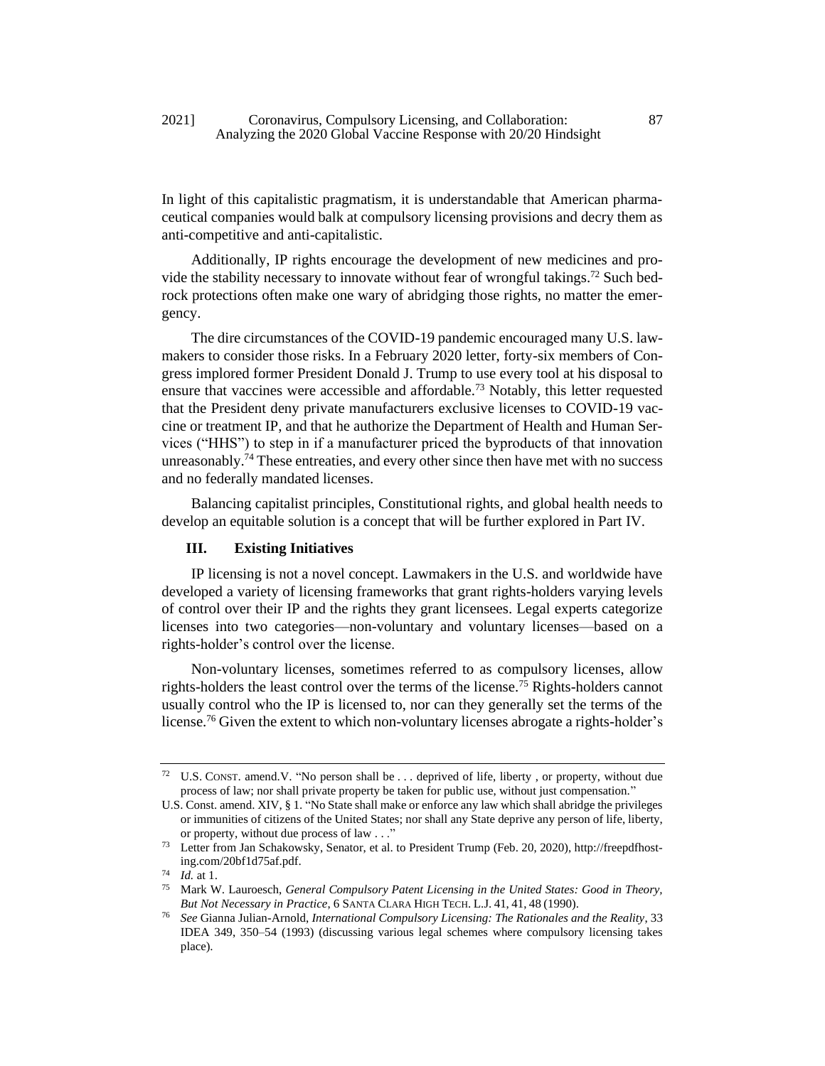In light of this capitalistic pragmatism, it is understandable that American pharmaceutical companies would balk at compulsory licensing provisions and decry them as anti-competitive and anti-capitalistic.

Additionally, IP rights encourage the development of new medicines and provide the stability necessary to innovate without fear of wrongful takings.[72] Such bedrock protections often make one wary of abridging those rights, no matter the emergency.

The dire circumstances of the COVID-19 pandemic encouraged many U.S. lawmakers to consider those risks. In a February 2020 letter, forty-six members of Congress implored former President Donald J. Trump to use every tool at his disposal to ensure that vaccines were accessible and affordable.[73] Notably, this letter requested that the President deny private manufacturers exclusive licenses to COVID-19 vaccine or treatment IP, and that he authorize the Department of Health and Human Services ("HHS") to step in if a manufacturer priced the byproducts of that innovation unreasonably.[74] These entreaties, and every other since then have met with no success and no federally mandated licenses.

Balancing capitalist principles, Constitutional rights, and global health needs to develop an equitable solution is a concept that will be further explored in Part IV.

## III. Existing Initiatives

IP licensing is not a novel concept. Lawmakers in the U.S. and worldwide have developed a variety of licensing frameworks that grant rights-holders varying levels of control over their IP and the rights they grant licensees. Legal experts categorize licenses into two categories—non-voluntary and voluntary licenses—based on a rights-holder's control over the license.

Non-voluntary licenses, sometimes referred to as compulsory licenses, allow rights-holders the least control over the terms of the license.[75] Rights-holders cannot usually control who the IP is licensed to, nor can they generally set the terms of the license.[76] Given the extent to which non-voluntary licenses abrogate a rights-holder's

---

[72] U.S. CONST. amend.V. "No person shall be . . . deprived of life, liberty , or property, without due process of law; nor shall private property be taken for public use, without just compensation."
U.S. Const. amend. XIV, § 1. "No State shall make or enforce any law which shall abridge the privileges or immunities of citizens of the United States; nor shall any State deprive any person of life, liberty, or property, without due process of law . . ."

[73] Letter from Jan Schakowsky, Senator, et al. to President Trump (Feb. 20, 2020), http://freepdfhosting.com/20bf1d75af.pdf.

[74] *Id.* at 1.

[75] Mark W. Lauroesch, *General Compulsory Patent Licensing in the United States: Good in Theory, But Not Necessary in Practice*, 6 SANTA CLARA HIGH TECH. L.J. 41, 41, 48 (1990).

[76] *See* Gianna Julian-Arnold, *International Compulsory Licensing: The Rationales and the Reality*, 33 IDEA 349, 350–54 (1993) (discussing various legal schemes where compulsory licensing takes place).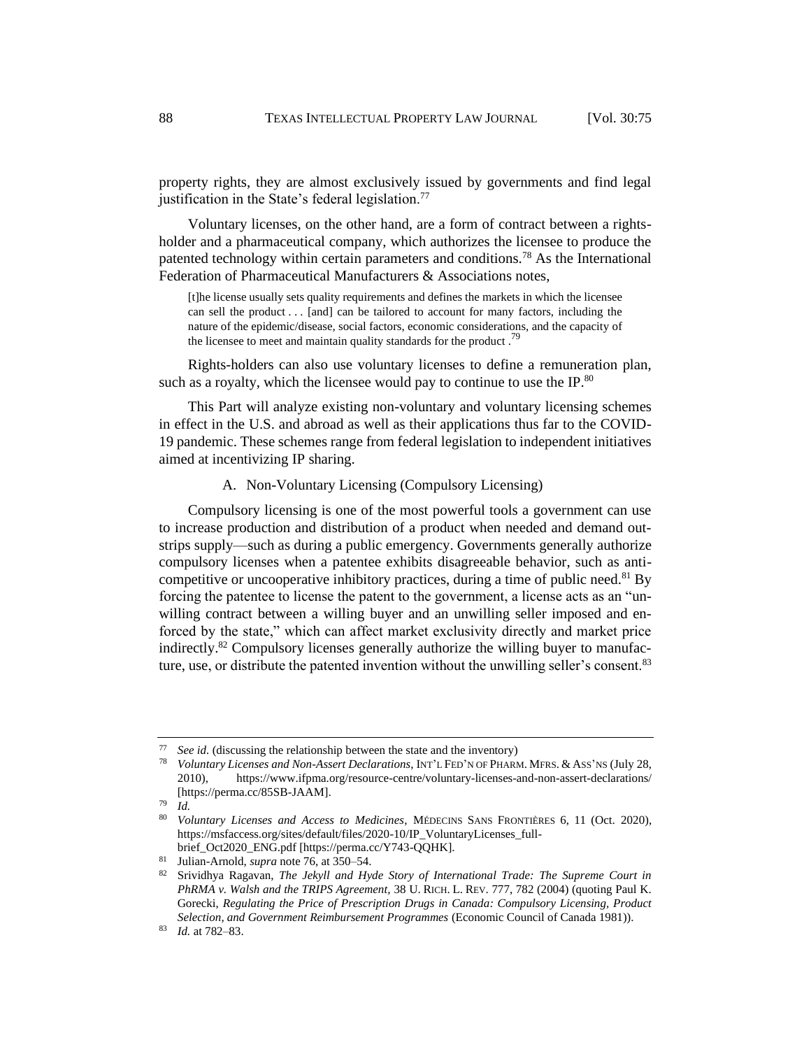property rights, they are almost exclusively issued by governments and find legal justification in the State's federal legislation.[77]

Voluntary licenses, on the other hand, are a form of contract between a rights-holder and a pharmaceutical company, which authorizes the licensee to produce the patented technology within certain parameters and conditions.[78] As the International Federation of Pharmaceutical Manufacturers & Associations notes,

> [t]he license usually sets quality requirements and defines the markets in which the licensee can sell the product . . . [and] can be tailored to account for many factors, including the nature of the epidemic/disease, social factors, economic considerations, and the capacity of the licensee to meet and maintain quality standards for the product .[79]

Rights-holders can also use voluntary licenses to define a remuneration plan, such as a royalty, which the licensee would pay to continue to use the IP.[80]

This Part will analyze existing non-voluntary and voluntary licensing schemes in effect in the U.S. and abroad as well as their applications thus far to the COVID-19 pandemic. These schemes range from federal legislation to independent initiatives aimed at incentivizing IP sharing.

### A. Non-Voluntary Licensing (Compulsory Licensing)

Compulsory licensing is one of the most powerful tools a government can use to increase production and distribution of a product when needed and demand outstrips supply—such as during a public emergency. Governments generally authorize compulsory licenses when a patentee exhibits disagreeable behavior, such as anti-competitive or uncooperative inhibitory practices, during a time of public need.[81] By forcing the patentee to license the patent to the government, a license acts as an "unwilling contract between a willing buyer and an unwilling seller imposed and enforced by the state," which can affect market exclusivity directly and market price indirectly.[82] Compulsory licenses generally authorize the willing buyer to manufacture, use, or distribute the patented invention without the unwilling seller's consent.[83]

---

[77] *See id.* (discussing the relationship between the state and the inventory)

[78] *Voluntary Licenses and Non-Assert Declarations*, INT'L FED'N OF PHARM. MFRS. & ASS'NS (July 28, 2010), https://www.ifpma.org/resource-centre/voluntary-licenses-and-non-assert-declarations/ [https://perma.cc/85SB-JAAM].

[79] *Id.*

[80] *Voluntary Licenses and Access to Medicines*, MÉDECINS SANS FRONTIÈRES 6, 11 (Oct. 2020), https://msfaccess.org/sites/default/files/2020-10/IP_VoluntaryLicenses_full-brief_Oct2020_ENG.pdf [https://perma.cc/Y743-QQHK].

[81] Julian-Arnold, *supra* note 76, at 350–54.

[82] Srividhya Ragavan, *The Jekyll and Hyde Story of International Trade: The Supreme Court in PhRMA v. Walsh and the TRIPS Agreement*, 38 U. RICH. L. REV. 777, 782 (2004) (quoting Paul K. Gorecki, *Regulating the Price of Prescription Drugs in Canada: Compulsory Licensing, Product Selection, and Government Reimbursement Programmes* (Economic Council of Canada 1981)).

[83] *Id.* at 782–83.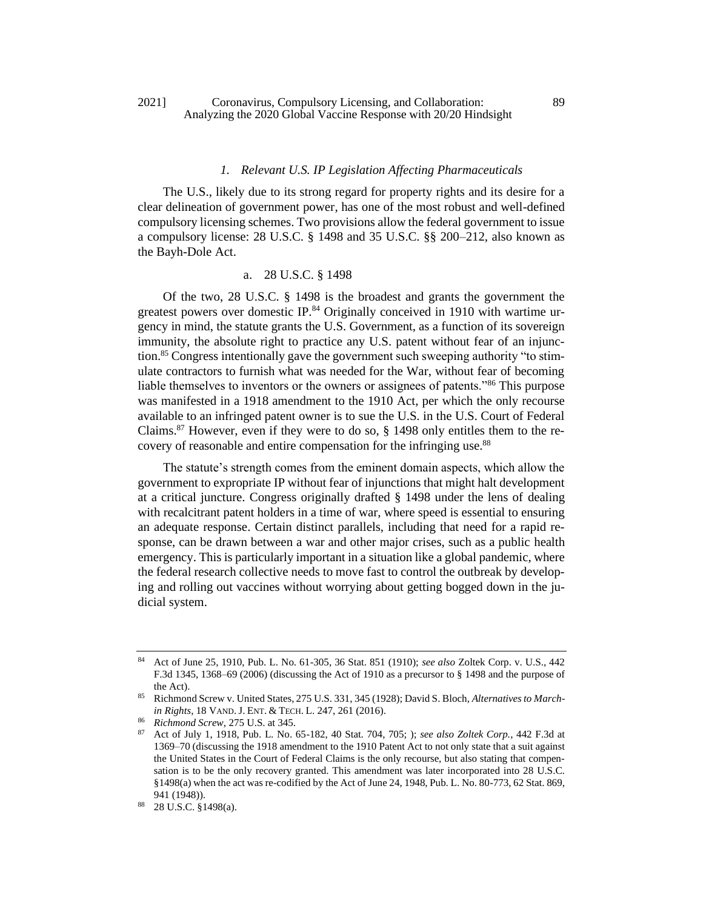### *1. Relevant U.S. IP Legislation Affecting Pharmaceuticals*

The U.S., likely due to its strong regard for property rights and its desire for a clear delineation of government power, has one of the most robust and well-defined compulsory licensing schemes. Two provisions allow the federal government to issue a compulsory license: 28 U.S.C. § 1498 and 35 U.S.C. §§ 200–212, also known as the Bayh-Dole Act.

#### a. 28 U.S.C. § 1498

Of the two, 28 U.S.C. § 1498 is the broadest and grants the government the greatest powers over domestic IP.[84] Originally conceived in 1910 with wartime urgency in mind, the statute grants the U.S. Government, as a function of its sovereign immunity, the absolute right to practice any U.S. patent without fear of an injunction.[85] Congress intentionally gave the government such sweeping authority "to stimulate contractors to furnish what was needed for the War, without fear of becoming liable themselves to inventors or the owners or assignees of patents."[86] This purpose was manifested in a 1918 amendment to the 1910 Act, per which the only recourse available to an infringed patent owner is to sue the U.S. in the U.S. Court of Federal Claims.[87] However, even if they were to do so, § 1498 only entitles them to the recovery of reasonable and entire compensation for the infringing use.[88]

The statute's strength comes from the eminent domain aspects, which allow the government to expropriate IP without fear of injunctions that might halt development at a critical juncture. Congress originally drafted § 1498 under the lens of dealing with recalcitrant patent holders in a time of war, where speed is essential to ensuring an adequate response. Certain distinct parallels, including that need for a rapid response, can be drawn between a war and other major crises, such as a public health emergency. This is particularly important in a situation like a global pandemic, where the federal research collective needs to move fast to control the outbreak by developing and rolling out vaccines without worrying about getting bogged down in the judicial system.

---

[84] Act of June 25, 1910, Pub. L. No. 61-305, 36 Stat. 851 (1910); *see also* Zoltek Corp. v. U.S., 442 F.3d 1345, 1368–69 (2006) (discussing the Act of 1910 as a precursor to § 1498 and the purpose of the Act).

[85] Richmond Screw v. United States, 275 U.S. 331, 345 (1928); David S. Bloch, *Alternatives to March-in Rights*, 18 VAND. J. ENT. & TECH. L. 247, 261 (2016).

[86] *Richmond Screw*, 275 U.S. at 345.

[87] Act of July 1, 1918, Pub. L. No. 65-182, 40 Stat. 704, 705; ); *see also Zoltek Corp.*, 442 F.3d at 1369–70 (discussing the 1918 amendment to the 1910 Patent Act to not only state that a suit against the United States in the Court of Federal Claims is the only recourse, but also stating that compensation is to be the only recovery granted. This amendment was later incorporated into 28 U.S.C. §1498(a) when the act was re-codified by the Act of June 24, 1948, Pub. L. No. 80-773, 62 Stat. 869, 941 (1948)).

[88] 28 U.S.C. §1498(a).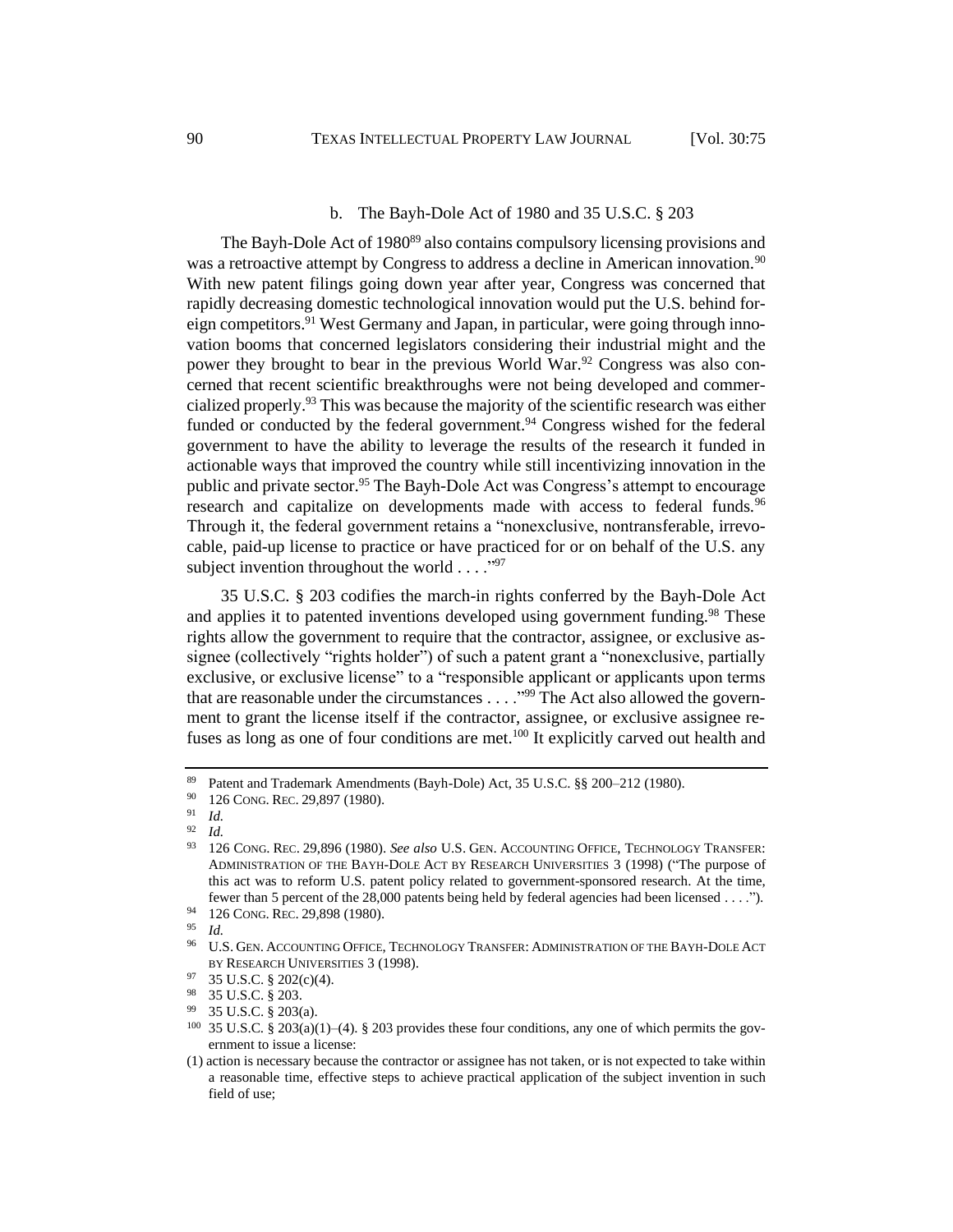#### b. The Bayh-Dole Act of 1980 and 35 U.S.C. § 203

The Bayh-Dole Act of 1980[89] also contains compulsory licensing provisions and was a retroactive attempt by Congress to address a decline in American innovation.[90] With new patent filings going down year after year, Congress was concerned that rapidly decreasing domestic technological innovation would put the U.S. behind foreign competitors.[91] West Germany and Japan, in particular, were going through innovation booms that concerned legislators considering their industrial might and the power they brought to bear in the previous World War.[92] Congress was also concerned that recent scientific breakthroughs were not being developed and commercialized properly.[93] This was because the majority of the scientific research was either funded or conducted by the federal government.[94] Congress wished for the federal government to have the ability to leverage the results of the research it funded in actionable ways that improved the country while still incentivizing innovation in the public and private sector.[95] The Bayh-Dole Act was Congress's attempt to encourage research and capitalize on developments made with access to federal funds.[96] Through it, the federal government retains a "nonexclusive, nontransferable, irrevocable, paid-up license to practice or have practiced for or on behalf of the U.S. any subject invention throughout the world . . . ."[97]

35 U.S.C. § 203 codifies the march-in rights conferred by the Bayh-Dole Act and applies it to patented inventions developed using government funding.[98] These rights allow the government to require that the contractor, assignee, or exclusive assignee (collectively "rights holder") of such a patent grant a "nonexclusive, partially exclusive, or exclusive license" to a "responsible applicant or applicants upon terms that are reasonable under the circumstances . . . ."[99] The Act also allowed the government to grant the license itself if the contractor, assignee, or exclusive assignee refuses as long as one of four conditions are met.[100] It explicitly carved out health and

---

[89] Patent and Trademark Amendments (Bayh-Dole) Act, 35 U.S.C. §§ 200–212 (1980).

[90] 126 CONG. REC. 29,897 (1980).

[91] *Id.*

[92] *Id.*

[93] 126 CONG. REC. 29,896 (1980). *See also* U.S. GEN. ACCOUNTING OFFICE, TECHNOLOGY TRANSFER: ADMINISTRATION OF THE BAYH-DOLE ACT BY RESEARCH UNIVERSITIES 3 (1998) ("The purpose of this act was to reform U.S. patent policy related to government-sponsored research. At the time, fewer than 5 percent of the 28,000 patents being held by federal agencies had been licensed . . . .").

[94] 126 CONG. REC. 29,898 (1980).

[95] *Id.*

[96] U.S. GEN. ACCOUNTING OFFICE, TECHNOLOGY TRANSFER: ADMINISTRATION OF THE BAYH-DOLE ACT BY RESEARCH UNIVERSITIES 3 (1998).

[97] 35 U.S.C. § 202(c)(4).

[98] 35 U.S.C. § 203.

[99] 35 U.S.C. § 203(a).

[100] 35 U.S.C. § 203(a)(1)–(4). § 203 provides these four conditions, any one of which permits the government to issue a license:

(1) action is necessary because the contractor or assignee has not taken, or is not expected to take within a reasonable time, effective steps to achieve practical application of the subject invention in such field of use;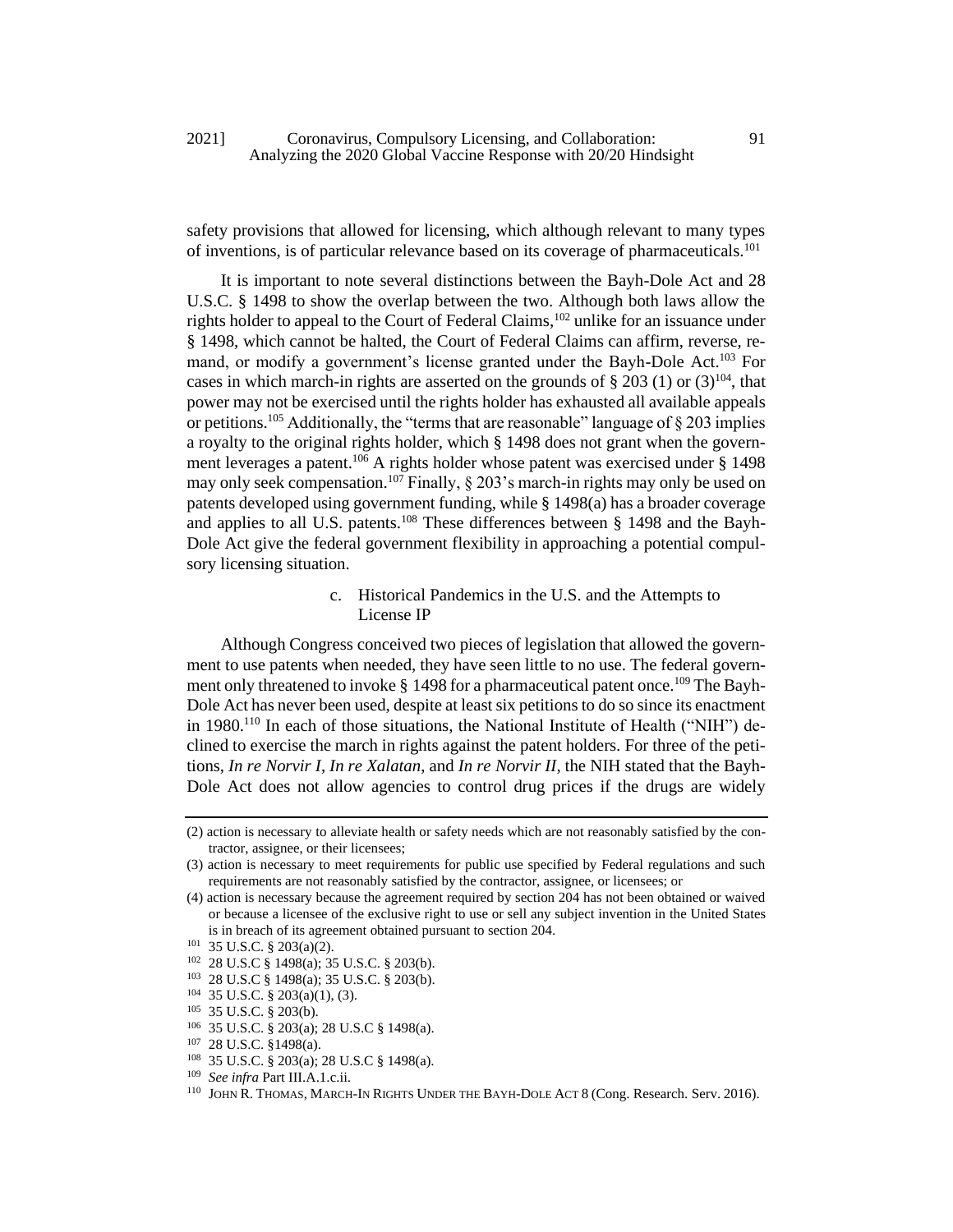safety provisions that allowed for licensing, which although relevant to many types of inventions, is of particular relevance based on its coverage of pharmaceuticals.[101]

It is important to note several distinctions between the Bayh-Dole Act and 28 U.S.C. § 1498 to show the overlap between the two. Although both laws allow the rights holder to appeal to the Court of Federal Claims,[102] unlike for an issuance under § 1498, which cannot be halted, the Court of Federal Claims can affirm, reverse, remand, or modify a government's license granted under the Bayh-Dole Act.[103] For cases in which march-in rights are asserted on the grounds of § 203 (1) or (3)[104], that power may not be exercised until the rights holder has exhausted all available appeals or petitions.[105] Additionally, the "terms that are reasonable" language of § 203 implies a royalty to the original rights holder, which § 1498 does not grant when the government leverages a patent.[106] A rights holder whose patent was exercised under § 1498 may only seek compensation.[107] Finally, § 203's march-in rights may only be used on patents developed using government funding, while § 1498(a) has a broader coverage and applies to all U.S. patents.[108] These differences between § 1498 and the Bayh-Dole Act give the federal government flexibility in approaching a potential compulsory licensing situation.

#### c. Historical Pandemics in the U.S. and the Attempts to License IP

Although Congress conceived two pieces of legislation that allowed the government to use patents when needed, they have seen little to no use. The federal government only threatened to invoke § 1498 for a pharmaceutical patent once.[109] The Bayh-Dole Act has never been used, despite at least six petitions to do so since its enactment in 1980.[110] In each of those situations, the National Institute of Health ("NIH") declined to exercise the march in rights against the patent holders. For three of the petitions, *In re Norvir I*, *In re Xalatan*, and *In re Norvir II*, the NIH stated that the Bayh-Dole Act does not allow agencies to control drug prices if the drugs are widely

---

(2) action is necessary to alleviate health or safety needs which are not reasonably satisfied by the contractor, assignee, or their licensees;

(3) action is necessary to meet requirements for public use specified by Federal regulations and such requirements are not reasonably satisfied by the contractor, assignee, or licensees; or

(4) action is necessary because the agreement required by section 204 has not been obtained or waived or because a licensee of the exclusive right to use or sell any subject invention in the United States is in breach of its agreement obtained pursuant to section 204.

[101] 35 U.S.C. § 203(a)(2).

[102] 28 U.S.C § 1498(a); 35 U.S.C. § 203(b).

[103] 28 U.S.C § 1498(a); 35 U.S.C. § 203(b).

[104] 35 U.S.C. § 203(a)(1), (3).

[105] 35 U.S.C. § 203(b).

[106] 35 U.S.C. § 203(a); 28 U.S.C § 1498(a).

[107] 28 U.S.C. §1498(a).

[108] 35 U.S.C. § 203(a); 28 U.S.C § 1498(a).

[109] *See infra* Part III.A.1.c.ii.

[110] JOHN R. THOMAS, MARCH-IN RIGHTS UNDER THE BAYH-DOLE ACT 8 (Cong. Research. Serv. 2016).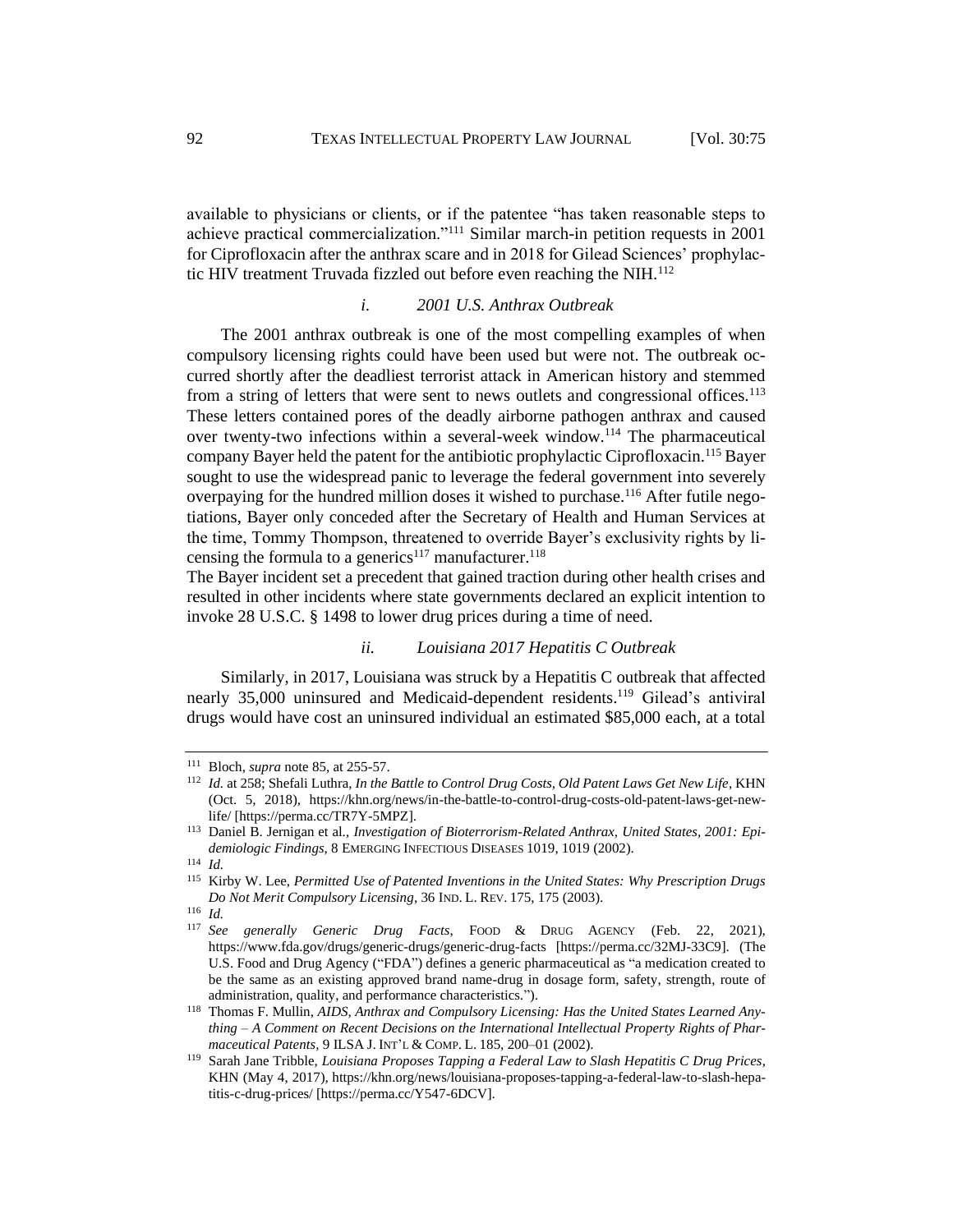available to physicians or clients, or if the patentee "has taken reasonable steps to achieve practical commercialization."[111] Similar march-in petition requests in 2001 for Ciprofloxacin after the anthrax scare and in 2018 for Gilead Sciences' prophylactic HIV treatment Truvada fizzled out before even reaching the NIH.[112]

### *i. 2001 U.S. Anthrax Outbreak*

The 2001 anthrax outbreak is one of the most compelling examples of when compulsory licensing rights could have been used but were not. The outbreak occurred shortly after the deadliest terrorist attack in American history and stemmed from a string of letters that were sent to news outlets and congressional offices.[113] These letters contained pores of the deadly airborne pathogen anthrax and caused over twenty-two infections within a several-week window.[114] The pharmaceutical company Bayer held the patent for the antibiotic prophylactic Ciprofloxacin.[115] Bayer sought to use the widespread panic to leverage the federal government into severely overpaying for the hundred million doses it wished to purchase.[116] After futile negotiations, Bayer only conceded after the Secretary of Health and Human Services at the time, Tommy Thompson, threatened to override Bayer's exclusivity rights by licensing the formula to a generics[117] manufacturer.[118]

The Bayer incident set a precedent that gained traction during other health crises and resulted in other incidents where state governments declared an explicit intention to invoke 28 U.S.C. § 1498 to lower drug prices during a time of need.

### *ii. Louisiana 2017 Hepatitis C Outbreak*

Similarly, in 2017, Louisiana was struck by a Hepatitis C outbreak that affected nearly 35,000 uninsured and Medicaid-dependent residents.[119] Gilead's antiviral drugs would have cost an uninsured individual an estimated $85,000 each, at a total

---

[111] Bloch, *supra* note 85, at 255-57.

[112] *Id.* at 258; Shefali Luthra, *In the Battle to Control Drug Costs, Old Patent Laws Get New Life*, KHN (Oct. 5, 2018), https://khn.org/news/in-the-battle-to-control-drug-costs-old-patent-laws-get-new-life/ [https://perma.cc/TR7Y-5MPZ].

[113] Daniel B. Jernigan et al., *Investigation of Bioterrorism-Related Anthrax, United States, 2001: Epidemiologic Findings*, 8 EMERGING INFECTIOUS DISEASES 1019, 1019 (2002).

[114] *Id.*

[115] Kirby W. Lee, *Permitted Use of Patented Inventions in the United States: Why Prescription Drugs Do Not Merit Compulsory Licensing*, 36 IND. L. REV. 175, 175 (2003).

[116] *Id.*

[117] *See generally Generic Drug Facts*, FOOD & DRUG AGENCY (Feb. 22, 2021), https://www.fda.gov/drugs/generic-drugs/generic-drug-facts [https://perma.cc/32MJ-33C9]. (The U.S. Food and Drug Agency ("FDA") defines a generic pharmaceutical as "a medication created to be the same as an existing approved brand name-drug in dosage form, safety, strength, route of administration, quality, and performance characteristics.").

[118] Thomas F. Mullin, *AIDS, Anthrax and Compulsory Licensing: Has the United States Learned Anything – A Comment on Recent Decisions on the International Intellectual Property Rights of Pharmaceutical Patents*, 9 ILSA J. INT'L & COMP. L. 185, 200–01 (2002).

[119] Sarah Jane Tribble, *Louisiana Proposes Tapping a Federal Law to Slash Hepatitis C Drug Prices*, KHN (May 4, 2017), https://khn.org/news/louisiana-proposes-tapping-a-federal-law-to-slash-hepatitis-c-drug-prices/ [https://perma.cc/Y547-6DCV].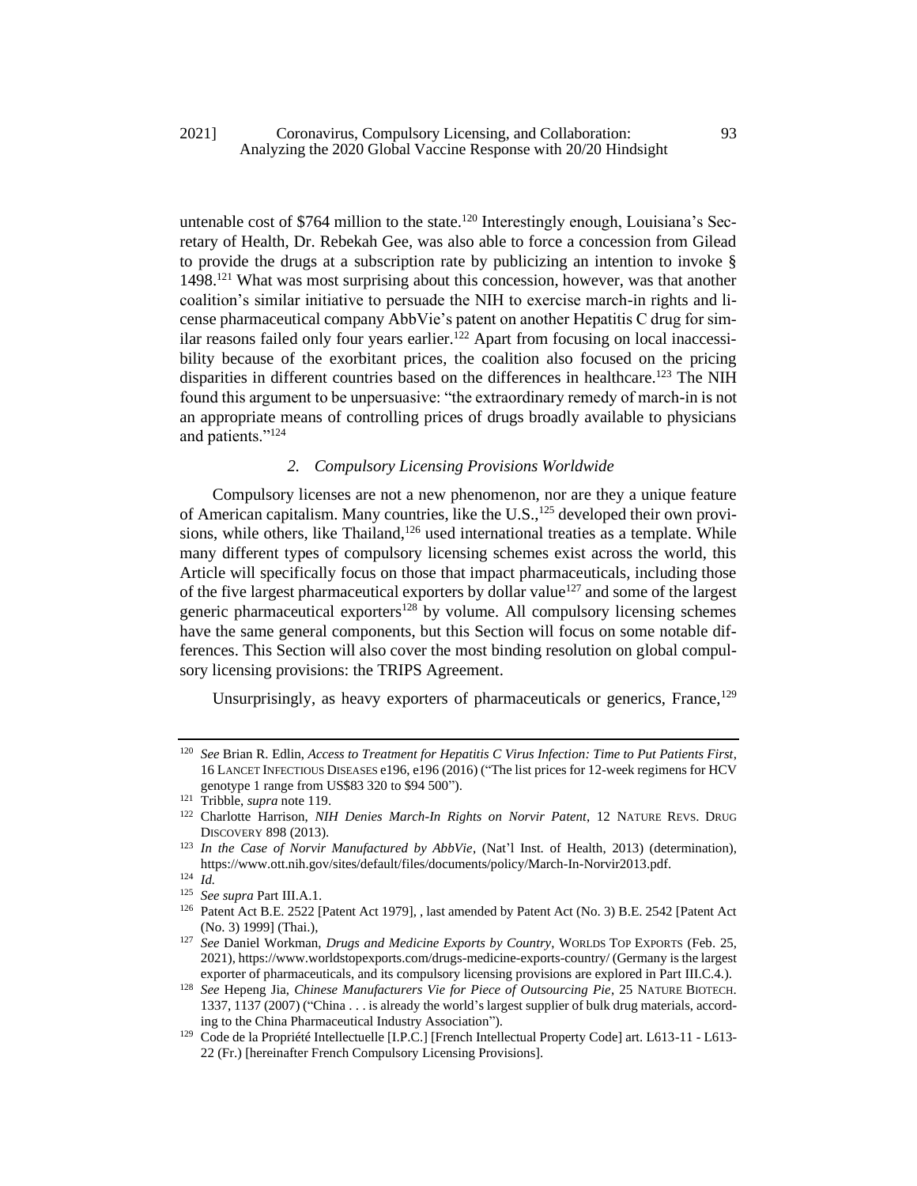untenable cost of $764 million to the state.[120] Interestingly enough, Louisiana's Secretary of Health, Dr. Rebekah Gee, was also able to force a concession from Gilead to provide the drugs at a subscription rate by publicizing an intention to invoke § 1498.[121] What was most surprising about this concession, however, was that another coalition's similar initiative to persuade the NIH to exercise march-in rights and license pharmaceutical company AbbVie's patent on another Hepatitis C drug for similar reasons failed only four years earlier.[122] Apart from focusing on local inaccessibility because of the exorbitant prices, the coalition also focused on the pricing disparities in different countries based on the differences in healthcare.[123] The NIH found this argument to be unpersuasive: "the extraordinary remedy of march-in is not an appropriate means of controlling prices of drugs broadly available to physicians and patients."[124]

### *2. Compulsory Licensing Provisions Worldwide*

Compulsory licenses are not a new phenomenon, nor are they a unique feature of American capitalism. Many countries, like the U.S.,[125] developed their own provisions, while others, like Thailand,[126] used international treaties as a template. While many different types of compulsory licensing schemes exist across the world, this Article will specifically focus on those that impact pharmaceuticals, including those of the five largest pharmaceutical exporters by dollar value[127] and some of the largest generic pharmaceutical exporters[128] by volume. All compulsory licensing schemes have the same general components, but this Section will focus on some notable differences. This Section will also cover the most binding resolution on global compulsory licensing provisions: the TRIPS Agreement.

Unsurprisingly, as heavy exporters of pharmaceuticals or generics, France,[129]

---

[120] *See* Brian R. Edlin, *Access to Treatment for Hepatitis C Virus Infection: Time to Put Patients First*, 16 LANCET INFECTIOUS DISEASES e196, e196 (2016) ("The list prices for 12-week regimens for HCV genotype 1 range from US$83 320 to $94 500").

[121] Tribble, *supra* note 119.

[122] Charlotte Harrison, *NIH Denies March-In Rights on Norvir Patent*, 12 NATURE REVS. DRUG DISCOVERY 898 (2013).

[123] *In the Case of Norvir Manufactured by AbbVie*, (Nat'l Inst. of Health, 2013) (determination), https://www.ott.nih.gov/sites/default/files/documents/policy/March-In-Norvir2013.pdf.

[124] *Id.*

[125] *See supra* Part III.A.1.

[126] Patent Act B.E. 2522 [Patent Act 1979], , last amended by Patent Act (No. 3) B.E. 2542 [Patent Act (No. 3) 1999] (Thai.),

[127] *See* Daniel Workman, *Drugs and Medicine Exports by Country*, WORLDS TOP EXPORTS (Feb. 25, 2021), https://www.worldstopexports.com/drugs-medicine-exports-country/ (Germany is the largest exporter of pharmaceuticals, and its compulsory licensing provisions are explored in Part III.C.4.).

[128] *See* Hepeng Jia, *Chinese Manufacturers Vie for Piece of Outsourcing Pie*, 25 NATURE BIOTECH. 1337, 1137 (2007) ("China . . . is already the world's largest supplier of bulk drug materials, according to the China Pharmaceutical Industry Association").

[129] Code de la Propriété Intellectuelle [I.P.C.] [French Intellectual Property Code] art. L613-11 - L613-22 (Fr.) [hereinafter French Compulsory Licensing Provisions].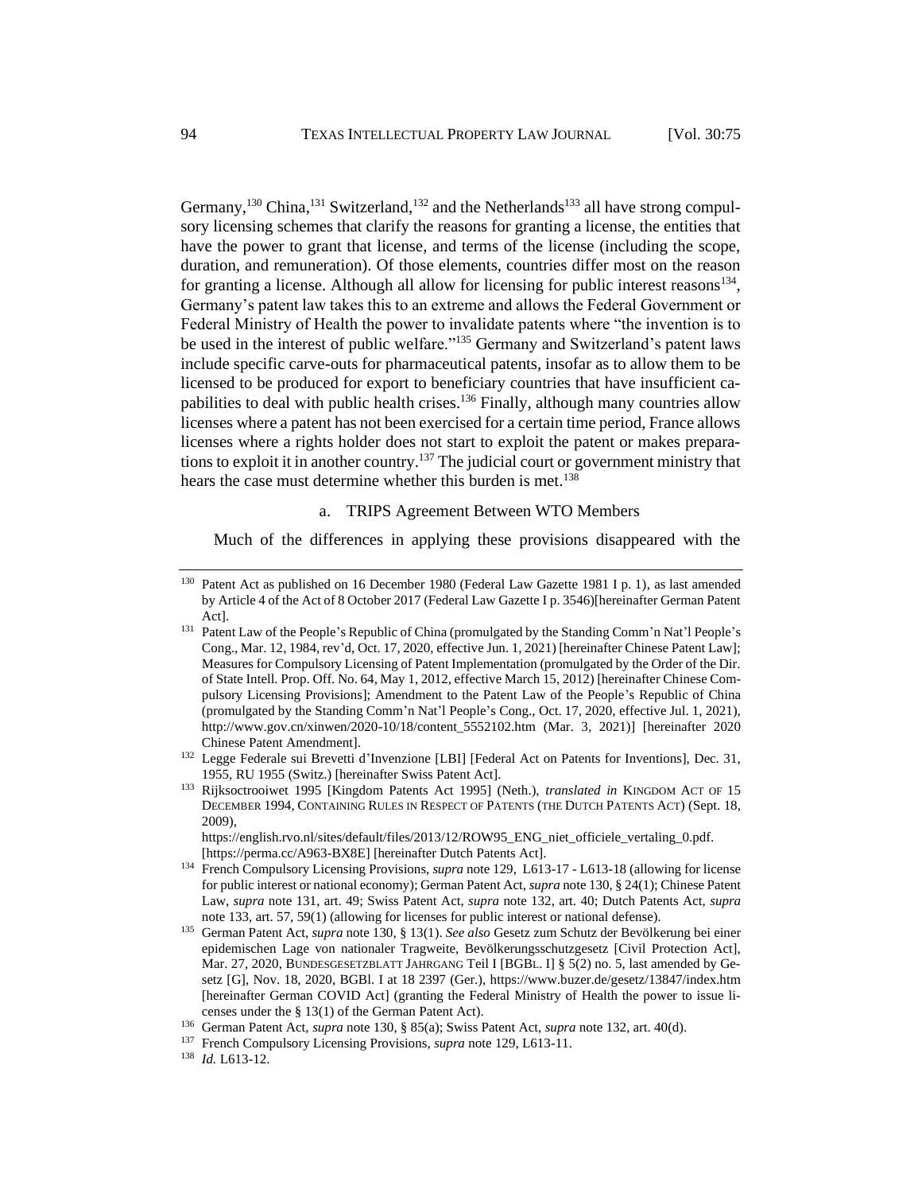Germany,[130] China,[131] Switzerland,[132] and the Netherlands[133] all have strong compulsory licensing schemes that clarify the reasons for granting a license, the entities that have the power to grant that license, and terms of the license (including the scope, duration, and remuneration). Of those elements, countries differ most on the reason for granting a license. Although all allow for licensing for public interest reasons[134], Germany's patent law takes this to an extreme and allows the Federal Government or Federal Ministry of Health the power to invalidate patents where "the invention is to be used in the interest of public welfare."[135] Germany and Switzerland's patent laws include specific carve-outs for pharmaceutical patents, insofar as to allow them to be licensed to be produced for export to beneficiary countries that have insufficient capabilities to deal with public health crises.[136] Finally, although many countries allow licenses where a patent has not been exercised for a certain time period, France allows licenses where a rights holder does not start to exploit the patent or makes preparations to exploit it in another country.[137] The judicial court or government ministry that hears the case must determine whether this burden is met.[138]

### a. TRIPS Agreement Between WTO Members

Much of the differences in applying these provisions disappeared with the

---

[130] Patent Act as published on 16 December 1980 (Federal Law Gazette 1981 I p. 1), as last amended by Article 4 of the Act of 8 October 2017 (Federal Law Gazette I p. 3546)[hereinafter German Patent Act].

[131] Patent Law of the People's Republic of China (promulgated by the Standing Comm'n Nat'l People's Cong., Mar. 12, 1984, rev'd, Oct. 17, 2020, effective Jun. 1, 2021) [hereinafter Chinese Patent Law]; Measures for Compulsory Licensing of Patent Implementation (promulgated by the Order of the Dir. of State Intell. Prop. Off. No. 64, May 1, 2012, effective March 15, 2012) [hereinafter Chinese Compulsory Licensing Provisions]; Amendment to the Patent Law of the People's Republic of China (promulgated by the Standing Comm'n Nat'l People's Cong., Oct. 17, 2020, effective Jul. 1, 2021), http://www.gov.cn/xinwen/2020-10/18/content_5552102.htm (Mar. 3, 2021)] [hereinafter 2020 Chinese Patent Amendment].

[132] Legge Federale sui Brevetti d'Invenzione [LBI] [Federal Act on Patents for Inventions], Dec. 31, 1955, RU 1955 (Switz.) [hereinafter Swiss Patent Act].

[133] Rijksoctrooiwet 1995 [Kingdom Patents Act 1995] (Neth.), *translated in* KINGDOM ACT OF 15 DECEMBER 1994, CONTAINING RULES IN RESPECT OF PATENTS (THE DUTCH PATENTS ACT) (Sept. 18, 2009), https://english.rvo.nl/sites/default/files/2013/12/ROW95_ENG_niet_officiele_vertaling_0.pdf. [https://perma.cc/A963-BX8E] [hereinafter Dutch Patents Act].

[134] French Compulsory Licensing Provisions, *supra* note 129, L613-17 - L613-18 (allowing for license for public interest or national economy); German Patent Act, *supra* note 130, § 24(1); Chinese Patent Law, *supra* note 131, art. 49; Swiss Patent Act, *supra* note 132, art. 40; Dutch Patents Act, *supra* note 133, art. 57, 59(1) (allowing for licenses for public interest or national defense).

[135] German Patent Act, *supra* note 130, § 13(1). *See also* Gesetz zum Schutz der Bevölkerung bei einer epidemischen Lage von nationaler Tragweite, Bevölkerungsschutzgesetz [Civil Protection Act], Mar. 27, 2020, BUNDESGESETZBLATT JAHRGANG Teil I [BGBL. I] § 5(2) no. 5, last amended by Gesetz [G], Nov. 18, 2020, BGBl. I at 18 2397 (Ger.), https://www.buzer.de/gesetz/13847/index.htm [hereinafter German COVID Act] (granting the Federal Ministry of Health the power to issue licenses under the § 13(1) of the German Patent Act).

[136] German Patent Act, *supra* note 130, § 85(a); Swiss Patent Act, *supra* note 132, art. 40(d).

[137] French Compulsory Licensing Provisions, *supra* note 129, L613-11.

[138] *Id.* L613-12.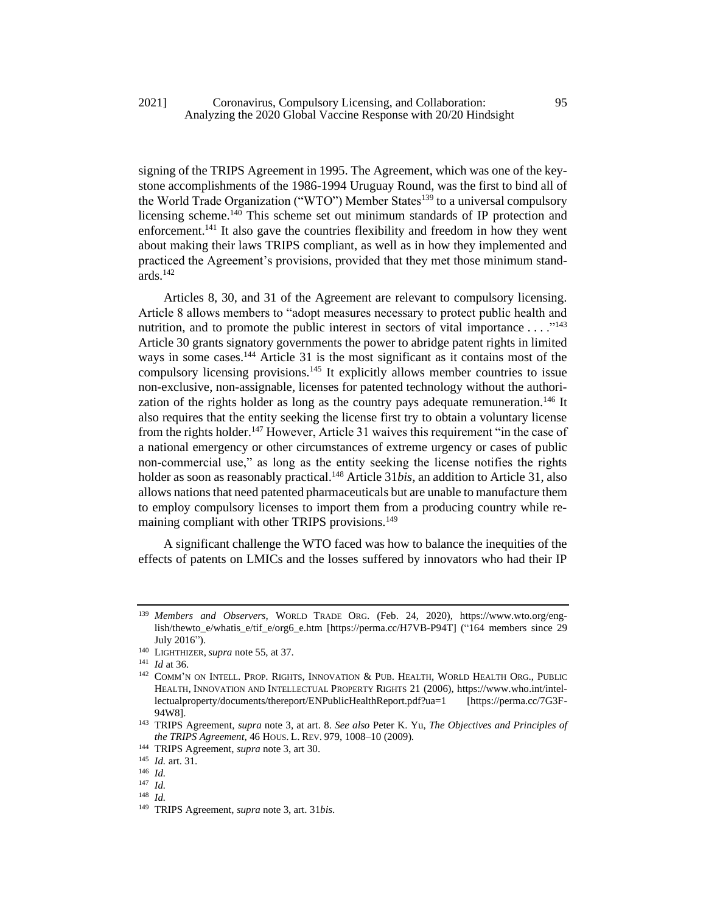signing of the TRIPS Agreement in 1995. The Agreement, which was one of the keystone accomplishments of the 1986-1994 Uruguay Round, was the first to bind all of the World Trade Organization ("WTO") Member States[139] to a universal compulsory licensing scheme.[140] This scheme set out minimum standards of IP protection and enforcement.[141] It also gave the countries flexibility and freedom in how they went about making their laws TRIPS compliant, as well as in how they implemented and practiced the Agreement's provisions, provided that they met those minimum standards.[142]

Articles 8, 30, and 31 of the Agreement are relevant to compulsory licensing. Article 8 allows members to "adopt measures necessary to protect public health and nutrition, and to promote the public interest in sectors of vital importance . . . ."[143] Article 30 grants signatory governments the power to abridge patent rights in limited ways in some cases.[144] Article 31 is the most significant as it contains most of the compulsory licensing provisions.[145] It explicitly allows member countries to issue non-exclusive, non-assignable, licenses for patented technology without the authorization of the rights holder as long as the country pays adequate remuneration.[146] It also requires that the entity seeking the license first try to obtain a voluntary license from the rights holder.[147] However, Article 31 waives this requirement "in the case of a national emergency or other circumstances of extreme urgency or cases of public non-commercial use," as long as the entity seeking the license notifies the rights holder as soon as reasonably practical.[148] Article 31*bis*, an addition to Article 31, also allows nations that need patented pharmaceuticals but are unable to manufacture them to employ compulsory licenses to import them from a producing country while remaining compliant with other TRIPS provisions.[149]

A significant challenge the WTO faced was how to balance the inequities of the effects of patents on LMICs and the losses suffered by innovators who had their IP

---

[139] *Members and Observers*, WORLD TRADE ORG. (Feb. 24, 2020), https://www.wto.org/english/thewto_e/whatis_e/tif_e/org6_e.htm [https://perma.cc/H7VB-P94T] ("164 members since 29 July 2016").

[140] LIGHTHIZER, *supra* note 55, at 37.

[141] *Id* at 36.

[142] COMM'N ON INTELL. PROP. RIGHTS, INNOVATION & PUB. HEALTH, WORLD HEALTH ORG., PUBLIC HEALTH, INNOVATION AND INTELLECTUAL PROPERTY RIGHTS 21 (2006), https://www.who.int/intellectualproperty/documents/thereport/ENPublicHealthReport.pdf?ua=1 [https://perma.cc/7G3F-94W8].

[143] TRIPS Agreement, *supra* note 3, at art. 8. *See also* Peter K. Yu, *The Objectives and Principles of the TRIPS Agreement*, 46 HOUS. L. REV. 979, 1008–10 (2009).

[144] TRIPS Agreement, *supra* note 3, art 30.

[145] *Id.* art. 31.

[146] *Id.*

[147] *Id.*

[148] *Id.*

[149] TRIPS Agreement, *supra* note 3, art. 31*bis*.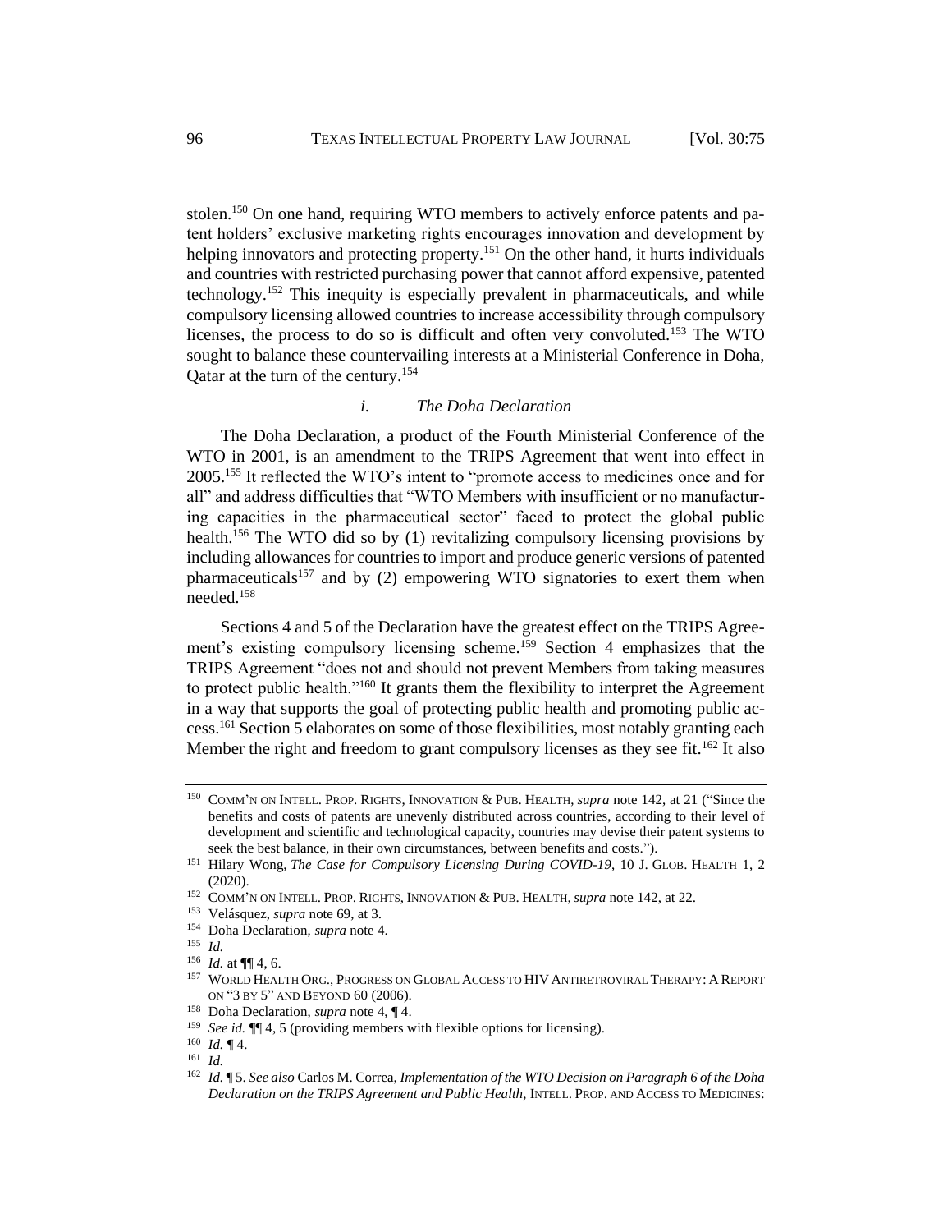stolen.[150] On one hand, requiring WTO members to actively enforce patents and patent holders' exclusive marketing rights encourages innovation and development by helping innovators and protecting property.[151] On the other hand, it hurts individuals and countries with restricted purchasing power that cannot afford expensive, patented technology.[152] This inequity is especially prevalent in pharmaceuticals, and while compulsory licensing allowed countries to increase accessibility through compulsory licenses, the process to do so is difficult and often very convoluted.[153] The WTO sought to balance these countervailing interests at a Ministerial Conference in Doha, Qatar at the turn of the century.[154]

### *i. The Doha Declaration*

The Doha Declaration, a product of the Fourth Ministerial Conference of the WTO in 2001, is an amendment to the TRIPS Agreement that went into effect in 2005.[155] It reflected the WTO's intent to "promote access to medicines once and for all" and address difficulties that "WTO Members with insufficient or no manufacturing capacities in the pharmaceutical sector" faced to protect the global public health.[156] The WTO did so by (1) revitalizing compulsory licensing provisions by including allowances for countries to import and produce generic versions of patented pharmaceuticals[157] and by (2) empowering WTO signatories to exert them when needed.[158]

Sections 4 and 5 of the Declaration have the greatest effect on the TRIPS Agreement's existing compulsory licensing scheme.[159] Section 4 emphasizes that the TRIPS Agreement "does not and should not prevent Members from taking measures to protect public health."[160] It grants them the flexibility to interpret the Agreement in a way that supports the goal of protecting public health and promoting public access.[161] Section 5 elaborates on some of those flexibilities, most notably granting each Member the right and freedom to grant compulsory licenses as they see fit.[162] It also

---

[150] COMM'N ON INTELL. PROP. RIGHTS, INNOVATION & PUB. HEALTH, *supra* note 142, at 21 ("Since the benefits and costs of patents are unevenly distributed across countries, according to their level of development and scientific and technological capacity, countries may devise their patent systems to seek the best balance, in their own circumstances, between benefits and costs.").

[151] Hilary Wong, *The Case for Compulsory Licensing During COVID-19*, 10 J. GLOB. HEALTH 1, 2 (2020).

[152] COMM'N ON INTELL. PROP. RIGHTS, INNOVATION & PUB. HEALTH, *supra* note 142, at 22.

[153] Velásquez, *supra* note 69, at 3.

[154] Doha Declaration, *supra* note 4.

[155] *Id.*

[156] *Id.* at ¶¶ 4, 6.

[157] WORLD HEALTH ORG., PROGRESS ON GLOBAL ACCESS TO HIV ANTIRETROVIRAL THERAPY: A REPORT ON "3 BY 5" AND BEYOND 60 (2006).

[158] Doha Declaration, *supra* note 4, ¶ 4.

[159] *See id.* ¶¶ 4, 5 (providing members with flexible options for licensing).

[160] *Id.* ¶ 4.

[161] *Id.*

[162] *Id.* ¶ 5. *See also* Carlos M. Correa, *Implementation of the WTO Decision on Paragraph 6 of the Doha Declaration on the TRIPS Agreement and Public Health*, INTELL. PROP. AND ACCESS TO MEDICINES: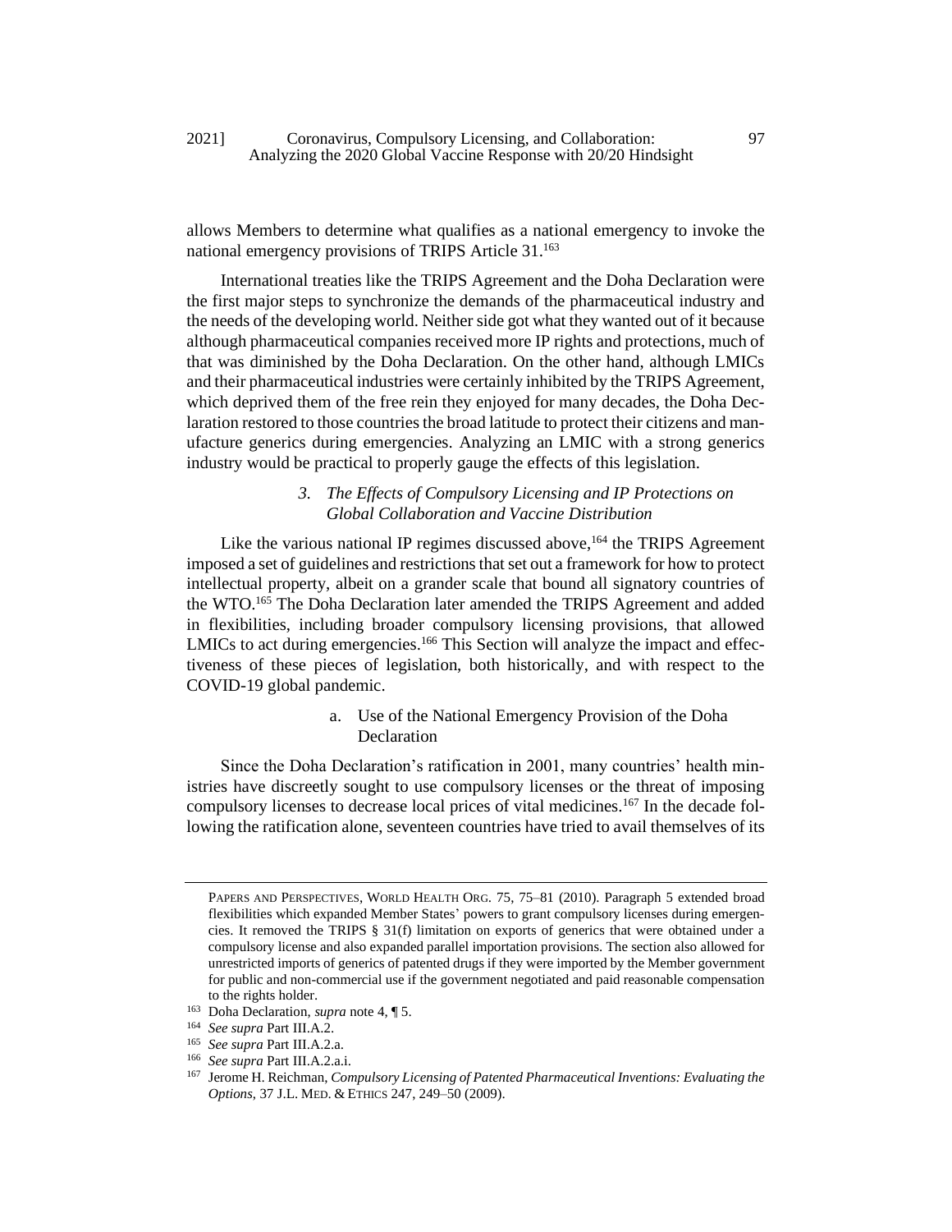allows Members to determine what qualifies as a national emergency to invoke the national emergency provisions of TRIPS Article 31.[163]

International treaties like the TRIPS Agreement and the Doha Declaration were the first major steps to synchronize the demands of the pharmaceutical industry and the needs of the developing world. Neither side got what they wanted out of it because although pharmaceutical companies received more IP rights and protections, much of that was diminished by the Doha Declaration. On the other hand, although LMICs and their pharmaceutical industries were certainly inhibited by the TRIPS Agreement, which deprived them of the free rein they enjoyed for many decades, the Doha Declaration restored to those countries the broad latitude to protect their citizens and manufacture generics during emergencies. Analyzing an LMIC with a strong generics industry would be practical to properly gauge the effects of this legislation.

### *3. The Effects of Compulsory Licensing and IP Protections on Global Collaboration and Vaccine Distribution*

Like the various national IP regimes discussed above,[164] the TRIPS Agreement imposed a set of guidelines and restrictions that set out a framework for how to protect intellectual property, albeit on a grander scale that bound all signatory countries of the WTO.[165] The Doha Declaration later amended the TRIPS Agreement and added in flexibilities, including broader compulsory licensing provisions, that allowed LMICs to act during emergencies.[166] This Section will analyze the impact and effectiveness of these pieces of legislation, both historically, and with respect to the COVID-19 global pandemic.

#### a. Use of the National Emergency Provision of the Doha Declaration

Since the Doha Declaration's ratification in 2001, many countries' health ministries have discreetly sought to use compulsory licenses or the threat of imposing compulsory licenses to decrease local prices of vital medicines.[167] In the decade following the ratification alone, seventeen countries have tried to avail themselves of its

---

PAPERS AND PERSPECTIVES, WORLD HEALTH ORG. 75, 75–81 (2010). Paragraph 5 extended broad flexibilities which expanded Member States' powers to grant compulsory licenses during emergencies. It removed the TRIPS § 31(f) limitation on exports of generics that were obtained under a compulsory license and also expanded parallel importation provisions. The section also allowed for unrestricted imports of generics of patented drugs if they were imported by the Member government for public and non-commercial use if the government negotiated and paid reasonable compensation to the rights holder.

[163] Doha Declaration, *supra* note 4, ¶ 5.

[164] *See supra* Part III.A.2.

[165] *See supra* Part III.A.2.a.

[166] *See supra* Part III.A.2.a.i.

[167] Jerome H. Reichman, *Compulsory Licensing of Patented Pharmaceutical Inventions: Evaluating the Options*, 37 J.L. MED. & ETHICS 247, 249–50 (2009).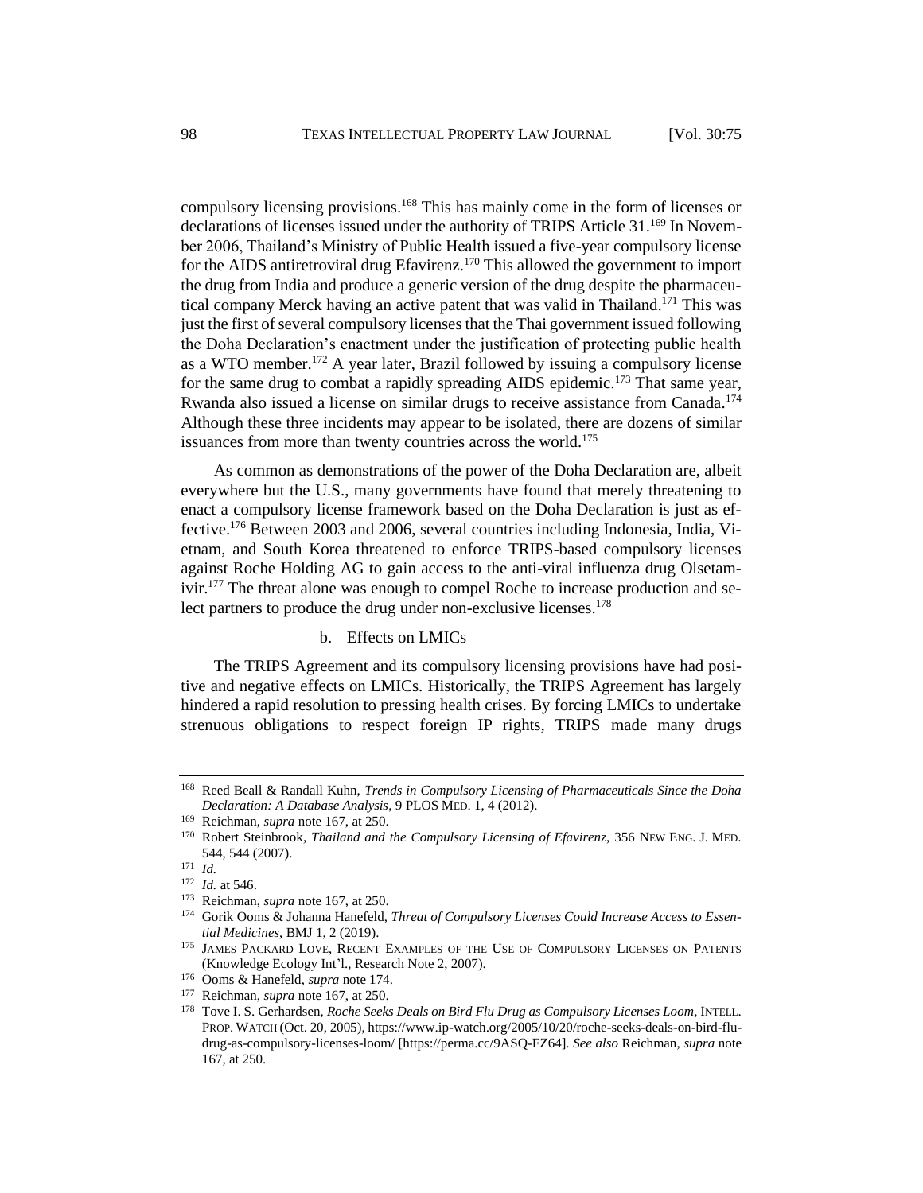compulsory licensing provisions.[168] This has mainly come in the form of licenses or declarations of licenses issued under the authority of TRIPS Article 31.[169] In November 2006, Thailand's Ministry of Public Health issued a five-year compulsory license for the AIDS antiretroviral drug Efavirenz.[170] This allowed the government to import the drug from India and produce a generic version of the drug despite the pharmaceutical company Merck having an active patent that was valid in Thailand.[171] This was just the first of several compulsory licenses that the Thai government issued following the Doha Declaration's enactment under the justification of protecting public health as a WTO member.[172] A year later, Brazil followed by issuing a compulsory license for the same drug to combat a rapidly spreading AIDS epidemic.[173] That same year, Rwanda also issued a license on similar drugs to receive assistance from Canada.[174] Although these three incidents may appear to be isolated, there are dozens of similar issuances from more than twenty countries across the world.[175]

As common as demonstrations of the power of the Doha Declaration are, albeit everywhere but the U.S., many governments have found that merely threatening to enact a compulsory license framework based on the Doha Declaration is just as effective.[176] Between 2003 and 2006, several countries including Indonesia, India, Vietnam, and South Korea threatened to enforce TRIPS-based compulsory licenses against Roche Holding AG to gain access to the anti-viral influenza drug Olsetamivir.[177] The threat alone was enough to compel Roche to increase production and select partners to produce the drug under non-exclusive licenses.[178]

b. Effects on LMICs

The TRIPS Agreement and its compulsory licensing provisions have had positive and negative effects on LMICs. Historically, the TRIPS Agreement has largely hindered a rapid resolution to pressing health crises. By forcing LMICs to undertake strenuous obligations to respect foreign IP rights, TRIPS made many drugs

---

[168] Reed Beall & Randall Kuhn, *Trends in Compulsory Licensing of Pharmaceuticals Since the Doha Declaration: A Database Analysis*, 9 PLOS MED. 1, 4 (2012).

[169] Reichman, *supra* note 167, at 250.

[170] Robert Steinbrook, *Thailand and the Compulsory Licensing of Efavirenz*, 356 NEW ENG. J. MED. 544, 544 (2007).

[171] *Id.*

[172] *Id.* at 546.

[173] Reichman, *supra* note 167, at 250.

[174] Gorik Ooms & Johanna Hanefeld, *Threat of Compulsory Licenses Could Increase Access to Essential Medicines*, BMJ 1, 2 (2019).

[175] JAMES PACKARD LOVE, RECENT EXAMPLES OF THE USE OF COMPULSORY LICENSES ON PATENTS (Knowledge Ecology Int'l., Research Note 2, 2007).

[176] Ooms & Hanefeld, *supra* note 174.

[177] Reichman, *supra* note 167, at 250.

[178] Tove I. S. Gerhardsen, *Roche Seeks Deals on Bird Flu Drug as Compulsory Licenses Loom*, INTELL. PROP. WATCH (Oct. 20, 2005), https://www.ip-watch.org/2005/10/20/roche-seeks-deals-on-bird-flu-drug-as-compulsory-licenses-loom/ [https://perma.cc/9ASQ-FZ64]. *See also* Reichman, *supra* note 167, at 250.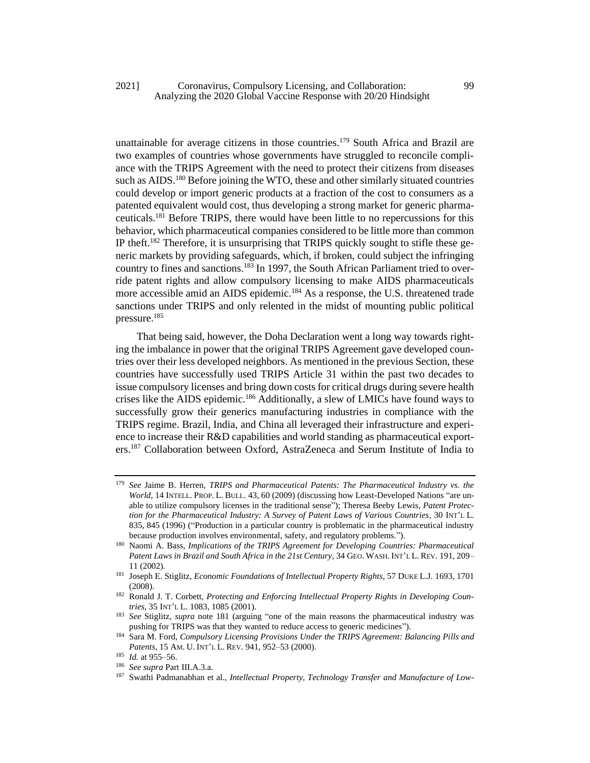unattainable for average citizens in those countries.[179] South Africa and Brazil are two examples of countries whose governments have struggled to reconcile compliance with the TRIPS Agreement with the need to protect their citizens from diseases such as AIDS.[180] Before joining the WTO, these and other similarly situated countries could develop or import generic products at a fraction of the cost to consumers as a patented equivalent would cost, thus developing a strong market for generic pharmaceuticals.[181] Before TRIPS, there would have been little to no repercussions for this behavior, which pharmaceutical companies considered to be little more than common IP theft.[182] Therefore, it is unsurprising that TRIPS quickly sought to stifle these generic markets by providing safeguards, which, if broken, could subject the infringing country to fines and sanctions.[183] In 1997, the South African Parliament tried to override patent rights and allow compulsory licensing to make AIDS pharmaceuticals more accessible amid an AIDS epidemic.[184] As a response, the U.S. threatened trade sanctions under TRIPS and only relented in the midst of mounting public political pressure.[185]

That being said, however, the Doha Declaration went a long way towards righting the imbalance in power that the original TRIPS Agreement gave developed countries over their less developed neighbors. As mentioned in the previous Section, these countries have successfully used TRIPS Article 31 within the past two decades to issue compulsory licenses and bring down costs for critical drugs during severe health crises like the AIDS epidemic.[186] Additionally, a slew of LMICs have found ways to successfully grow their generics manufacturing industries in compliance with the TRIPS regime. Brazil, India, and China all leveraged their infrastructure and experience to increase their R&D capabilities and world standing as pharmaceutical exporters.[187] Collaboration between Oxford, AstraZeneca and Serum Institute of India to

---

[179] *See* Jaime B. Herren, *TRIPS and Pharmaceutical Patents: The Pharmaceutical Industry vs. the World*, 14 INTELL. PROP. L. BULL. 43, 60 (2009) (discussing how Least-Developed Nations "are unable to utilize compulsory licenses in the traditional sense"); Theresa Beeby Lewis, *Patent Protection for the Pharmaceutical Industry: A Survey of Patent Laws of Various Countries*, 30 INT'L L. 835, 845 (1996) ("Production in a particular country is problematic in the pharmaceutical industry because production involves environmental, safety, and regulatory problems.").

[180] Naomi A. Bass, *Implications of the TRIPS Agreement for Developing Countries: Pharmaceutical Patent Laws in Brazil and South Africa in the 21st Century*, 34 GEO. WASH. INT'L L. REV. 191, 209–11 (2002).

[181] Joseph E. Stiglitz, *Economic Foundations of Intellectual Property Rights*, 57 DUKE L.J. 1693, 1701 (2008).

[182] Ronald J. T. Corbett, *Protecting and Enforcing Intellectual Property Rights in Developing Countries*, 35 INT'L L. 1083, 1085 (2001).

[183] *See* Stiglitz, *supra* note 181 (arguing "one of the main reasons the pharmaceutical industry was pushing for TRIPS was that they wanted to reduce access to generic medicines").

[184] Sara M. Ford, *Compulsory Licensing Provisions Under the TRIPS Agreement: Balancing Pills and Patents*, 15 AM. U. INT'L L. REV. 941, 952–53 (2000).

[185] *Id.* at 955–56.

[186] *See supra* Part III.A.3.a.

[187] Swathi Padmanabhan et al., *Intellectual Property, Technology Transfer and Manufacture of Low-*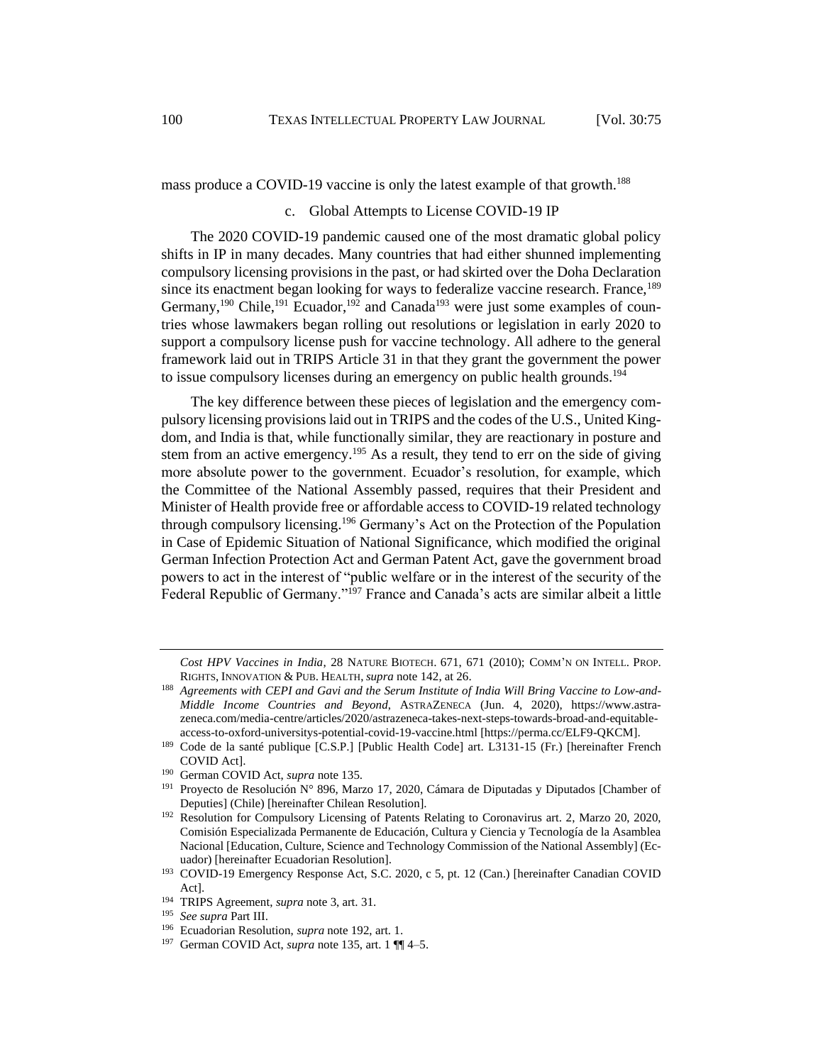mass produce a COVID-19 vaccine is only the latest example of that growth.[188]

### c. Global Attempts to License COVID-19 IP

The 2020 COVID-19 pandemic caused one of the most dramatic global policy shifts in IP in many decades. Many countries that had either shunned implementing compulsory licensing provisions in the past, or had skirted over the Doha Declaration since its enactment began looking for ways to federalize vaccine research. France,[189] Germany,[190] Chile,[191] Ecuador,[192] and Canada[193] were just some examples of countries whose lawmakers began rolling out resolutions or legislation in early 2020 to support a compulsory license push for vaccine technology. All adhere to the general framework laid out in TRIPS Article 31 in that they grant the government the power to issue compulsory licenses during an emergency on public health grounds.[194]

The key difference between these pieces of legislation and the emergency compulsory licensing provisions laid out in TRIPS and the codes of the U.S., United Kingdom, and India is that, while functionally similar, they are reactionary in posture and stem from an active emergency.[195] As a result, they tend to err on the side of giving more absolute power to the government. Ecuador's resolution, for example, which the Committee of the National Assembly passed, requires that their President and Minister of Health provide free or affordable access to COVID-19 related technology through compulsory licensing.[196] Germany's Act on the Protection of the Population in Case of Epidemic Situation of National Significance, which modified the original German Infection Protection Act and German Patent Act, gave the government broad powers to act in the interest of "public welfare or in the interest of the security of the Federal Republic of Germany."[197] France and Canada's acts are similar albeit a little

---

*Cost HPV Vaccines in India*, 28 NATURE BIOTECH. 671, 671 (2010); COMM'N ON INTELL. PROP. RIGHTS, INNOVATION & PUB. HEALTH, *supra* note 142, at 26.

[188] *Agreements with CEPI and Gavi and the Serum Institute of India Will Bring Vaccine to Low-and-Middle Income Countries and Beyond*, ASTRAZENECA (Jun. 4, 2020), https://www.astrazeneca.com/media-centre/articles/2020/astrazeneca-takes-next-steps-towards-broad-and-equitable-access-to-oxford-universitys-potential-covid-19-vaccine.html [https://perma.cc/ELF9-QKCM].

[189] Code de la santé publique [C.S.P.] [Public Health Code] art. L3131-15 (Fr.) [hereinafter French COVID Act].

[190] German COVID Act, *supra* note 135.

[191] Proyecto de Resolución N° 896, Marzo 17, 2020, Cámara de Diputadas y Diputados [Chamber of Deputies] (Chile) [hereinafter Chilean Resolution].

[192] Resolution for Compulsory Licensing of Patents Relating to Coronavirus art. 2, Marzo 20, 2020, Comisión Especializada Permanente de Educación, Cultura y Ciencia y Tecnología de la Asamblea Nacional [Education, Culture, Science and Technology Commission of the National Assembly] (Ecuador) [hereinafter Ecuadorian Resolution].

[193] COVID-19 Emergency Response Act, S.C. 2020, c 5, pt. 12 (Can.) [hereinafter Canadian COVID Act].

[194] TRIPS Agreement, *supra* note 3, art. 31.

[195] *See supra* Part III.

[196] Ecuadorian Resolution, *supra* note 192, art. 1.

[197] German COVID Act, *supra* note 135, art. 1 ¶¶ 4–5.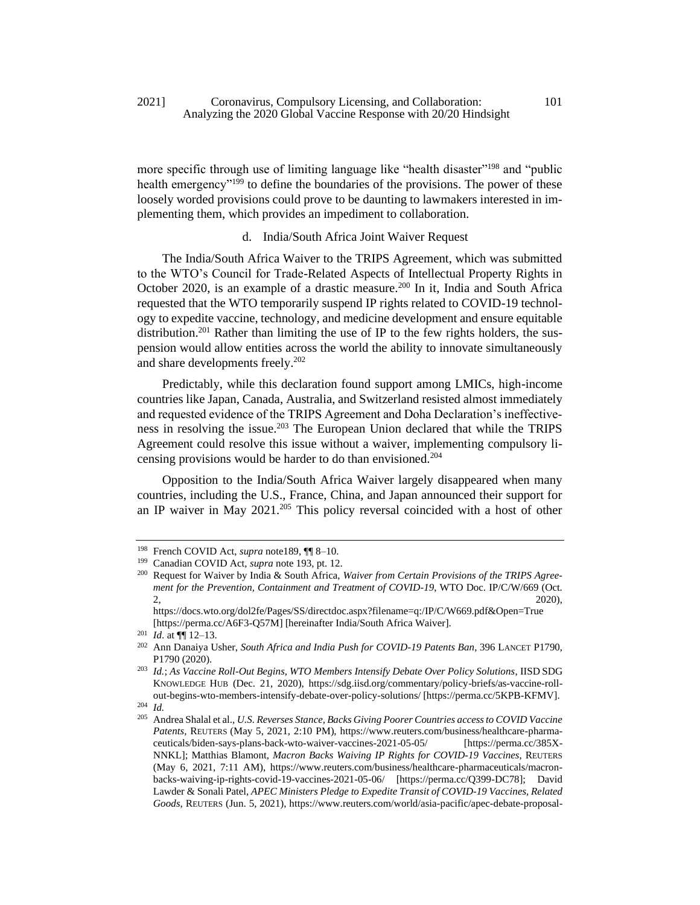more specific through use of limiting language like "health disaster"[198] and "public health emergency"[199] to define the boundaries of the provisions. The power of these loosely worded provisions could prove to be daunting to lawmakers interested in implementing them, which provides an impediment to collaboration.

#### d. India/South Africa Joint Waiver Request

The India/South Africa Waiver to the TRIPS Agreement, which was submitted to the WTO's Council for Trade-Related Aspects of Intellectual Property Rights in October 2020, is an example of a drastic measure.[200] In it, India and South Africa requested that the WTO temporarily suspend IP rights related to COVID-19 technology to expedite vaccine, technology, and medicine development and ensure equitable distribution.[201] Rather than limiting the use of IP to the few rights holders, the suspension would allow entities across the world the ability to innovate simultaneously and share developments freely.[202]

Predictably, while this declaration found support among LMICs, high-income countries like Japan, Canada, Australia, and Switzerland resisted almost immediately and requested evidence of the TRIPS Agreement and Doha Declaration's ineffectiveness in resolving the issue.[203] The European Union declared that while the TRIPS Agreement could resolve this issue without a waiver, implementing compulsory licensing provisions would be harder to do than envisioned.[204]

Opposition to the India/South Africa Waiver largely disappeared when many countries, including the U.S., France, China, and Japan announced their support for an IP waiver in May 2021.[205] This policy reversal coincided with a host of other

---

[198] French COVID Act, *supra* note189, ¶¶ 8–10.

[199] Canadian COVID Act, *supra* note 193, pt. 12.

[200] Request for Waiver by India & South Africa, *Waiver from Certain Provisions of the TRIPS Agreement for the Prevention, Containment and Treatment of COVID-19*, WTO Doc. IP/C/W/669 (Oct. 2, 2020), https://docs.wto.org/dol2fe/Pages/SS/directdoc.aspx?filename=q:/IP/C/W669.pdf&Open=True [https://perma.cc/A6F3-Q57M] [hereinafter India/South Africa Waiver].

[201] *Id.* at ¶¶ 12–13.

[202] Ann Danaiya Usher, *South Africa and India Push for COVID-19 Patents Ban*, 396 LANCET P1790, P1790 (2020).

[203] *Id.*; *As Vaccine Roll-Out Begins, WTO Members Intensify Debate Over Policy Solutions*, IISD SDG KNOWLEDGE HUB (Dec. 21, 2020), https://sdg.iisd.org/commentary/policy-briefs/as-vaccine-roll-out-begins-wto-members-intensify-debate-over-policy-solutions/ [https://perma.cc/5KPB-KFMV].

[204] *Id.*

[205] Andrea Shalal et al., *U.S. Reverses Stance, Backs Giving Poorer Countries access to COVID Vaccine Patents*, REUTERS (May 5, 2021, 2:10 PM), https://www.reuters.com/business/healthcare-pharmaceuticals/biden-says-plans-back-wto-waiver-vaccines-2021-05-05/ [https://perma.cc/385X-NNKL]; Matthias Blamont, *Macron Backs Waiving IP Rights for COVID-19 Vaccines*, REUTERS (May 6, 2021, 7:11 AM), https://www.reuters.com/business/healthcare-pharmaceuticals/macron-backs-waiving-ip-rights-covid-19-vaccines-2021-05-06/ [https://perma.cc/Q399-DC78]; David Lawder & Sonali Patel, *APEC Ministers Pledge to Expedite Transit of COVID-19 Vaccines, Related Goods*, REUTERS (Jun. 5, 2021), https://www.reuters.com/world/asia-pacific/apec-debate-proposal-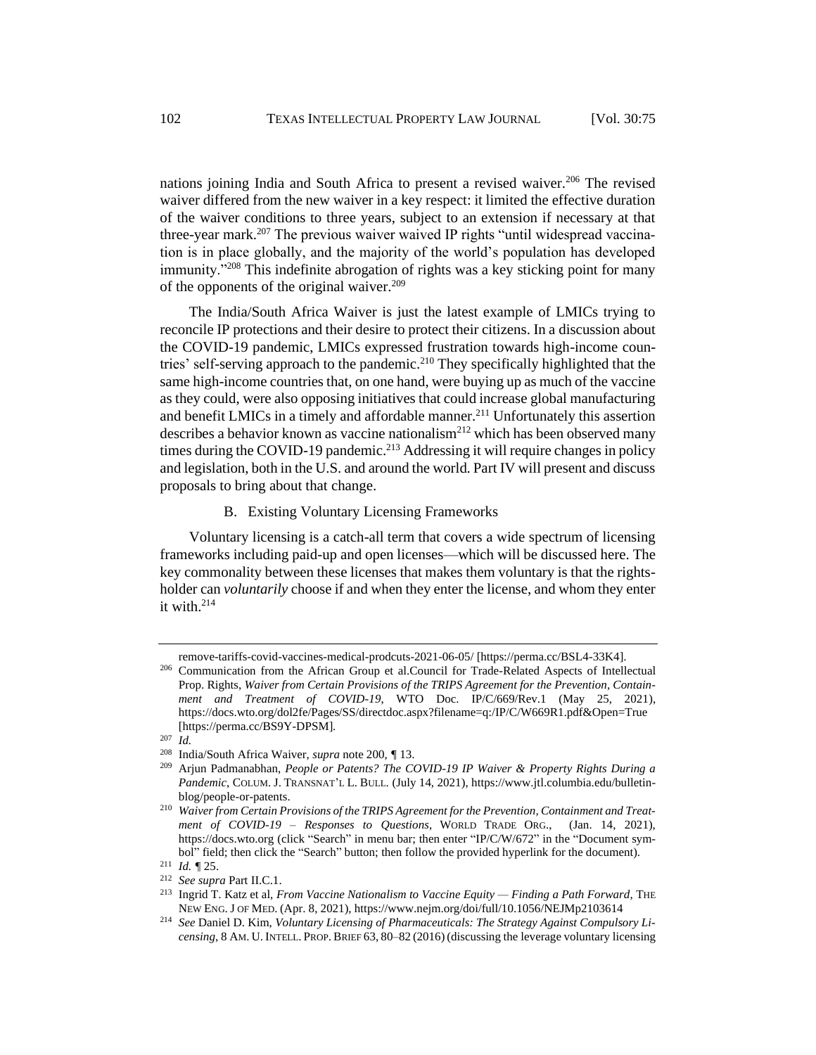nations joining India and South Africa to present a revised waiver.[206] The revised waiver differed from the new waiver in a key respect: it limited the effective duration of the waiver conditions to three years, subject to an extension if necessary at that three-year mark.[207] The previous waiver waived IP rights "until widespread vaccination is in place globally, and the majority of the world's population has developed immunity."[208] This indefinite abrogation of rights was a key sticking point for many of the opponents of the original waiver.[209]

The India/South Africa Waiver is just the latest example of LMICs trying to reconcile IP protections and their desire to protect their citizens. In a discussion about the COVID-19 pandemic, LMICs expressed frustration towards high-income countries' self-serving approach to the pandemic.[210] They specifically highlighted that the same high-income countries that, on one hand, were buying up as much of the vaccine as they could, were also opposing initiatives that could increase global manufacturing and benefit LMICs in a timely and affordable manner.[211] Unfortunately this assertion describes a behavior known as vaccine nationalism[212] which has been observed many times during the COVID-19 pandemic.[213] Addressing it will require changes in policy and legislation, both in the U.S. and around the world. Part IV will present and discuss proposals to bring about that change.

### B. Existing Voluntary Licensing Frameworks

Voluntary licensing is a catch-all term that covers a wide spectrum of licensing frameworks including paid-up and open licenses—which will be discussed here. The key commonality between these licenses that makes them voluntary is that the rights-holder can *voluntarily* choose if and when they enter the license, and whom they enter it with.[214]

---

remove-tariffs-covid-vaccines-medical-prodcuts-2021-06-05/ [https://perma.cc/BSL4-33K4].

[206] Communication from the African Group et al.Council for Trade-Related Aspects of Intellectual Prop. Rights, *Waiver from Certain Provisions of the TRIPS Agreement for the Prevention, Containment and Treatment of COVID-19*, WTO Doc. IP/C/669/Rev.1 (May 25, 2021), https://docs.wto.org/dol2fe/Pages/SS/directdoc.aspx?filename=q:/IP/C/W669R1.pdf&Open=True [https://perma.cc/BS9Y-DPSM].

[207] *Id.*

[208] India/South Africa Waiver, *supra* note 200, ¶ 13.

[209] Arjun Padmanabhan, *People or Patents? The COVID-19 IP Waiver & Property Rights During a Pandemic*, COLUM. J. TRANSNAT'L L. BULL. (July 14, 2021), https://www.jtl.columbia.edu/bulletin-blog/people-or-patents.

[210] *Waiver from Certain Provisions of the TRIPS Agreement for the Prevention, Containment and Treatment of COVID-19 – Responses to Questions*, WORLD TRADE ORG., (Jan. 14, 2021), https://docs.wto.org (click "Search" in menu bar; then enter "IP/C/W/672" in the "Document symbol" field; then click the "Search" button; then follow the provided hyperlink for the document).

[211] *Id.* ¶ 25.

[212] *See supra* Part II.C.1.

[213] Ingrid T. Katz et al, *From Vaccine Nationalism to Vaccine Equity — Finding a Path Forward*, THE NEW ENG. J OF MED. (Apr. 8, 2021), https://www.nejm.org/doi/full/10.1056/NEJMp2103614

[214] *See* Daniel D. Kim, *Voluntary Licensing of Pharmaceuticals: The Strategy Against Compulsory Licensing*, 8 AM. U. INTELL. PROP. BRIEF 63, 80–82 (2016) (discussing the leverage voluntary licensing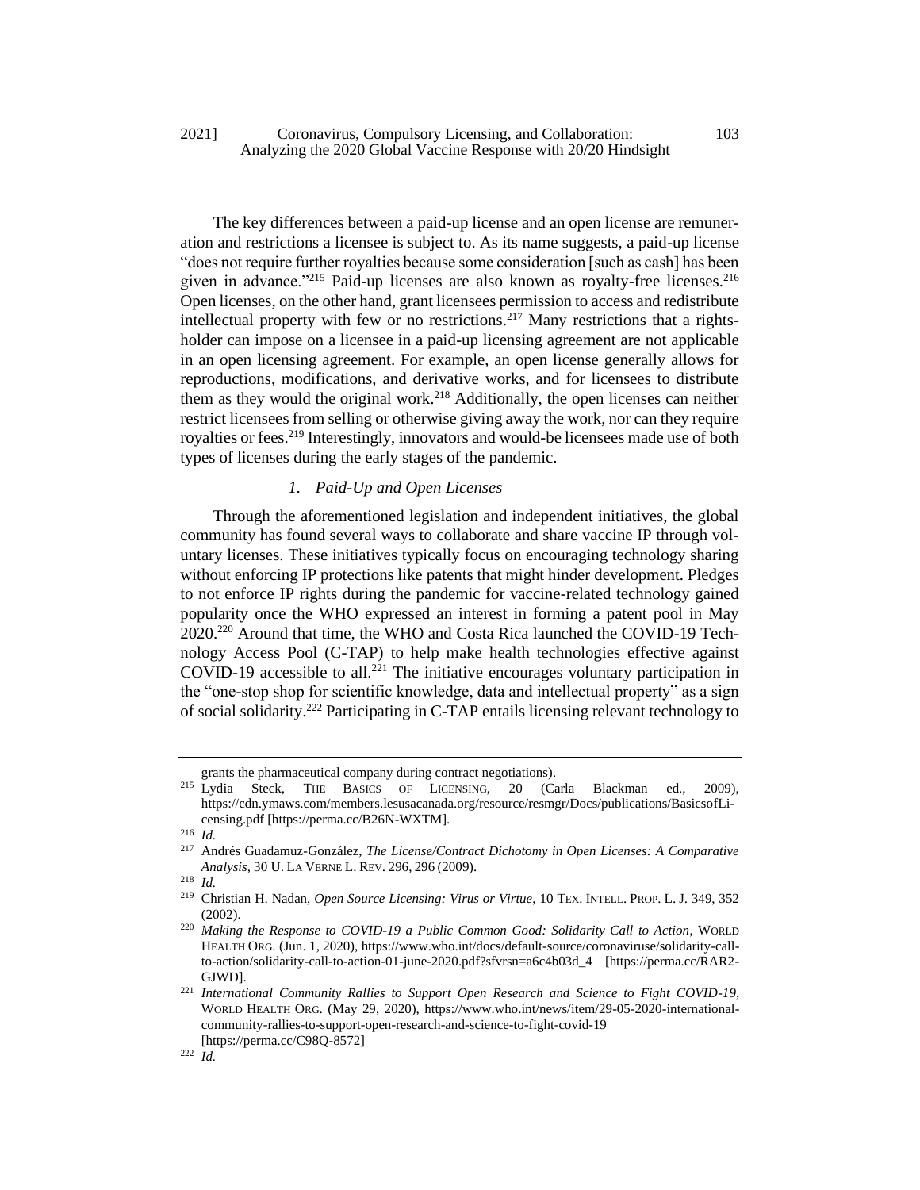The key differences between a paid-up license and an open license are remuneration and restrictions a licensee is subject to. As its name suggests, a paid-up license "does not require further royalties because some consideration [such as cash] has been given in advance."[215] Paid-up licenses are also known as royalty-free licenses.[216] Open licenses, on the other hand, grant licensees permission to access and redistribute intellectual property with few or no restrictions.[217] Many restrictions that a rights-holder can impose on a licensee in a paid-up licensing agreement are not applicable in an open licensing agreement. For example, an open license generally allows for reproductions, modifications, and derivative works, and for licensees to distribute them as they would the original work.[218] Additionally, the open licenses can neither restrict licensees from selling or otherwise giving away the work, nor can they require royalties or fees.[219] Interestingly, innovators and would-be licensees made use of both types of licenses during the early stages of the pandemic.

### *1. Paid-Up and Open Licenses*

Through the aforementioned legislation and independent initiatives, the global community has found several ways to collaborate and share vaccine IP through voluntary licenses. These initiatives typically focus on encouraging technology sharing without enforcing IP protections like patents that might hinder development. Pledges to not enforce IP rights during the pandemic for vaccine-related technology gained popularity once the WHO expressed an interest in forming a patent pool in May 2020.[220] Around that time, the WHO and Costa Rica launched the COVID-19 Technology Access Pool (C-TAP) to help make health technologies effective against COVID-19 accessible to all.[221] The initiative encourages voluntary participation in the "one-stop shop for scientific knowledge, data and intellectual property" as a sign of social solidarity.[222] Participating in C-TAP entails licensing relevant technology to

---

grants the pharmaceutical company during contract negotiations).

[215] Lydia Steck, The Basics of Licensing, 20 (Carla Blackman ed., 2009), https://cdn.ymaws.com/members.lesusacanada.org/resource/resmgr/Docs/publications/BasicsofLicensing.pdf [https://perma.cc/B26N-WXTM].

[216] *Id.*

[217] Andrés Guadamuz-González, *The License/Contract Dichotomy in Open Licenses: A Comparative Analysis*, 30 U. La Verne L. Rev. 296, 296 (2009).

[218] *Id.*

[219] Christian H. Nadan, *Open Source Licensing: Virus or Virtue*, 10 Tex. Intell. Prop. L. J. 349, 352 (2002).

[220] *Making the Response to COVID-19 a Public Common Good: Solidarity Call to Action*, World Health Org. (Jun. 1, 2020), https://www.who.int/docs/default-source/coronaviruse/solidarity-call-to-action/solidarity-call-to-action-01-june-2020.pdf?sfvrsn=a6c4b03d_4 [https://perma.cc/RAR2-GJWD].

[221] *International Community Rallies to Support Open Research and Science to Fight COVID-19*, World Health Org. (May 29, 2020), https://www.who.int/news/item/29-05-2020-international-community-rallies-to-support-open-research-and-science-to-fight-covid-19 [https://perma.cc/C98Q-8572]

[222] *Id.*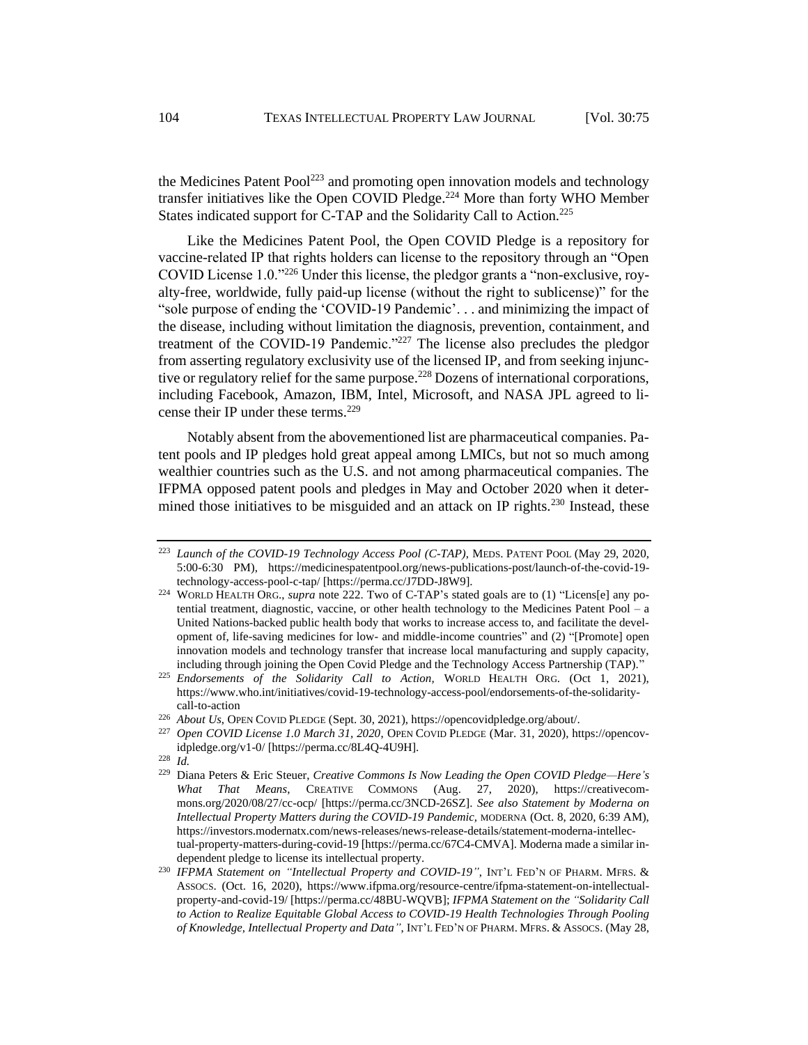the Medicines Patent Pool[223] and promoting open innovation models and technology transfer initiatives like the Open COVID Pledge.[224] More than forty WHO Member States indicated support for C-TAP and the Solidarity Call to Action.[225]

Like the Medicines Patent Pool, the Open COVID Pledge is a repository for vaccine-related IP that rights holders can license to the repository through an "Open COVID License 1.0."[226] Under this license, the pledgor grants a "non-exclusive, royalty-free, worldwide, fully paid-up license (without the right to sublicense)" for the "sole purpose of ending the 'COVID-19 Pandemic'. . . and minimizing the impact of the disease, including without limitation the diagnosis, prevention, containment, and treatment of the COVID-19 Pandemic."[227] The license also precludes the pledgor from asserting regulatory exclusivity use of the licensed IP, and from seeking injunctive or regulatory relief for the same purpose.[228] Dozens of international corporations, including Facebook, Amazon, IBM, Intel, Microsoft, and NASA JPL agreed to license their IP under these terms.[229]

Notably absent from the abovementioned list are pharmaceutical companies. Patent pools and IP pledges hold great appeal among LMICs, but not so much among wealthier countries such as the U.S. and not among pharmaceutical companies. The IFPMA opposed patent pools and pledges in May and October 2020 when it determined those initiatives to be misguided and an attack on IP rights.[230] Instead, these

---

[223] *Launch of the COVID-19 Technology Access Pool (C-TAP)*, MEDS. PATENT POOL (May 29, 2020, 5:00-6:30 PM), https://medicinespatentpool.org/news-publications-post/launch-of-the-covid-19-technology-access-pool-c-tap/ [https://perma.cc/J7DD-J8W9].

[224] WORLD HEALTH ORG., *supra* note 222. Two of C-TAP's stated goals are to (1) "Licens[e] any potential treatment, diagnostic, vaccine, or other health technology to the Medicines Patent Pool – a United Nations-backed public health body that works to increase access to, and facilitate the development of, life-saving medicines for low- and middle-income countries" and (2) "[Promote] open innovation models and technology transfer that increase local manufacturing and supply capacity, including through joining the Open Covid Pledge and the Technology Access Partnership (TAP)."

[225] *Endorsements of the Solidarity Call to Action*, WORLD HEALTH ORG. (Oct 1, 2021), https://www.who.int/initiatives/covid-19-technology-access-pool/endorsements-of-the-solidarity-call-to-action

[226] *About Us*, OPEN COVID PLEDGE (Sept. 30, 2021), https://opencovidpledge.org/about/.

[227] *Open COVID License 1.0 March 31, 2020*, OPEN COVID PLEDGE (Mar. 31, 2020), https://opencovidpledge.org/v1-0/ [https://perma.cc/8L4Q-4U9H].

[228] *Id.*

[229] Diana Peters & Eric Steuer, *Creative Commons Is Now Leading the Open COVID Pledge—Here's What That Means*, CREATIVE COMMONS (Aug. 27, 2020), https://creativecommons.org/2020/08/27/cc-ocp/ [https://perma.cc/3NCD-26SZ]. *See also Statement by Moderna on Intellectual Property Matters during the COVID-19 Pandemic*, MODERNA (Oct. 8, 2020, 6:39 AM), https://investors.modernatx.com/news-releases/news-release-details/statement-moderna-intellectual-property-matters-during-covid-19 [https://perma.cc/67C4-CMVA]. Moderna made a similar independent pledge to license its intellectual property.

[230] *IFPMA Statement on "Intellectual Property and COVID-19"*, INT'L FED'N OF PHARM. MFRS. & ASSOCS. (Oct. 16, 2020), https://www.ifpma.org/resource-centre/ifpma-statement-on-intellectual-property-and-covid-19/ [https://perma.cc/48BU-WQVB]; *IFPMA Statement on the "Solidarity Call to Action to Realize Equitable Global Access to COVID-19 Health Technologies Through Pooling of Knowledge, Intellectual Property and Data"*, INT'L FED'N OF PHARM. MFRS. & ASSOCS. (May 28,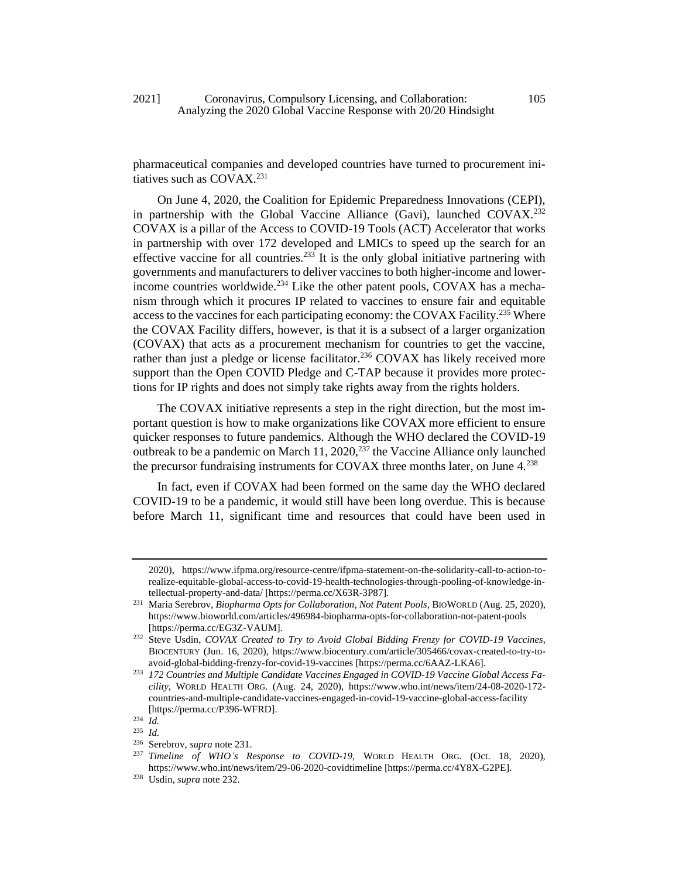pharmaceutical companies and developed countries have turned to procurement initiatives such as COVAX.[231]

On June 4, 2020, the Coalition for Epidemic Preparedness Innovations (CEPI), in partnership with the Global Vaccine Alliance (Gavi), launched COVAX.[232] COVAX is a pillar of the Access to COVID-19 Tools (ACT) Accelerator that works in partnership with over 172 developed and LMICs to speed up the search for an effective vaccine for all countries.[233] It is the only global initiative partnering with governments and manufacturers to deliver vaccines to both higher-income and lower-income countries worldwide.[234] Like the other patent pools, COVAX has a mechanism through which it procures IP related to vaccines to ensure fair and equitable access to the vaccines for each participating economy: the COVAX Facility.[235] Where the COVAX Facility differs, however, is that it is a subsect of a larger organization (COVAX) that acts as a procurement mechanism for countries to get the vaccine, rather than just a pledge or license facilitator.[236] COVAX has likely received more support than the Open COVID Pledge and C-TAP because it provides more protections for IP rights and does not simply take rights away from the rights holders.

The COVAX initiative represents a step in the right direction, but the most important question is how to make organizations like COVAX more efficient to ensure quicker responses to future pandemics. Although the WHO declared the COVID-19 outbreak to be a pandemic on March 11, 2020,[237] the Vaccine Alliance only launched the precursor fundraising instruments for COVAX three months later, on June 4.[238]

In fact, even if COVAX had been formed on the same day the WHO declared COVID-19 to be a pandemic, it would still have been long overdue. This is because before March 11, significant time and resources that could have been used in

---

2020), https://www.ifpma.org/resource-centre/ifpma-statement-on-the-solidarity-call-to-action-to-realize-equitable-global-access-to-covid-19-health-technologies-through-pooling-of-knowledge-intellectual-property-and-data/ [https://perma.cc/X63R-3P87].

[231] Maria Serebrov, *Biopharma Opts for Collaboration, Not Patent Pools*, BIOWORLD (Aug. 25, 2020), https://www.bioworld.com/articles/496984-biopharma-opts-for-collaboration-not-patent-pools [https://perma.cc/EG3Z-VAUM].

[232] Steve Usdin, *COVAX Created to Try to Avoid Global Bidding Frenzy for COVID-19 Vaccines*, BIOCENTURY (Jun. 16, 2020), https://www.biocentury.com/article/305466/covax-created-to-try-to-avoid-global-bidding-frenzy-for-covid-19-vaccines [https://perma.cc/6AAZ-LKA6].

[233] *172 Countries and Multiple Candidate Vaccines Engaged in COVID-19 Vaccine Global Access Facility*, WORLD HEALTH ORG. (Aug. 24, 2020), https://www.who.int/news/item/24-08-2020-172-countries-and-multiple-candidate-vaccines-engaged-in-covid-19-vaccine-global-access-facility [https://perma.cc/P396-WFRD].

[234] *Id.*

[235] *Id.*

[236] Serebrov, *supra* note 231.

[237] *Timeline of WHO's Response to COVID-19*, WORLD HEALTH ORG. (Oct. 18, 2020), https://www.who.int/news/item/29-06-2020-covidtimeline [https://perma.cc/4Y8X-G2PE].

[238] Usdin, *supra* note 232.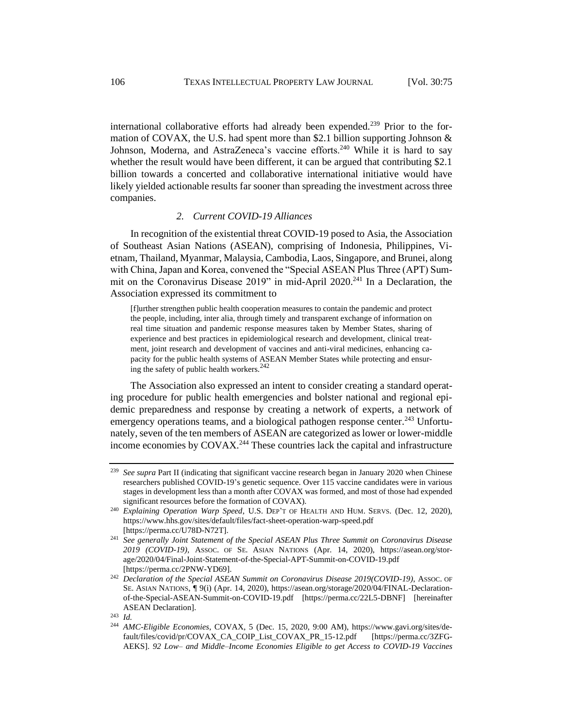international collaborative efforts had already been expended.[239] Prior to the formation of COVAX, the U.S. had spent more than $2.1 billion supporting Johnson & Johnson, Moderna, and AstraZeneca's vaccine efforts.[240] While it is hard to say whether the result would have been different, it can be argued that contributing $2.1 billion towards a concerted and collaborative international initiative would have likely yielded actionable results far sooner than spreading the investment across three companies.

### *2. Current COVID-19 Alliances*

In recognition of the existential threat COVID-19 posed to Asia, the Association of Southeast Asian Nations (ASEAN), comprising of Indonesia, Philippines, Vietnam, Thailand, Myanmar, Malaysia, Cambodia, Laos, Singapore, and Brunei, along with China, Japan and Korea, convened the "Special ASEAN Plus Three (APT) Summit on the Coronavirus Disease 2019" in mid-April 2020.[241] In a Declaration, the Association expressed its commitment to

> [f]urther strengthen public health cooperation measures to contain the pandemic and protect the people, including, inter alia, through timely and transparent exchange of information on real time situation and pandemic response measures taken by Member States, sharing of experience and best practices in epidemiological research and development, clinical treatment, joint research and development of vaccines and anti-viral medicines, enhancing capacity for the public health systems of ASEAN Member States while protecting and ensuring the safety of public health workers.[242]

The Association also expressed an intent to consider creating a standard operating procedure for public health emergencies and bolster national and regional epidemic preparedness and response by creating a network of experts, a network of emergency operations teams, and a biological pathogen response center.[243] Unfortunately, seven of the ten members of ASEAN are categorized as lower or lower-middle income economies by COVAX.[244] These countries lack the capital and infrastructure

---

[239] *See supra* Part II (indicating that significant vaccine research began in January 2020 when Chinese researchers published COVID-19's genetic sequence. Over 115 vaccine candidates were in various stages in development less than a month after COVAX was formed, and most of those had expended significant resources before the formation of COVAX).

[240] *Explaining Operation Warp Speed*, U.S. DEP'T OF HEALTH AND HUM. SERVS. (Dec. 12, 2020), https://www.hhs.gov/sites/default/files/fact-sheet-operation-warp-speed.pdf [https://perma.cc/U78D-N72T].

[241] *See generally Joint Statement of the Special ASEAN Plus Three Summit on Coronavirus Disease 2019 (COVID-19)*, ASSOC. OF SE. ASIAN NATIONS (Apr. 14, 2020), https://asean.org/storage/2020/04/Final-Joint-Statement-of-the-Special-APT-Summit-on-COVID-19.pdf [https://perma.cc/2PNW-YD69].

[242] *Declaration of the Special ASEAN Summit on Coronavirus Disease 2019(COVID-19)*, ASSOC. OF SE. ASIAN NATIONS, ¶ 9(i) (Apr. 14, 2020), https://asean.org/storage/2020/04/FINAL-Declaration-of-the-Special-ASEAN-Summit-on-COVID-19.pdf [https://perma.cc/22L5-DBNF] [hereinafter ASEAN Declaration].

[243] *Id.*

[244] *AMC-Eligible Economies*, COVAX, 5 (Dec. 15, 2020, 9:00 AM), https://www.gavi.org/sites/default/files/covid/pr/COVAX_CA_COIP_List_COVAX_PR_15-12.pdf [https://perma.cc/3ZFG-AEKS]. *92 Low– and Middle–Income Economies Eligible to get Access to COVID-19 Vaccines*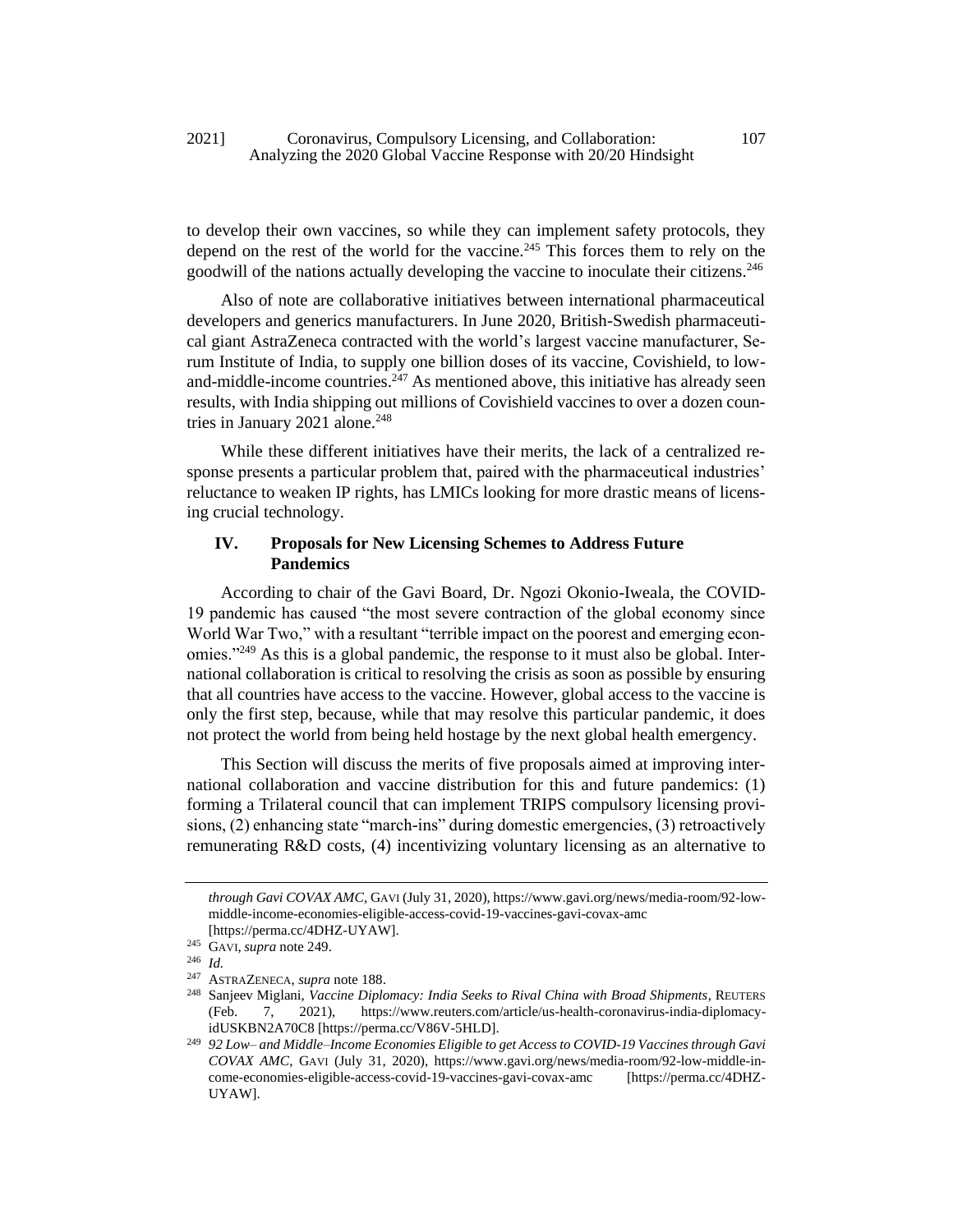to develop their own vaccines, so while they can implement safety protocols, they depend on the rest of the world for the vaccine.[245] This forces them to rely on the goodwill of the nations actually developing the vaccine to inoculate their citizens.[246]

Also of note are collaborative initiatives between international pharmaceutical developers and generics manufacturers. In June 2020, British-Swedish pharmaceutical giant AstraZeneca contracted with the world's largest vaccine manufacturer, Serum Institute of India, to supply one billion doses of its vaccine, Covishield, to low-and-middle-income countries.[247] As mentioned above, this initiative has already seen results, with India shipping out millions of Covishield vaccines to over a dozen countries in January 2021 alone.[248]

While these different initiatives have their merits, the lack of a centralized response presents a particular problem that, paired with the pharmaceutical industries' reluctance to weaken IP rights, has LMICs looking for more drastic means of licensing crucial technology.

## IV. Proposals for New Licensing Schemes to Address Future Pandemics

According to chair of the Gavi Board, Dr. Ngozi Okonio-Iweala, the COVID-19 pandemic has caused "the most severe contraction of the global economy since World War Two," with a resultant "terrible impact on the poorest and emerging economies."[249] As this is a global pandemic, the response to it must also be global. International collaboration is critical to resolving the crisis as soon as possible by ensuring that all countries have access to the vaccine. However, global access to the vaccine is only the first step, because, while that may resolve this particular pandemic, it does not protect the world from being held hostage by the next global health emergency.

This Section will discuss the merits of five proposals aimed at improving international collaboration and vaccine distribution for this and future pandemics: (1) forming a Trilateral council that can implement TRIPS compulsory licensing provisions, (2) enhancing state "march-ins" during domestic emergencies, (3) retroactively remunerating R&D costs, (4) incentivizing voluntary licensing as an alternative to

---

*through Gavi COVAX AMC*, GAVI (July 31, 2020), https://www.gavi.org/news/media-room/92-low-middle-income-economies-eligible-access-covid-19-vaccines-gavi-covax-amc [https://perma.cc/4DHZ-UYAW].

[245] GAVI, *supra* note 249.

[246] *Id.*

[247] ASTRAZENECA, *supra* note 188.

[248] Sanjeev Miglani, *Vaccine Diplomacy: India Seeks to Rival China with Broad Shipments*, REUTERS (Feb. 7, 2021), https://www.reuters.com/article/us-health-coronavirus-india-diplomacy-idUSKBN2A70C8 [https://perma.cc/V86V-5HLD].

[249] *92 Low– and Middle–Income Economies Eligible to get Access to COVID-19 Vaccines through Gavi COVAX AMC*, GAVI (July 31, 2020), https://www.gavi.org/news/media-room/92-low-middle-income-economies-eligible-access-covid-19-vaccines-gavi-covax-amc [https://perma.cc/4DHZ-UYAW].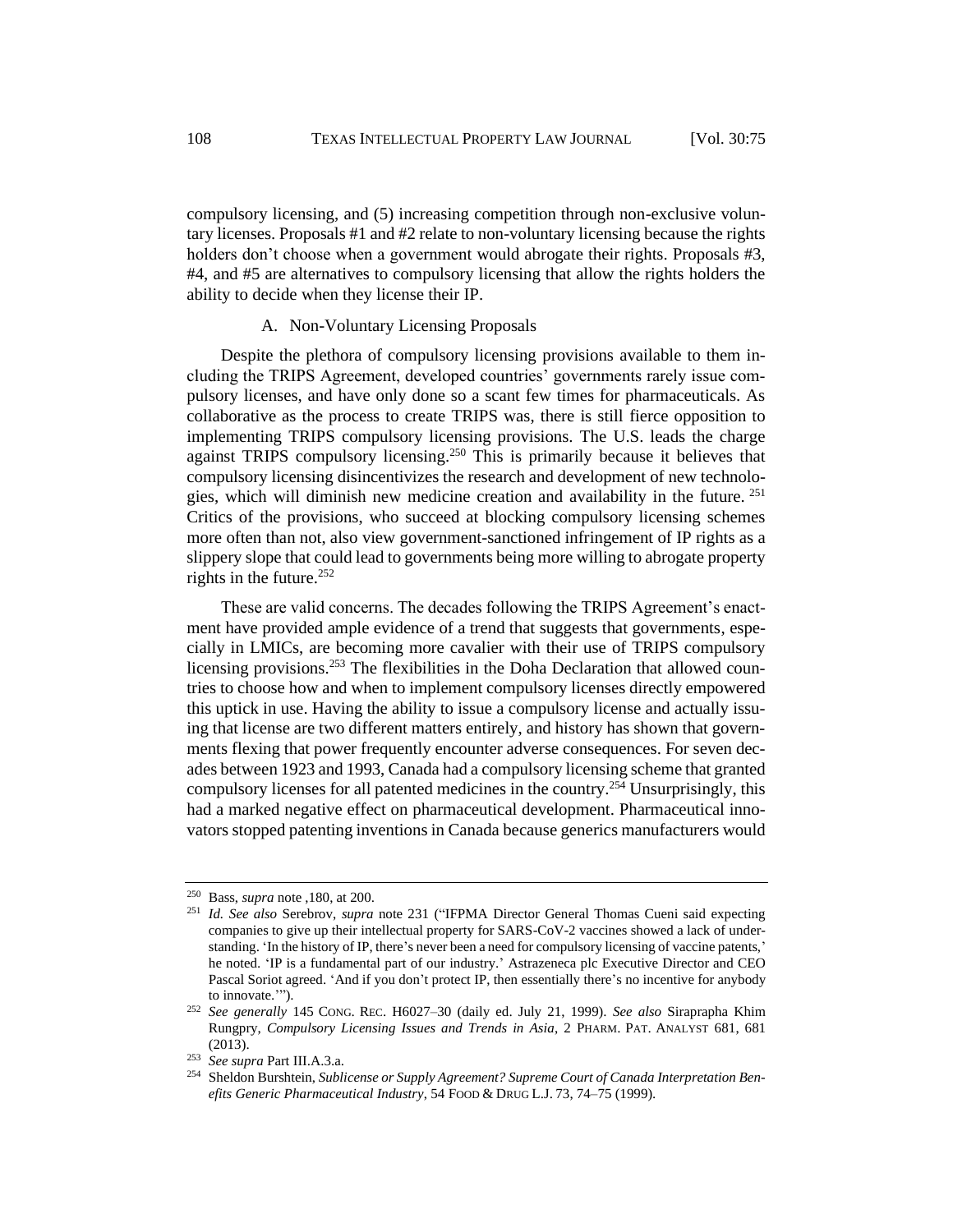compulsory licensing, and (5) increasing competition through non-exclusive voluntary licenses. Proposals #1 and #2 relate to non-voluntary licensing because the rights holders don't choose when a government would abrogate their rights. Proposals #3, #4, and #5 are alternatives to compulsory licensing that allow the rights holders the ability to decide when they license their IP.

### A. Non-Voluntary Licensing Proposals

Despite the plethora of compulsory licensing provisions available to them including the TRIPS Agreement, developed countries' governments rarely issue compulsory licenses, and have only done so a scant few times for pharmaceuticals. As collaborative as the process to create TRIPS was, there is still fierce opposition to implementing TRIPS compulsory licensing provisions. The U.S. leads the charge against TRIPS compulsory licensing.[250] This is primarily because it believes that compulsory licensing disincentivizes the research and development of new technologies, which will diminish new medicine creation and availability in the future. [251] Critics of the provisions, who succeed at blocking compulsory licensing schemes more often than not, also view government-sanctioned infringement of IP rights as a slippery slope that could lead to governments being more willing to abrogate property rights in the future.[252]

These are valid concerns. The decades following the TRIPS Agreement's enactment have provided ample evidence of a trend that suggests that governments, especially in LMICs, are becoming more cavalier with their use of TRIPS compulsory licensing provisions.[253] The flexibilities in the Doha Declaration that allowed countries to choose how and when to implement compulsory licenses directly empowered this uptick in use. Having the ability to issue a compulsory license and actually issuing that license are two different matters entirely, and history has shown that governments flexing that power frequently encounter adverse consequences. For seven decades between 1923 and 1993, Canada had a compulsory licensing scheme that granted compulsory licenses for all patented medicines in the country.[254] Unsurprisingly, this had a marked negative effect on pharmaceutical development. Pharmaceutical innovators stopped patenting inventions in Canada because generics manufacturers would

---

[250] Bass, *supra* note ,180, at 200.

[251] *Id. See also* Serebrov, *supra* note 231 ("IFPMA Director General Thomas Cueni said expecting companies to give up their intellectual property for SARS-CoV-2 vaccines showed a lack of understanding. 'In the history of IP, there's never been a need for compulsory licensing of vaccine patents,' he noted. 'IP is a fundamental part of our industry.' Astrazeneca plc Executive Director and CEO Pascal Soriot agreed. 'And if you don't protect IP, then essentially there's no incentive for anybody to innovate.'").

[252] *See generally* 145 CONG. REC. H6027–30 (daily ed. July 21, 1999). *See also* Siraprapha Khim Rungpry, *Compulsory Licensing Issues and Trends in Asia*, 2 PHARM. PAT. ANALYST 681, 681 (2013).

[253] *See supra* Part III.A.3.a.

[254] Sheldon Burshtein, *Sublicense or Supply Agreement? Supreme Court of Canada Interpretation Benefits Generic Pharmaceutical Industry*, 54 FOOD & DRUG L.J. 73, 74–75 (1999).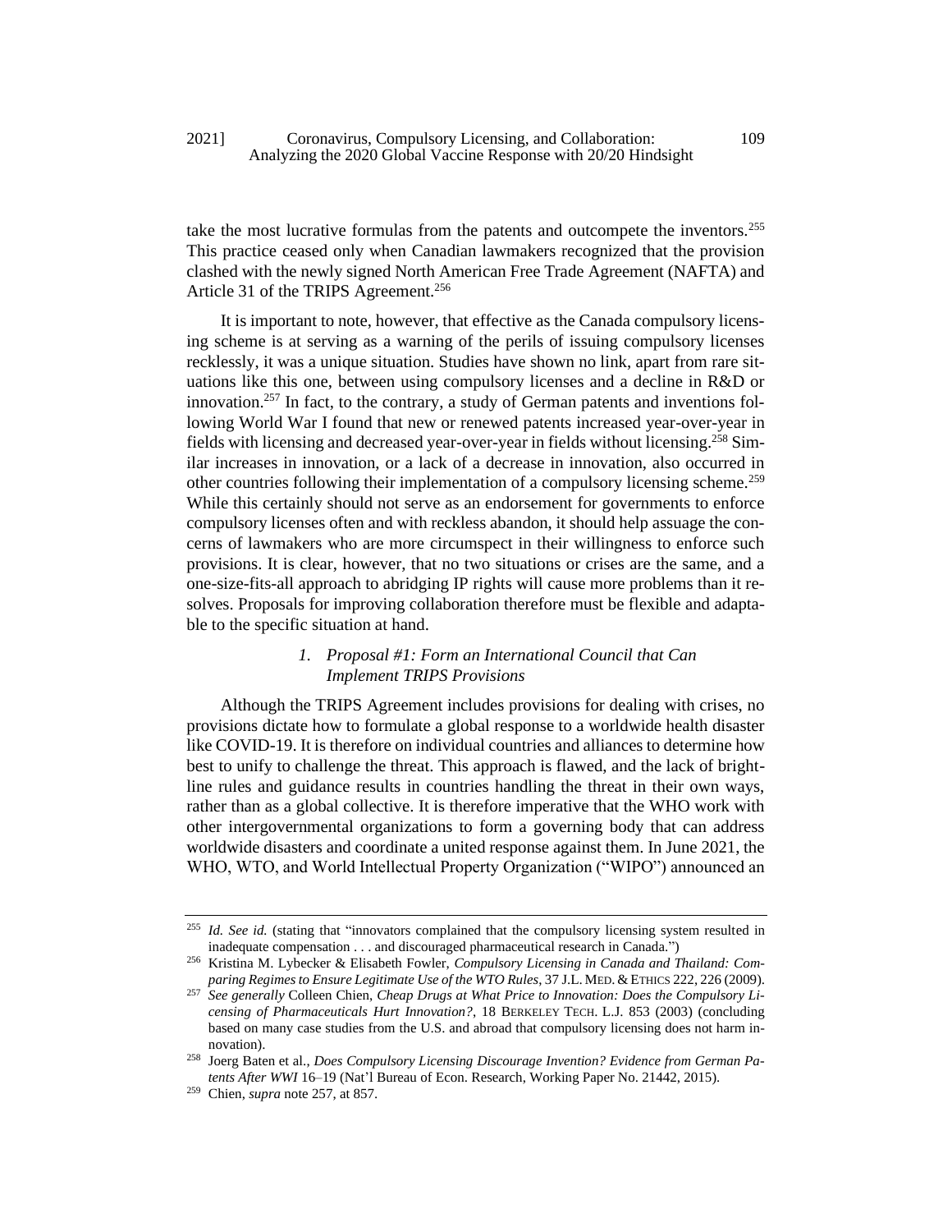take the most lucrative formulas from the patents and outcompete the inventors.[255] This practice ceased only when Canadian lawmakers recognized that the provision clashed with the newly signed North American Free Trade Agreement (NAFTA) and Article 31 of the TRIPS Agreement.[256]

It is important to note, however, that effective as the Canada compulsory licensing scheme is at serving as a warning of the perils of issuing compulsory licenses recklessly, it was a unique situation. Studies have shown no link, apart from rare situations like this one, between using compulsory licenses and a decline in R&D or innovation.[257] In fact, to the contrary, a study of German patents and inventions following World War I found that new or renewed patents increased year-over-year in fields with licensing and decreased year-over-year in fields without licensing.[258] Similar increases in innovation, or a lack of a decrease in innovation, also occurred in other countries following their implementation of a compulsory licensing scheme.[259] While this certainly should not serve as an endorsement for governments to enforce compulsory licenses often and with reckless abandon, it should help assuage the concerns of lawmakers who are more circumspect in their willingness to enforce such provisions. It is clear, however, that no two situations or crises are the same, and a one-size-fits-all approach to abridging IP rights will cause more problems than it resolves. Proposals for improving collaboration therefore must be flexible and adaptable to the specific situation at hand.

### *1. Proposal #1: Form an International Council that Can Implement TRIPS Provisions*

Although the TRIPS Agreement includes provisions for dealing with crises, no provisions dictate how to formulate a global response to a worldwide health disaster like COVID-19. It is therefore on individual countries and alliances to determine how best to unify to challenge the threat. This approach is flawed, and the lack of bright-line rules and guidance results in countries handling the threat in their own ways, rather than as a global collective. It is therefore imperative that the WHO work with other intergovernmental organizations to form a governing body that can address worldwide disasters and coordinate a united response against them. In June 2021, the WHO, WTO, and World Intellectual Property Organization ("WIPO") announced an

---

[255] *Id. See id.* (stating that "innovators complained that the compulsory licensing system resulted in inadequate compensation . . . and discouraged pharmaceutical research in Canada.")

[256] Kristina M. Lybecker & Elisabeth Fowler, *Compulsory Licensing in Canada and Thailand: Comparing Regimes to Ensure Legitimate Use of the WTO Rules*, 37 J.L. MED. & ETHICS 222, 226 (2009).

[257] *See generally* Colleen Chien, *Cheap Drugs at What Price to Innovation: Does the Compulsory Licensing of Pharmaceuticals Hurt Innovation?*, 18 BERKELEY TECH. L.J. 853 (2003) (concluding based on many case studies from the U.S. and abroad that compulsory licensing does not harm innovation).

[258] Joerg Baten et al., *Does Compulsory Licensing Discourage Invention? Evidence from German Patents After WWI* 16–19 (Nat'l Bureau of Econ. Research, Working Paper No. 21442, 2015).

[259] Chien, *supra* note 257, at 857.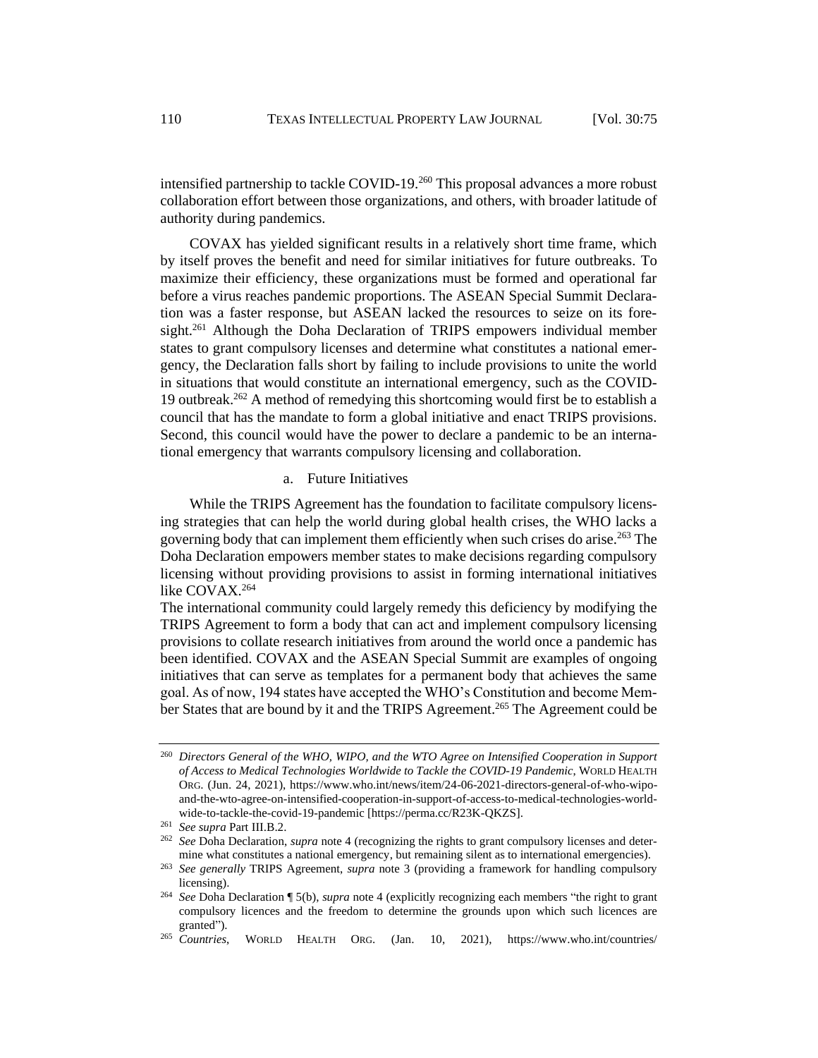intensified partnership to tackle COVID-19.[260] This proposal advances a more robust collaboration effort between those organizations, and others, with broader latitude of authority during pandemics.

COVAX has yielded significant results in a relatively short time frame, which by itself proves the benefit and need for similar initiatives for future outbreaks. To maximize their efficiency, these organizations must be formed and operational far before a virus reaches pandemic proportions. The ASEAN Special Summit Declaration was a faster response, but ASEAN lacked the resources to seize on its foresight.[261] Although the Doha Declaration of TRIPS empowers individual member states to grant compulsory licenses and determine what constitutes a national emergency, the Declaration falls short by failing to include provisions to unite the world in situations that would constitute an international emergency, such as the COVID-19 outbreak.[262] A method of remedying this shortcoming would first be to establish a council that has the mandate to form a global initiative and enact TRIPS provisions. Second, this council would have the power to declare a pandemic to be an international emergency that warrants compulsory licensing and collaboration.

#### a. Future Initiatives

While the TRIPS Agreement has the foundation to facilitate compulsory licensing strategies that can help the world during global health crises, the WHO lacks a governing body that can implement them efficiently when such crises do arise.[263] The Doha Declaration empowers member states to make decisions regarding compulsory licensing without providing provisions to assist in forming international initiatives like COVAX.[264]

The international community could largely remedy this deficiency by modifying the TRIPS Agreement to form a body that can act and implement compulsory licensing provisions to collate research initiatives from around the world once a pandemic has been identified. COVAX and the ASEAN Special Summit are examples of ongoing initiatives that can serve as templates for a permanent body that achieves the same goal. As of now, 194 states have accepted the WHO's Constitution and become Member States that are bound by it and the TRIPS Agreement.[265] The Agreement could be

---

[260] *Directors General of the WHO, WIPO, and the WTO Agree on Intensified Cooperation in Support of Access to Medical Technologies Worldwide to Tackle the COVID-19 Pandemic*, WORLD HEALTH ORG. (Jun. 24, 2021), https://www.who.int/news/item/24-06-2021-directors-general-of-who-wipo-and-the-wto-agree-on-intensified-cooperation-in-support-of-access-to-medical-technologies-world-wide-to-tackle-the-covid-19-pandemic [https://perma.cc/R23K-QKZS].

[261] *See supra* Part III.B.2.

[262] *See* Doha Declaration, *supra* note 4 (recognizing the rights to grant compulsory licenses and determine what constitutes a national emergency, but remaining silent as to international emergencies).

[263] *See generally* TRIPS Agreement, *supra* note 3 (providing a framework for handling compulsory licensing).

[264] *See* Doha Declaration ¶ 5(b), *supra* note 4 (explicitly recognizing each members "the right to grant compulsory licences and the freedom to determine the grounds upon which such licences are granted").

[265] *Countries*, WORLD HEALTH ORG. (Jan. 10, 2021), https://www.who.int/countries/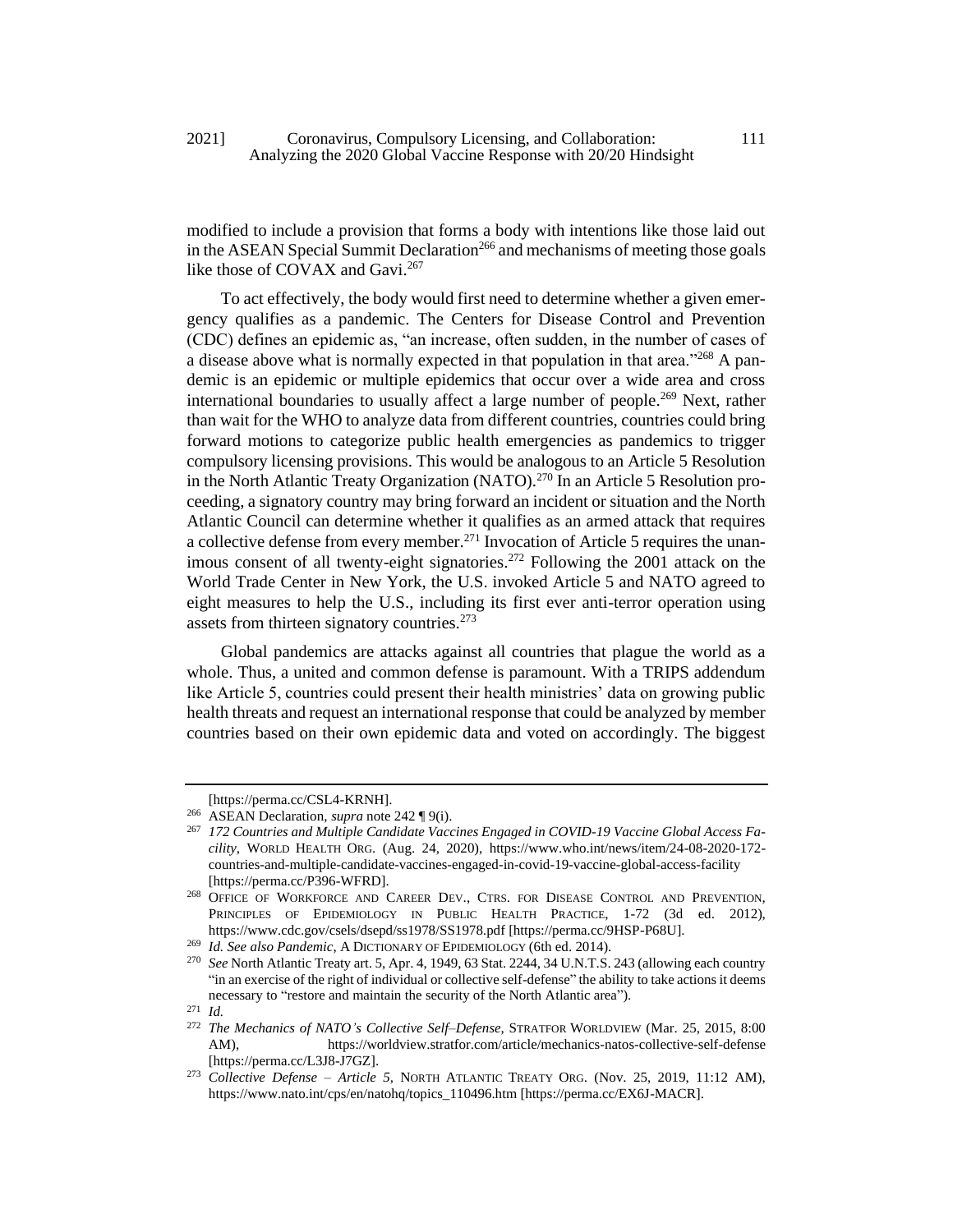modified to include a provision that forms a body with intentions like those laid out in the ASEAN Special Summit Declaration[266] and mechanisms of meeting those goals like those of COVAX and Gavi.[267]

To act effectively, the body would first need to determine whether a given emergency qualifies as a pandemic. The Centers for Disease Control and Prevention (CDC) defines an epidemic as, "an increase, often sudden, in the number of cases of a disease above what is normally expected in that population in that area."[268] A pandemic is an epidemic or multiple epidemics that occur over a wide area and cross international boundaries to usually affect a large number of people.[269] Next, rather than wait for the WHO to analyze data from different countries, countries could bring forward motions to categorize public health emergencies as pandemics to trigger compulsory licensing provisions. This would be analogous to an Article 5 Resolution in the North Atlantic Treaty Organization (NATO).[270] In an Article 5 Resolution proceeding, a signatory country may bring forward an incident or situation and the North Atlantic Council can determine whether it qualifies as an armed attack that requires a collective defense from every member.[271] Invocation of Article 5 requires the unanimous consent of all twenty-eight signatories.[272] Following the 2001 attack on the World Trade Center in New York, the U.S. invoked Article 5 and NATO agreed to eight measures to help the U.S., including its first ever anti-terror operation using assets from thirteen signatory countries.[273]

Global pandemics are attacks against all countries that plague the world as a whole. Thus, a united and common defense is paramount. With a TRIPS addendum like Article 5, countries could present their health ministries' data on growing public health threats and request an international response that could be analyzed by member countries based on their own epidemic data and voted on accordingly. The biggest

---

[https://perma.cc/CSL4-KRNH].

[266] ASEAN Declaration, *supra* note 242 ¶ 9(i).

[267] *172 Countries and Multiple Candidate Vaccines Engaged in COVID-19 Vaccine Global Access Facility*, WORLD HEALTH ORG. (Aug. 24, 2020), https://www.who.int/news/item/24-08-2020-172-countries-and-multiple-candidate-vaccines-engaged-in-covid-19-vaccine-global-access-facility [https://perma.cc/P396-WFRD].

[268] OFFICE OF WORKFORCE AND CAREER DEV., CTRS. FOR DISEASE CONTROL AND PREVENTION, PRINCIPLES OF EPIDEMIOLOGY IN PUBLIC HEALTH PRACTICE, 1-72 (3d ed. 2012), https://www.cdc.gov/csels/dsepd/ss1978/SS1978.pdf [https://perma.cc/9HSP-P68U].

[269] *Id. See also Pandemic*, A DICTIONARY OF EPIDEMIOLOGY (6th ed. 2014).

[270] *See* North Atlantic Treaty art. 5, Apr. 4, 1949, 63 Stat. 2244, 34 U.N.T.S. 243 (allowing each country "in an exercise of the right of individual or collective self-defense" the ability to take actions it deems necessary to "restore and maintain the security of the North Atlantic area").

[271] *Id.*

[272] *The Mechanics of NATO's Collective Self–Defense*, STRATFOR WORLDVIEW (Mar. 25, 2015, 8:00 AM), https://worldview.stratfor.com/article/mechanics-natos-collective-self-defense [https://perma.cc/L3J8-J7GZ].

[273] *Collective Defense – Article 5*, NORTH ATLANTIC TREATY ORG. (Nov. 25, 2019, 11:12 AM), https://www.nato.int/cps/en/natohq/topics_110496.htm [https://perma.cc/EX6J-MACR].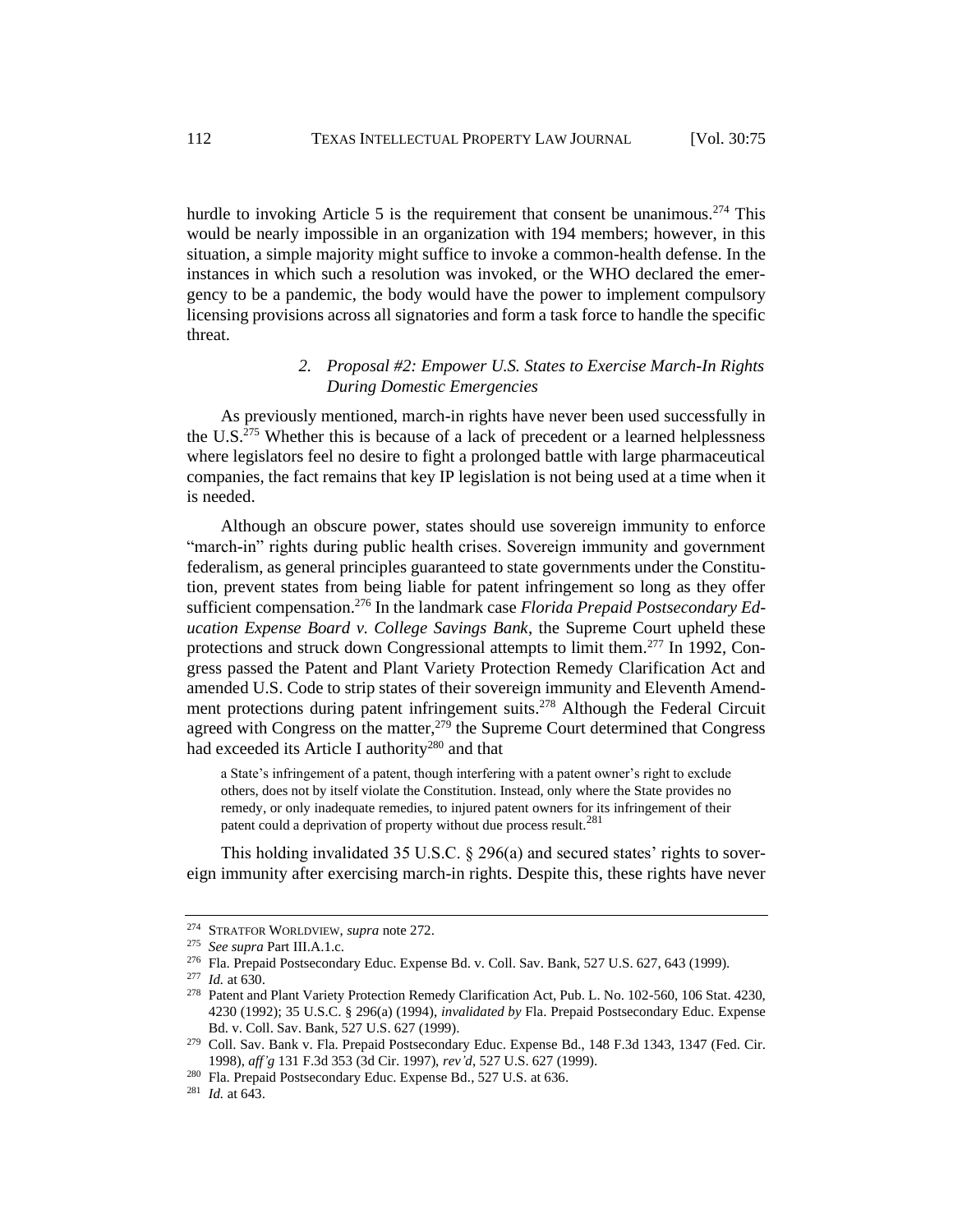hurdle to invoking Article 5 is the requirement that consent be unanimous.[274] This would be nearly impossible in an organization with 194 members; however, in this situation, a simple majority might suffice to invoke a common-health defense. In the instances in which such a resolution was invoked, or the WHO declared the emergency to be a pandemic, the body would have the power to implement compulsory licensing provisions across all signatories and form a task force to handle the specific threat.

#### *2. Proposal #2: Empower U.S. States to Exercise March-In Rights During Domestic Emergencies*

As previously mentioned, march-in rights have never been used successfully in the U.S.[275] Whether this is because of a lack of precedent or a learned helplessness where legislators feel no desire to fight a prolonged battle with large pharmaceutical companies, the fact remains that key IP legislation is not being used at a time when it is needed.

Although an obscure power, states should use sovereign immunity to enforce "march-in" rights during public health crises. Sovereign immunity and government federalism, as general principles guaranteed to state governments under the Constitution, prevent states from being liable for patent infringement so long as they offer sufficient compensation.[276] In the landmark case *Florida Prepaid Postsecondary Education Expense Board v. College Savings Bank*, the Supreme Court upheld these protections and struck down Congressional attempts to limit them.[277] In 1992, Congress passed the Patent and Plant Variety Protection Remedy Clarification Act and amended U.S. Code to strip states of their sovereign immunity and Eleventh Amendment protections during patent infringement suits.[278] Although the Federal Circuit agreed with Congress on the matter,[279] the Supreme Court determined that Congress had exceeded its Article I authority[280] and that

> a State's infringement of a patent, though interfering with a patent owner's right to exclude others, does not by itself violate the Constitution. Instead, only where the State provides no remedy, or only inadequate remedies, to injured patent owners for its infringement of their patent could a deprivation of property without due process result.[281]

This holding invalidated 35 U.S.C. § 296(a) and secured states' rights to sovereign immunity after exercising march-in rights. Despite this, these rights have never

---

[274] STRATFOR WORLDVIEW, *supra* note 272.

[275] *See supra* Part III.A.1.c.

[276] Fla. Prepaid Postsecondary Educ. Expense Bd. v. Coll. Sav. Bank, 527 U.S. 627, 643 (1999).

[277] *Id.* at 630.

[278] Patent and Plant Variety Protection Remedy Clarification Act, Pub. L. No. 102-560, 106 Stat. 4230, 4230 (1992); 35 U.S.C. § 296(a) (1994), *invalidated by* Fla. Prepaid Postsecondary Educ. Expense Bd. v. Coll. Sav. Bank, 527 U.S. 627 (1999).

[279] Coll. Sav. Bank v. Fla. Prepaid Postsecondary Educ. Expense Bd., 148 F.3d 1343, 1347 (Fed. Cir. 1998), *aff'g* 131 F.3d 353 (3d Cir. 1997), *rev'd*, 527 U.S. 627 (1999).

[280] Fla. Prepaid Postsecondary Educ. Expense Bd., 527 U.S. at 636.

[281] *Id.* at 643.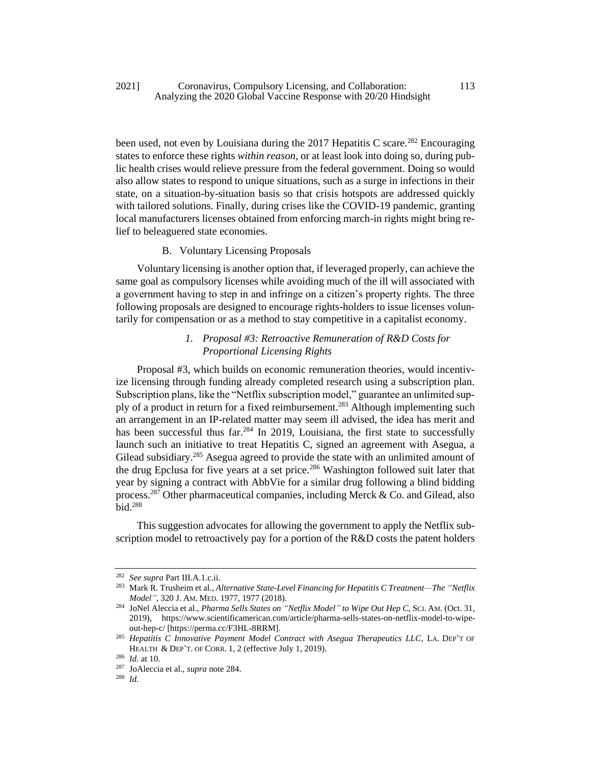been used, not even by Louisiana during the 2017 Hepatitis C scare.[282] Encouraging states to enforce these rights *within reason*, or at least look into doing so, during public health crises would relieve pressure from the federal government. Doing so would also allow states to respond to unique situations, such as a surge in infections in their state, on a situation-by-situation basis so that crisis hotspots are addressed quickly with tailored solutions. Finally, during crises like the COVID-19 pandemic, granting local manufacturers licenses obtained from enforcing march-in rights might bring relief to beleaguered state economies.

### B. Voluntary Licensing Proposals

Voluntary licensing is another option that, if leveraged properly, can achieve the same goal as compulsory licenses while avoiding much of the ill will associated with a government having to step in and infringe on a citizen's property rights. The three following proposals are designed to encourage rights-holders to issue licenses voluntarily for compensation or as a method to stay competitive in a capitalist economy.

#### *1. Proposal #3: Retroactive Remuneration of R&D Costs for Proportional Licensing Rights*

Proposal #3, which builds on economic remuneration theories, would incentivize licensing through funding already completed research using a subscription plan. Subscription plans, like the "Netflix subscription model," guarantee an unlimited supply of a product in return for a fixed reimbursement.[283] Although implementing such an arrangement in an IP-related matter may seem ill advised, the idea has merit and has been successful thus far.[284] In 2019, Louisiana, the first state to successfully launch such an initiative to treat Hepatitis C, signed an agreement with Asegua, a Gilead subsidiary.[285] Asegua agreed to provide the state with an unlimited amount of the drug Epclusa for five years at a set price.[286] Washington followed suit later that year by signing a contract with AbbVie for a similar drug following a blind bidding process.[287] Other pharmaceutical companies, including Merck & Co. and Gilead, also bid.[288]

This suggestion advocates for allowing the government to apply the Netflix subscription model to retroactively pay for a portion of the R&D costs the patent holders

---

[282] *See supra* Part III.A.1.c.ii.

[283] Mark R. Trusheim et al., *Alternative State-Level Financing for Hepatitis C Treatment—The "Netflix Model"*, 320 J. AM. MED. 1977, 1977 (2018).

[284] JoNel Aleccia et al., *Pharma Sells States on "Netflix Model" to Wipe Out Hep C*, SCI. AM. (Oct. 31, 2019), https://www.scientificamerican.com/article/pharma-sells-states-on-netflix-model-to-wipe-out-hep-c/ [https://perma.cc/F3HL-8RRM].

[285] *Hepatitis C Innovative Payment Model Contract with Asegua Therapeutics LLC*, LA. DEP'T OF HEALTH & DEP'T. OF CORR. 1, 2 (effective July 1, 2019).

[286] *Id.* at 10.

[287] JoAleccia et al., *supra* note 284.

[288] *Id.*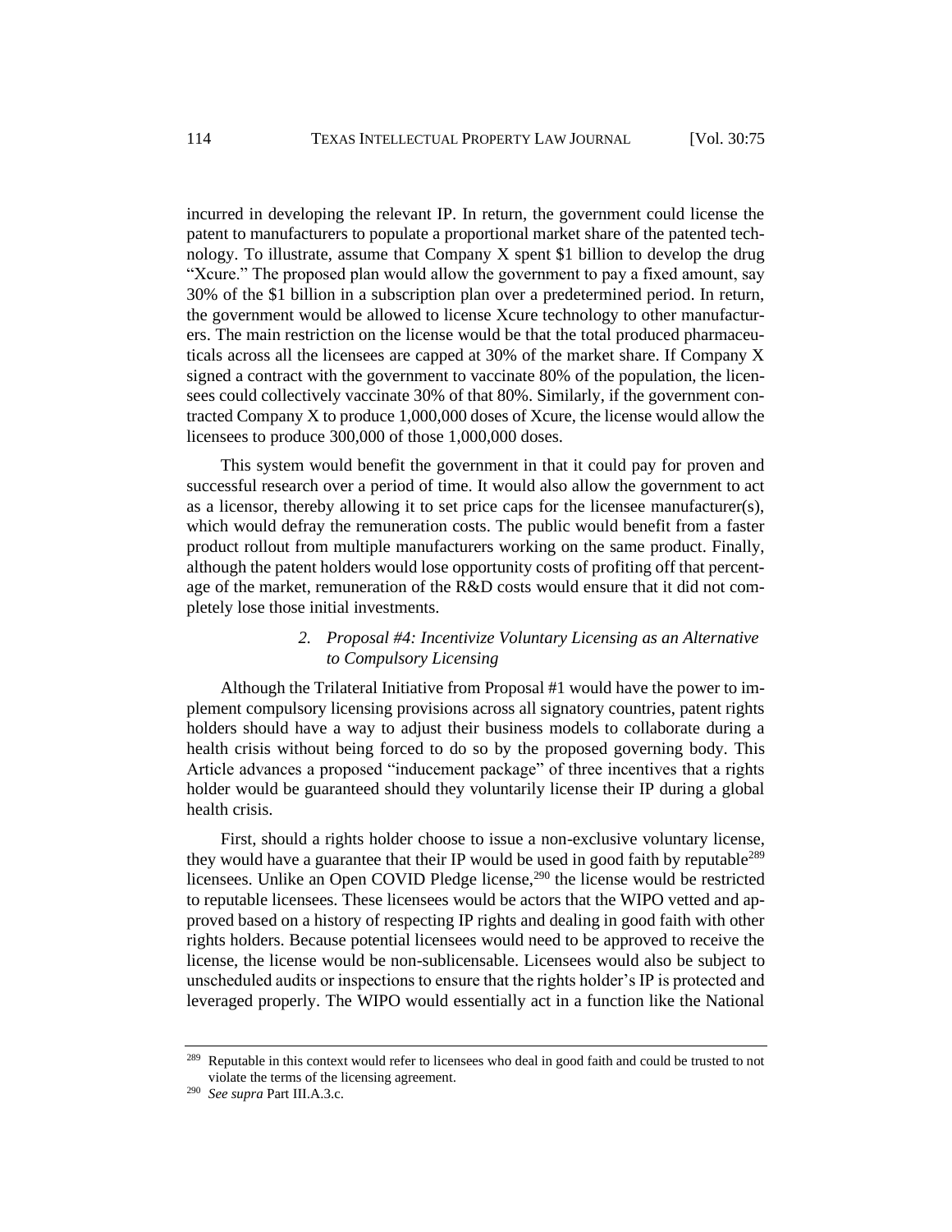incurred in developing the relevant IP. In return, the government could license the patent to manufacturers to populate a proportional market share of the patented technology. To illustrate, assume that Company X spent $1 billion to develop the drug "Xcure." The proposed plan would allow the government to pay a fixed amount, say 30% of the $1 billion in a subscription plan over a predetermined period. In return, the government would be allowed to license Xcure technology to other manufacturers. The main restriction on the license would be that the total produced pharmaceuticals across all the licensees are capped at 30% of the market share. If Company X signed a contract with the government to vaccinate 80% of the population, the licensees could collectively vaccinate 30% of that 80%. Similarly, if the government contracted Company X to produce 1,000,000 doses of Xcure, the license would allow the licensees to produce 300,000 of those 1,000,000 doses.

This system would benefit the government in that it could pay for proven and successful research over a period of time. It would also allow the government to act as a licensor, thereby allowing it to set price caps for the licensee manufacturer(s), which would defray the remuneration costs. The public would benefit from a faster product rollout from multiple manufacturers working on the same product. Finally, although the patent holders would lose opportunity costs of profiting off that percentage of the market, remuneration of the R&D costs would ensure that it did not completely lose those initial investments.

### 2. *Proposal #4: Incentivize Voluntary Licensing as an Alternative to Compulsory Licensing*

Although the Trilateral Initiative from Proposal #1 would have the power to implement compulsory licensing provisions across all signatory countries, patent rights holders should have a way to adjust their business models to collaborate during a health crisis without being forced to do so by the proposed governing body. This Article advances a proposed "inducement package" of three incentives that a rights holder would be guaranteed should they voluntarily license their IP during a global health crisis.

First, should a rights holder choose to issue a non-exclusive voluntary license, they would have a guarantee that their IP would be used in good faith by reputable[289] licensees. Unlike an Open COVID Pledge license,[290] the license would be restricted to reputable licensees. These licensees would be actors that the WIPO vetted and approved based on a history of respecting IP rights and dealing in good faith with other rights holders. Because potential licensees would need to be approved to receive the license, the license would be non-sublicensable. Licensees would also be subject to unscheduled audits or inspections to ensure that the rights holder's IP is protected and leveraged properly. The WIPO would essentially act in a function like the National

[289] Reputable in this context would refer to licensees who deal in good faith and could be trusted to not violate the terms of the licensing agreement.

[290] *See supra* Part III.A.3.c.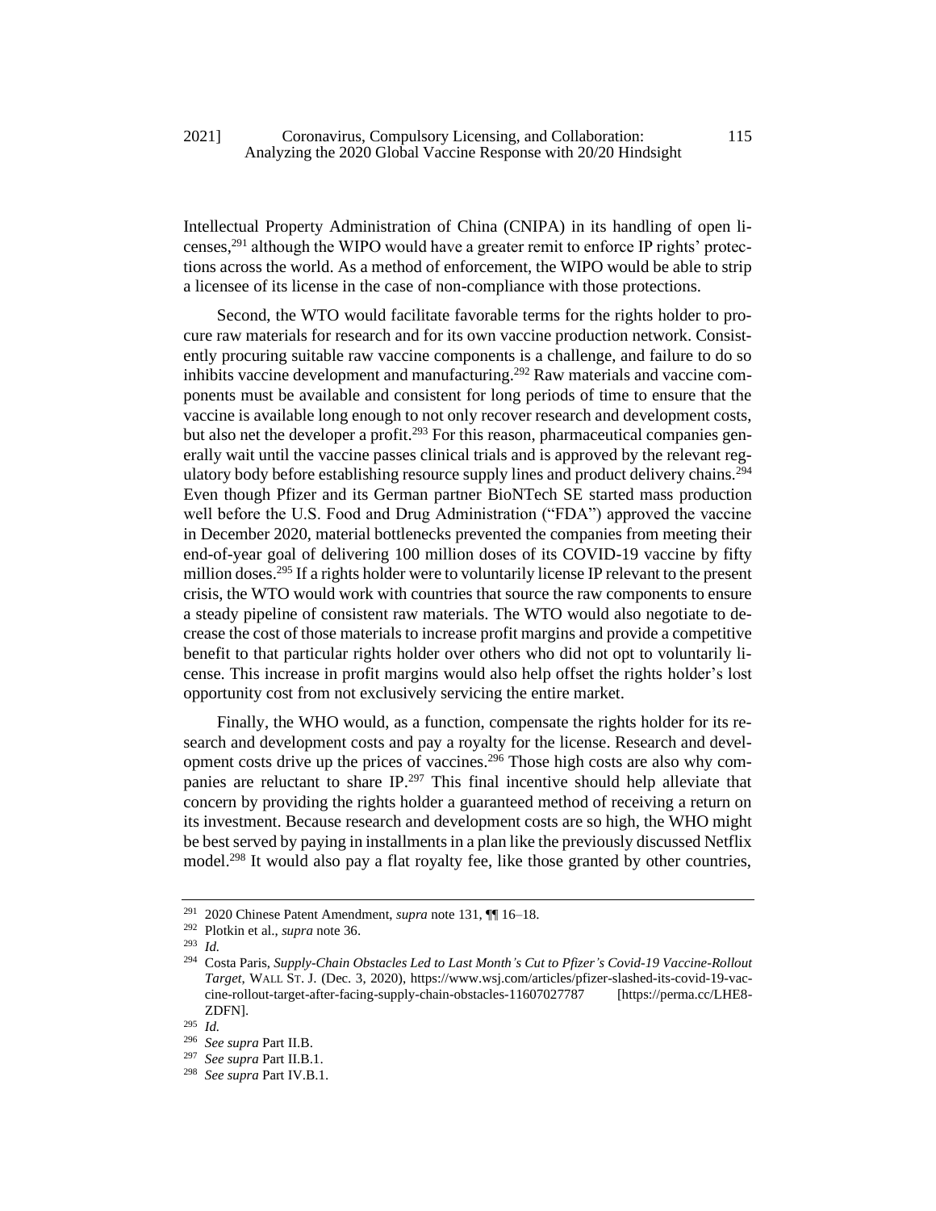Intellectual Property Administration of China (CNIPA) in its handling of open licenses,[291] although the WIPO would have a greater remit to enforce IP rights' protections across the world. As a method of enforcement, the WIPO would be able to strip a licensee of its license in the case of non-compliance with those protections.

Second, the WTO would facilitate favorable terms for the rights holder to procure raw materials for research and for its own vaccine production network. Consistently procuring suitable raw vaccine components is a challenge, and failure to do so inhibits vaccine development and manufacturing.[292] Raw materials and vaccine components must be available and consistent for long periods of time to ensure that the vaccine is available long enough to not only recover research and development costs, but also net the developer a profit.[293] For this reason, pharmaceutical companies generally wait until the vaccine passes clinical trials and is approved by the relevant regulatory body before establishing resource supply lines and product delivery chains.[294] Even though Pfizer and its German partner BioNTech SE started mass production well before the U.S. Food and Drug Administration ("FDA") approved the vaccine in December 2020, material bottlenecks prevented the companies from meeting their end-of-year goal of delivering 100 million doses of its COVID-19 vaccine by fifty million doses.[295] If a rights holder were to voluntarily license IP relevant to the present crisis, the WTO would work with countries that source the raw components to ensure a steady pipeline of consistent raw materials. The WTO would also negotiate to decrease the cost of those materials to increase profit margins and provide a competitive benefit to that particular rights holder over others who did not opt to voluntarily license. This increase in profit margins would also help offset the rights holder's lost opportunity cost from not exclusively servicing the entire market.

Finally, the WHO would, as a function, compensate the rights holder for its research and development costs and pay a royalty for the license. Research and development costs drive up the prices of vaccines.[296] Those high costs are also why companies are reluctant to share IP.[297] This final incentive should help alleviate that concern by providing the rights holder a guaranteed method of receiving a return on its investment. Because research and development costs are so high, the WHO might be best served by paying in installments in a plan like the previously discussed Netflix model.[298] It would also pay a flat royalty fee, like those granted by other countries,

---

[291] 2020 Chinese Patent Amendment, *supra* note 131, ¶¶ 16–18.

[292] Plotkin et al., *supra* note 36.

[293] *Id.*

[294] Costa Paris, *Supply-Chain Obstacles Led to Last Month's Cut to Pfizer's Covid-19 Vaccine-Rollout Target*, WALL ST. J. (Dec. 3, 2020), https://www.wsj.com/articles/pfizer-slashed-its-covid-19-vaccine-rollout-target-after-facing-supply-chain-obstacles-11607027787 [https://perma.cc/LHE8-ZDFN].

[295] *Id.*

[296] *See supra* Part II.B.

[297] *See supra* Part II.B.1.

[298] *See supra* Part IV.B.1.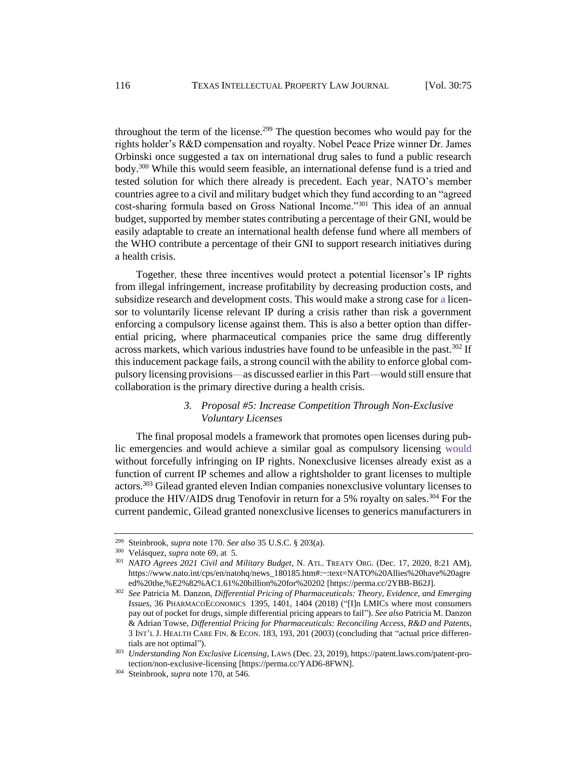throughout the term of the license.[299] The question becomes who would pay for the rights holder's R&D compensation and royalty. Nobel Peace Prize winner Dr. James Orbinski once suggested a tax on international drug sales to fund a public research body.[300] While this would seem feasible, an international defense fund is a tried and tested solution for which there already is precedent. Each year, NATO's member countries agree to a civil and military budget which they fund according to an "agreed cost-sharing formula based on Gross National Income."[301] This idea of an annual budget, supported by member states contributing a percentage of their GNI, would be easily adaptable to create an international health defense fund where all members of the WHO contribute a percentage of their GNI to support research initiatives during a health crisis.

Together, these three incentives would protect a potential licensor's IP rights from illegal infringement, increase profitability by decreasing production costs, and subsidize research and development costs. This would make a strong case for a licensor to voluntarily license relevant IP during a crisis rather than risk a government enforcing a compulsory license against them. This is also a better option than differential pricing, where pharmaceutical companies price the same drug differently across markets, which various industries have found to be unfeasible in the past.[302] If this inducement package fails, a strong council with the ability to enforce global compulsory licensing provisions—as discussed earlier in this Part—would still ensure that collaboration is the primary directive during a health crisis.

### 3. *Proposal #5: Increase Competition Through Non-Exclusive Voluntary Licenses*

The final proposal models a framework that promotes open licenses during public emergencies and would achieve a similar goal as compulsory licensing would without forcefully infringing on IP rights. Nonexclusive licenses already exist as a function of current IP schemes and allow a rightsholder to grant licenses to multiple actors.[303] Gilead granted eleven Indian companies nonexclusive voluntary licenses to produce the HIV/AIDS drug Tenofovir in return for a 5% royalty on sales.[304] For the current pandemic, Gilead granted nonexclusive licenses to generics manufacturers in

---

[299] Steinbrook, *supra* note 170. *See also* 35 U.S.C. § 203(a).

[300] Velásquez, *supra* note 69, at 5.

[301] *NATO Agrees 2021 Civil and Military Budget*, N. ATL. TREATY ORG. (Dec. 17, 2020, 8:21 AM), https://www.nato.int/cps/en/natohq/news_180185.htm#:~:text=NATO%20Allies%20have%20agreed%20the,%E2%82%AC1.61%20billion%20for%20202 [https://perma.cc/2YBB-B62J].

[302] *See* Patricia M. Danzon, *Differential Pricing of Pharmaceuticals: Theory, Evidence, and Emerging Issues*, 36 PHARMACOECONOMICS 1395, 1401, 1404 (2018) ("[I]n LMICs where most consumers pay out of pocket for drugs, simple differential pricing appears to fail"). *See also* Patricia M. Danzon & Adrian Towse, *Differential Pricing for Pharmaceuticals: Reconciling Access, R&D and Patents*, 3 INT'L J. HEALTH CARE FIN. & ECON. 183, 193, 201 (2003) (concluding that "actual price differentials are not optimal").

[303] *Understanding Non Exclusive Licensing*, LAWS (Dec. 23, 2019), https://patent.laws.com/patent-protection/non-exclusive-licensing [https://perma.cc/YAD6-8FWN].

[304] Steinbrook, *supra* note 170, at 546.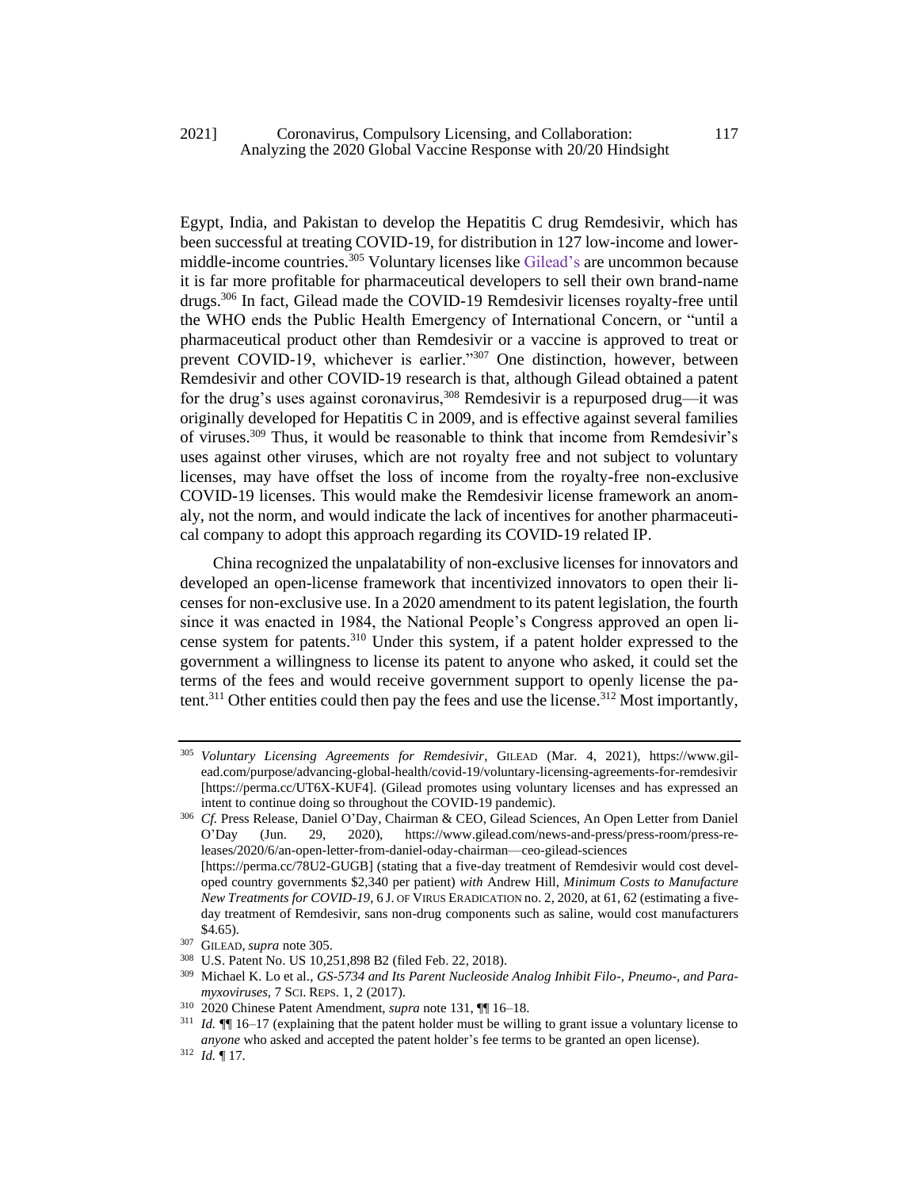Egypt, India, and Pakistan to develop the Hepatitis C drug Remdesivir, which has been successful at treating COVID-19, for distribution in 127 low-income and lower-middle-income countries.[305] Voluntary licenses like Gilead's are uncommon because it is far more profitable for pharmaceutical developers to sell their own brand-name drugs.[306] In fact, Gilead made the COVID-19 Remdesivir licenses royalty-free until the WHO ends the Public Health Emergency of International Concern, or "until a pharmaceutical product other than Remdesivir or a vaccine is approved to treat or prevent COVID-19, whichever is earlier."[307] One distinction, however, between Remdesivir and other COVID-19 research is that, although Gilead obtained a patent for the drug's uses against coronavirus,[308] Remdesivir is a repurposed drug—it was originally developed for Hepatitis C in 2009, and is effective against several families of viruses.[309] Thus, it would be reasonable to think that income from Remdesivir's uses against other viruses, which are not royalty free and not subject to voluntary licenses, may have offset the loss of income from the royalty-free non-exclusive COVID-19 licenses. This would make the Remdesivir license framework an anomaly, not the norm, and would indicate the lack of incentives for another pharmaceutical company to adopt this approach regarding its COVID-19 related IP.

China recognized the unpalatability of non-exclusive licenses for innovators and developed an open-license framework that incentivized innovators to open their licenses for non-exclusive use. In a 2020 amendment to its patent legislation, the fourth since it was enacted in 1984, the National People's Congress approved an open license system for patents.[310] Under this system, if a patent holder expressed to the government a willingness to license its patent to anyone who asked, it could set the terms of the fees and would receive government support to openly license the patent.[311] Other entities could then pay the fees and use the license.[312] Most importantly,

---

[305] *Voluntary Licensing Agreements for Remdesivir*, GILEAD (Mar. 4, 2021), https://www.gilead.com/purpose/advancing-global-health/covid-19/voluntary-licensing-agreements-for-remdesivir [https://perma.cc/UT6X-KUF4]. (Gilead promotes using voluntary licenses and has expressed an intent to continue doing so throughout the COVID-19 pandemic).

[306] *Cf.* Press Release, Daniel O'Day, Chairman & CEO, Gilead Sciences, An Open Letter from Daniel O'Day (Jun. 29, 2020), https://www.gilead.com/news-and-press/press-room/press-releases/2020/6/an-open-letter-from-daniel-oday-chairman—ceo-gilead-sciences [https://perma.cc/78U2-GUGB] (stating that a five-day treatment of Remdesivir would cost developed country governments $2,340 per patient) *with* Andrew Hill, *Minimum Costs to Manufacture New Treatments for COVID-19*, 6 J. OF VIRUS ERADICATION no. 2, 2020, at 61, 62 (estimating a five-day treatment of Remdesivir, sans non-drug components such as saline, would cost manufacturers $4.65).

[307] GILEAD, *supra* note 305.

[308] U.S. Patent No. US 10,251,898 B2 (filed Feb. 22, 2018).

[309] Michael K. Lo et al., *GS-5734 and Its Parent Nucleoside Analog Inhibit Filo-, Pneumo-, and Paramyxoviruses*, 7 SCI. REPS. 1, 2 (2017).

[310] 2020 Chinese Patent Amendment, *supra* note 131, ¶¶ 16–18.

[311] *Id.* ¶¶ 16–17 (explaining that the patent holder must be willing to grant issue a voluntary license to *anyone* who asked and accepted the patent holder's fee terms to be granted an open license).

[312] *Id.* ¶ 17.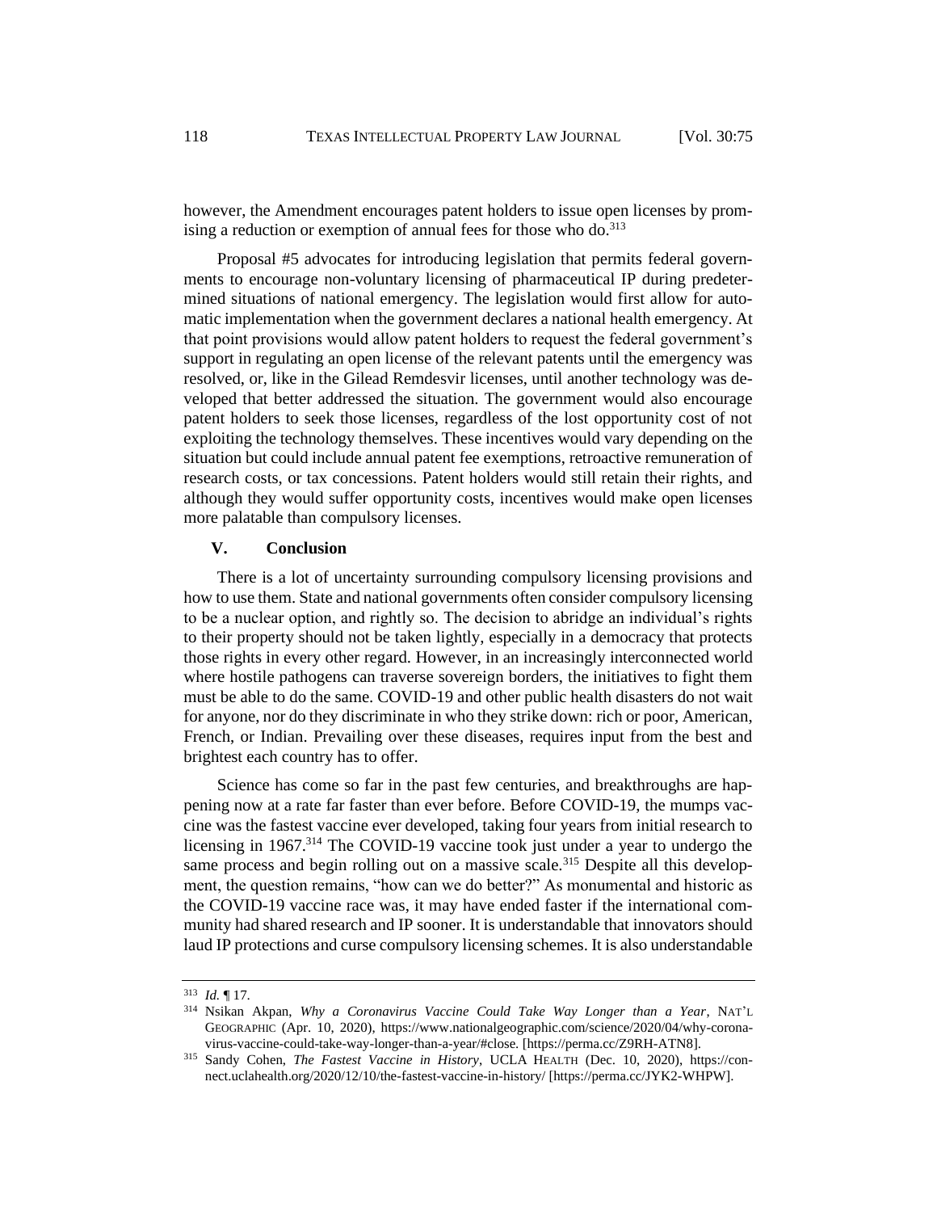however, the Amendment encourages patent holders to issue open licenses by promising a reduction or exemption of annual fees for those who do.[313]

Proposal #5 advocates for introducing legislation that permits federal governments to encourage non-voluntary licensing of pharmaceutical IP during predetermined situations of national emergency. The legislation would first allow for automatic implementation when the government declares a national health emergency. At that point provisions would allow patent holders to request the federal government's support in regulating an open license of the relevant patents until the emergency was resolved, or, like in the Gilead Remdesvir licenses, until another technology was developed that better addressed the situation. The government would also encourage patent holders to seek those licenses, regardless of the lost opportunity cost of not exploiting the technology themselves. These incentives would vary depending on the situation but could include annual patent fee exemptions, retroactive remuneration of research costs, or tax concessions. Patent holders would still retain their rights, and although they would suffer opportunity costs, incentives would make open licenses more palatable than compulsory licenses.

## V. Conclusion

There is a lot of uncertainty surrounding compulsory licensing provisions and how to use them. State and national governments often consider compulsory licensing to be a nuclear option, and rightly so. The decision to abridge an individual's rights to their property should not be taken lightly, especially in a democracy that protects those rights in every other regard. However, in an increasingly interconnected world where hostile pathogens can traverse sovereign borders, the initiatives to fight them must be able to do the same. COVID-19 and other public health disasters do not wait for anyone, nor do they discriminate in who they strike down: rich or poor, American, French, or Indian. Prevailing over these diseases, requires input from the best and brightest each country has to offer.

Science has come so far in the past few centuries, and breakthroughs are happening now at a rate far faster than ever before. Before COVID-19, the mumps vaccine was the fastest vaccine ever developed, taking four years from initial research to licensing in 1967.[314] The COVID-19 vaccine took just under a year to undergo the same process and begin rolling out on a massive scale.[315] Despite all this development, the question remains, "how can we do better?" As monumental and historic as the COVID-19 vaccine race was, it may have ended faster if the international community had shared research and IP sooner. It is understandable that innovators should laud IP protections and curse compulsory licensing schemes. It is also understandable

---

[313] *Id.* ¶ 17.

[314] Nsikan Akpan, *Why a Coronavirus Vaccine Could Take Way Longer than a Year*, NAT'L GEOGRAPHIC (Apr. 10, 2020), https://www.nationalgeographic.com/science/2020/04/why-coronavirus-vaccine-could-take-way-longer-than-a-year/#close. [https://perma.cc/Z9RH-ATN8].

[315] Sandy Cohen, *The Fastest Vaccine in History*, UCLA HEALTH (Dec. 10, 2020), https://connect.uclahealth.org/2020/12/10/the-fastest-vaccine-in-history/ [https://perma.cc/JYK2-WHPW].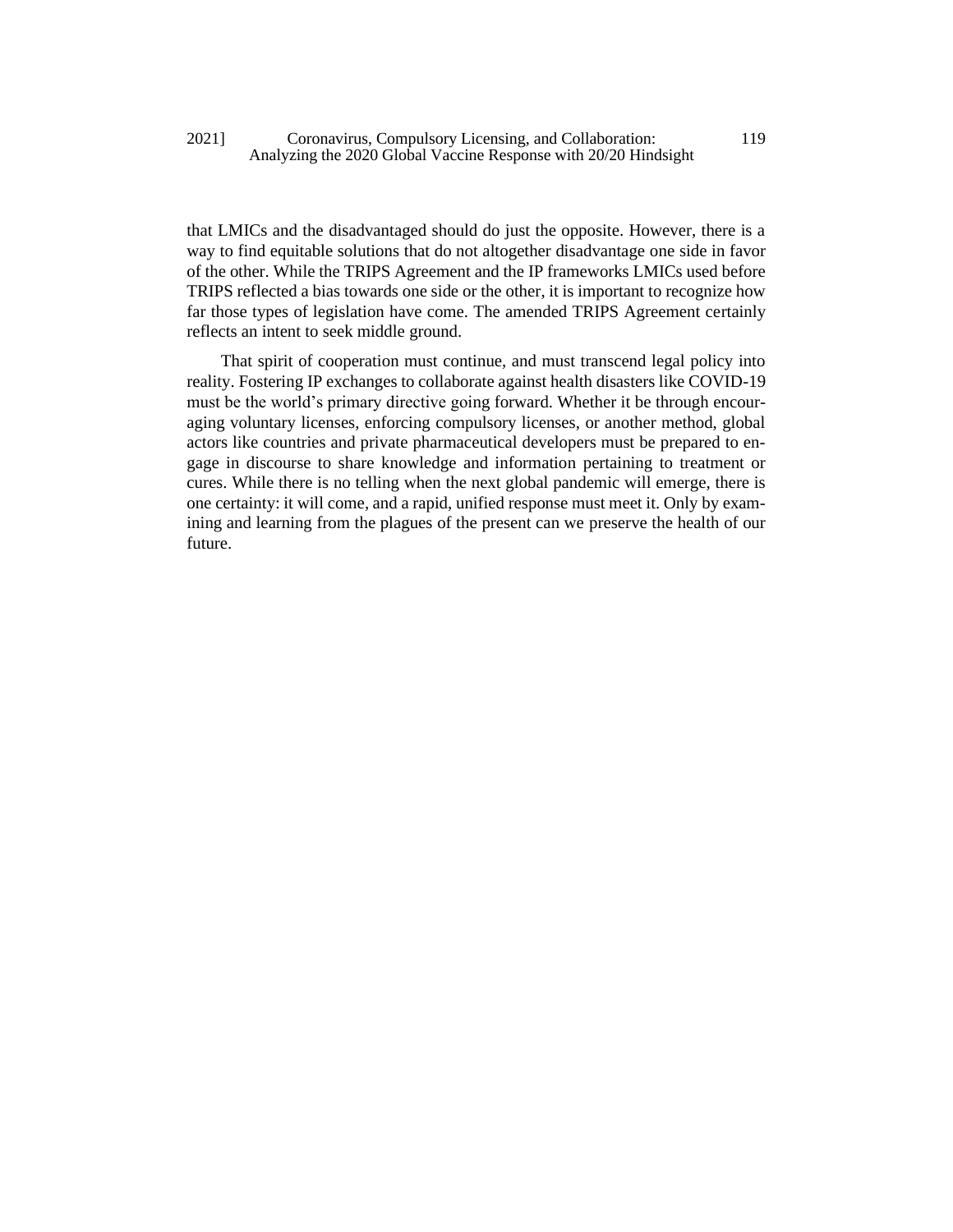that LMICs and the disadvantaged should do just the opposite. However, there is a way to find equitable solutions that do not altogether disadvantage one side in favor of the other. While the TRIPS Agreement and the IP frameworks LMICs used before TRIPS reflected a bias towards one side or the other, it is important to recognize how far those types of legislation have come. The amended TRIPS Agreement certainly reflects an intent to seek middle ground.

That spirit of cooperation must continue, and must transcend legal policy into reality. Fostering IP exchanges to collaborate against health disasters like COVID-19 must be the world's primary directive going forward. Whether it be through encouraging voluntary licenses, enforcing compulsory licenses, or another method, global actors like countries and private pharmaceutical developers must be prepared to engage in discourse to share knowledge and information pertaining to treatment or cures. While there is no telling when the next global pandemic will emerge, there is one certainty: it will come, and a rapid, unified response must meet it. Only by examining and learning from the plagues of the present can we preserve the health of our future.